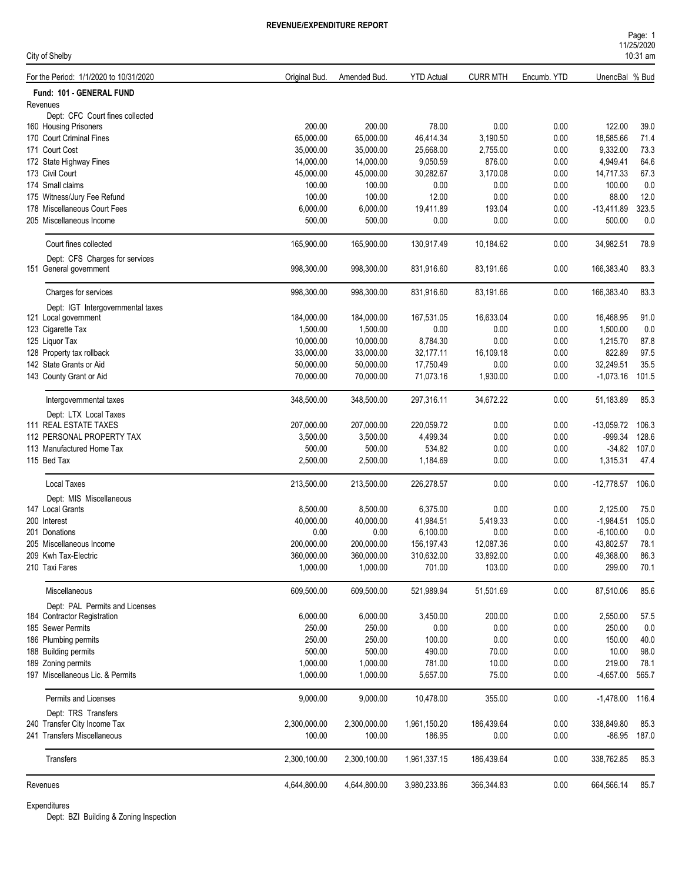# REVENUE/EXPENDITURE REPORT

City of Shelby

Page: 1
11/25/2020
10:31 am

| For the Period: 1/1/2020 to 10/31/2020 | Original Bud. | Amended Bud. | YTD Actual | CURR MTH | Encumb. YTD | UnencBal | % Bud |
|---|---|---|---|---|---|---|---|
| **Fund: 101 - GENERAL FUND** | | | | | | | |
| Revenues | | | | | | | |
| Dept: CFC Court fines collected | | | | | | | |
| 160 Housing Prisoners | 200.00 | 200.00 | 78.00 | 0.00 | 0.00 | 122.00 | 39.0 |
| 170 Court Criminal Fines | 65,000.00 | 65,000.00 | 46,414.34 | 3,190.50 | 0.00 | 18,585.66 | 71.4 |
| 171 Court Cost | 35,000.00 | 35,000.00 | 25,668.00 | 2,755.00 | 0.00 | 9,332.00 | 73.3 |
| 172 State Highway Fines | 14,000.00 | 14,000.00 | 9,050.59 | 876.00 | 0.00 | 4,949.41 | 64.6 |
| 173 Civil Court | 45,000.00 | 45,000.00 | 30,282.67 | 3,170.08 | 0.00 | 14,717.33 | 67.3 |
| 174 Small claims | 100.00 | 100.00 | 0.00 | 0.00 | 0.00 | 100.00 | 0.0 |
| 175 Witness/Jury Fee Refund | 100.00 | 100.00 | 12.00 | 0.00 | 0.00 | 88.00 | 12.0 |
| 178 Miscellaneous Court Fees | 6,000.00 | 6,000.00 | 19,411.89 | 193.04 | 0.00 | -13,411.89 | 323.5 |
| 205 Miscellaneous Income | 500.00 | 500.00 | 0.00 | 0.00 | 0.00 | 500.00 | 0.0 |
| Court fines collected | 165,900.00 | 165,900.00 | 130,917.49 | 10,184.62 | 0.00 | 34,982.51 | 78.9 |
| Dept: CFS Charges for services | | | | | | | |
| 151 General government | 998,300.00 | 998,300.00 | 831,916.60 | 83,191.66 | 0.00 | 166,383.40 | 83.3 |
| Charges for services | 998,300.00 | 998,300.00 | 831,916.60 | 83,191.66 | 0.00 | 166,383.40 | 83.3 |
| Dept: IGT Intergovernmental taxes | | | | | | | |
| 121 Local government | 184,000.00 | 184,000.00 | 167,531.05 | 16,633.04 | 0.00 | 16,468.95 | 91.0 |
| 123 Cigarette Tax | 1,500.00 | 1,500.00 | 0.00 | 0.00 | 0.00 | 1,500.00 | 0.0 |
| 125 Liquor Tax | 10,000.00 | 10,000.00 | 8,784.30 | 0.00 | 0.00 | 1,215.70 | 87.8 |
| 128 Property tax rollback | 33,000.00 | 33,000.00 | 32,177.11 | 16,109.18 | 0.00 | 822.89 | 97.5 |
| 142 State Grants or Aid | 50,000.00 | 50,000.00 | 17,750.49 | 0.00 | 0.00 | 32,249.51 | 35.5 |
| 143 County Grant or Aid | 70,000.00 | 70,000.00 | 71,073.16 | 1,930.00 | 0.00 | -1,073.16 | 101.5 |
| Intergovernmental taxes | 348,500.00 | 348,500.00 | 297,316.11 | 34,672.22 | 0.00 | 51,183.89 | 85.3 |
| Dept: LTX Local Taxes | | | | | | | |
| 111 REAL ESTATE TAXES | 207,000.00 | 207,000.00 | 220,059.72 | 0.00 | 0.00 | -13,059.72 | 106.3 |
| 112 PERSONAL PROPERTY TAX | 3,500.00 | 3,500.00 | 4,499.34 | 0.00 | 0.00 | -999.34 | 128.6 |
| 113 Manufactured Home Tax | 500.00 | 500.00 | 534.82 | 0.00 | 0.00 | -34.82 | 107.0 |
| 115 Bed Tax | 2,500.00 | 2,500.00 | 1,184.69 | 0.00 | 0.00 | 1,315.31 | 47.4 |
| Local Taxes | 213,500.00 | 213,500.00 | 226,278.57 | 0.00 | 0.00 | -12,778.57 | 106.0 |
| Dept: MIS Miscellaneous | | | | | | | |
| 147 Local Grants | 8,500.00 | 8,500.00 | 6,375.00 | 0.00 | 0.00 | 2,125.00 | 75.0 |
| 200 Interest | 40,000.00 | 40,000.00 | 41,984.51 | 5,419.33 | 0.00 | -1,984.51 | 105.0 |
| 201 Donations | 0.00 | 0.00 | 6,100.00 | 0.00 | 0.00 | -6,100.00 | 0.0 |
| 205 Miscellaneous Income | 200,000.00 | 200,000.00 | 156,197.43 | 12,087.36 | 0.00 | 43,802.57 | 78.1 |
| 209 Kwh Tax-Electric | 360,000.00 | 360,000.00 | 310,632.00 | 33,892.00 | 0.00 | 49,368.00 | 86.3 |
| 210 Taxi Fares | 1,000.00 | 1,000.00 | 701.00 | 103.00 | 0.00 | 299.00 | 70.1 |
| Miscellaneous | 609,500.00 | 609,500.00 | 521,989.94 | 51,501.69 | 0.00 | 87,510.06 | 85.6 |
| Dept: PAL Permits and Licenses | | | | | | | |
| 184 Contractor Registration | 6,000.00 | 6,000.00 | 3,450.00 | 200.00 | 0.00 | 2,550.00 | 57.5 |
| 185 Sewer Permits | 250.00 | 250.00 | 0.00 | 0.00 | 0.00 | 250.00 | 0.0 |
| 186 Plumbing permits | 250.00 | 250.00 | 100.00 | 0.00 | 0.00 | 150.00 | 40.0 |
| 188 Building permits | 500.00 | 500.00 | 490.00 | 70.00 | 0.00 | 10.00 | 98.0 |
| 189 Zoning permits | 1,000.00 | 1,000.00 | 781.00 | 10.00 | 0.00 | 219.00 | 78.1 |
| 197 Miscellaneous Lic. & Permits | 1,000.00 | 1,000.00 | 5,657.00 | 75.00 | 0.00 | -4,657.00 | 565.7 |
| Permits and Licenses | 9,000.00 | 9,000.00 | 10,478.00 | 355.00 | 0.00 | -1,478.00 | 116.4 |
| Dept: TRS Transfers | | | | | | | |
| 240 Transfer City Income Tax | 2,300,000.00 | 2,300,000.00 | 1,961,150.20 | 186,439.64 | 0.00 | 338,849.80 | 85.3 |
| 241 Transfers Miscellaneous | 100.00 | 100.00 | 186.95 | 0.00 | 0.00 | -86.95 | 187.0 |
| Transfers | 2,300,100.00 | 2,300,100.00 | 1,961,337.15 | 186,439.64 | 0.00 | 338,762.85 | 85.3 |
| Revenues | 4,644,800.00 | 4,644,800.00 | 3,980,233.86 | 366,344.83 | 0.00 | 664,566.14 | 85.7 |

Expenditures

Dept: BZI Building & Zoning Inspection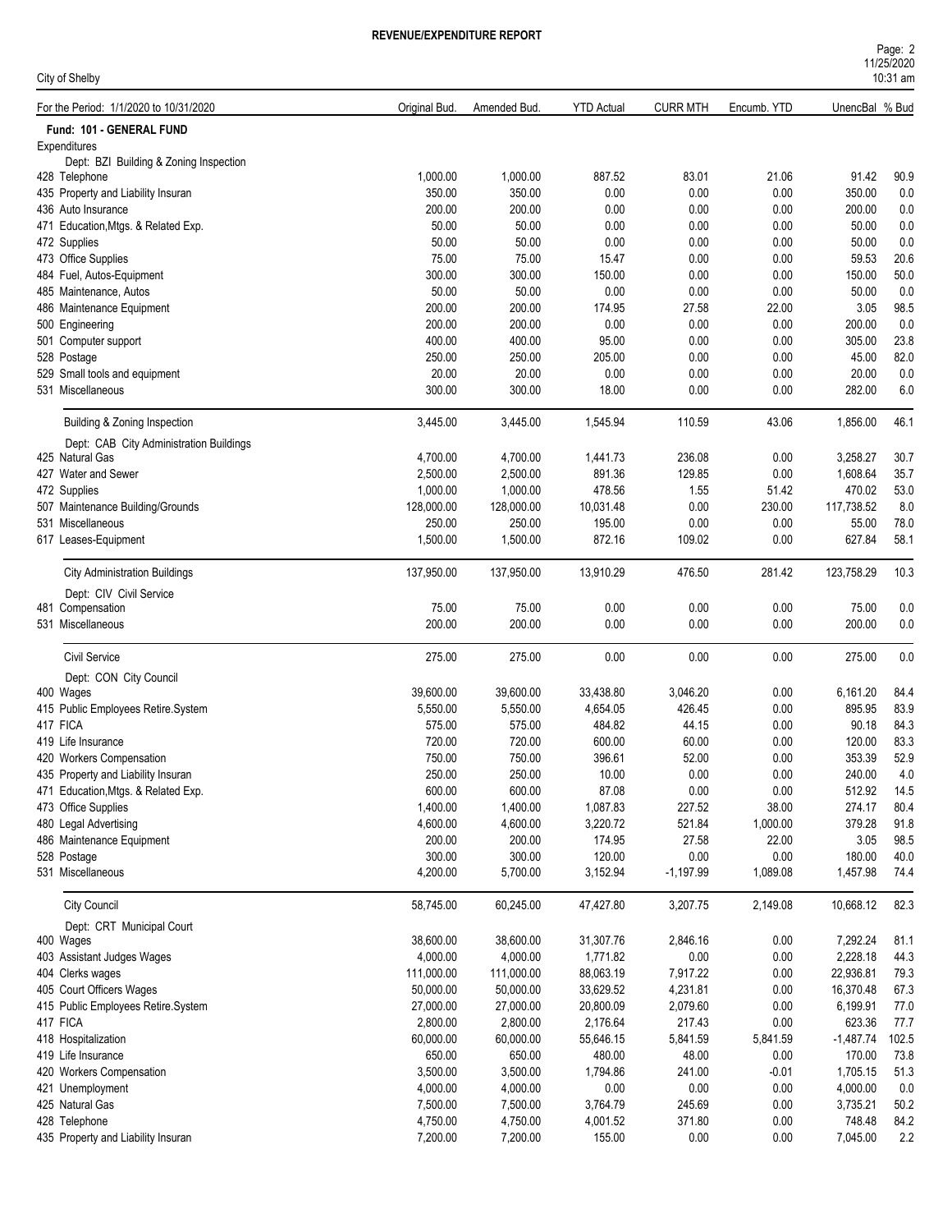# REVENUE/EXPENDITURE REPORT

City of Shelby

| For the Period: 1/1/2020 to 10/31/2020 | Original Bud. | Amended Bud. | YTD Actual | CURR MTH | Encumb. YTD | UnencBal | % Bud |
|---|---|---|---|---|---|---|---|
| **Fund: 101 - GENERAL FUND** | | | | | | | |
| Expenditures | | | | | | | |
| Dept: BZI Building & Zoning Inspection | | | | | | | |
| 428 Telephone | 1,000.00 | 1,000.00 | 887.52 | 83.01 | 21.06 | 91.42 | 90.9 |
| 435 Property and Liability Insuran | 350.00 | 350.00 | 0.00 | 0.00 | 0.00 | 350.00 | 0.0 |
| 436 Auto Insurance | 200.00 | 200.00 | 0.00 | 0.00 | 0.00 | 200.00 | 0.0 |
| 471 Education,Mtgs. & Related Exp. | 50.00 | 50.00 | 0.00 | 0.00 | 0.00 | 50.00 | 0.0 |
| 472 Supplies | 50.00 | 50.00 | 0.00 | 0.00 | 0.00 | 50.00 | 0.0 |
| 473 Office Supplies | 75.00 | 75.00 | 15.47 | 0.00 | 0.00 | 59.53 | 20.6 |
| 484 Fuel, Autos-Equipment | 300.00 | 300.00 | 150.00 | 0.00 | 0.00 | 150.00 | 50.0 |
| 485 Maintenance, Autos | 50.00 | 50.00 | 0.00 | 0.00 | 0.00 | 50.00 | 0.0 |
| 486 Maintenance Equipment | 200.00 | 200.00 | 174.95 | 27.58 | 22.00 | 3.05 | 98.5 |
| 500 Engineering | 200.00 | 200.00 | 0.00 | 0.00 | 0.00 | 200.00 | 0.0 |
| 501 Computer support | 400.00 | 400.00 | 95.00 | 0.00 | 0.00 | 305.00 | 23.8 |
| 528 Postage | 250.00 | 250.00 | 205.00 | 0.00 | 0.00 | 45.00 | 82.0 |
| 529 Small tools and equipment | 20.00 | 20.00 | 0.00 | 0.00 | 0.00 | 20.00 | 0.0 |
| 531 Miscellaneous | 300.00 | 300.00 | 18.00 | 0.00 | 0.00 | 282.00 | 6.0 |
| Building & Zoning Inspection | 3,445.00 | 3,445.00 | 1,545.94 | 110.59 | 43.06 | 1,856.00 | 46.1 |
| Dept: CAB City Administration Buildings | | | | | | | |
| 425 Natural Gas | 4,700.00 | 4,700.00 | 1,441.73 | 236.08 | 0.00 | 3,258.27 | 30.7 |
| 427 Water and Sewer | 2,500.00 | 2,500.00 | 891.36 | 129.85 | 0.00 | 1,608.64 | 35.7 |
| 472 Supplies | 1,000.00 | 1,000.00 | 478.56 | 1.55 | 51.42 | 470.02 | 53.0 |
| 507 Maintenance Building/Grounds | 128,000.00 | 128,000.00 | 10,031.48 | 0.00 | 230.00 | 117,738.52 | 8.0 |
| 531 Miscellaneous | 250.00 | 250.00 | 195.00 | 0.00 | 0.00 | 55.00 | 78.0 |
| 617 Leases-Equipment | 1,500.00 | 1,500.00 | 872.16 | 109.02 | 0.00 | 627.84 | 58.1 |
| City Administration Buildings | 137,950.00 | 137,950.00 | 13,910.29 | 476.50 | 281.42 | 123,758.29 | 10.3 |
| Dept: CIV Civil Service | | | | | | | |
| 481 Compensation | 75.00 | 75.00 | 0.00 | 0.00 | 0.00 | 75.00 | 0.0 |
| 531 Miscellaneous | 200.00 | 200.00 | 0.00 | 0.00 | 0.00 | 200.00 | 0.0 |
| Civil Service | 275.00 | 275.00 | 0.00 | 0.00 | 0.00 | 275.00 | 0.0 |
| Dept: CON City Council | | | | | | | |
| 400 Wages | 39,600.00 | 39,600.00 | 33,438.80 | 3,046.20 | 0.00 | 6,161.20 | 84.4 |
| 415 Public Employees Retire.System | 5,550.00 | 5,550.00 | 4,654.05 | 426.45 | 0.00 | 895.95 | 83.9 |
| 417 FICA | 575.00 | 575.00 | 484.82 | 44.15 | 0.00 | 90.18 | 84.3 |
| 419 Life Insurance | 720.00 | 720.00 | 600.00 | 60.00 | 0.00 | 120.00 | 83.3 |
| 420 Workers Compensation | 750.00 | 750.00 | 396.61 | 52.00 | 0.00 | 353.39 | 52.9 |
| 435 Property and Liability Insuran | 250.00 | 250.00 | 10.00 | 0.00 | 0.00 | 240.00 | 4.0 |
| 471 Education,Mtgs. & Related Exp. | 600.00 | 600.00 | 87.08 | 0.00 | 0.00 | 512.92 | 14.5 |
| 473 Office Supplies | 1,400.00 | 1,400.00 | 1,087.83 | 227.52 | 38.00 | 274.17 | 80.4 |
| 480 Legal Advertising | 4,600.00 | 4,600.00 | 3,220.72 | 521.84 | 1,000.00 | 379.28 | 91.8 |
| 486 Maintenance Equipment | 200.00 | 200.00 | 174.95 | 27.58 | 22.00 | 3.05 | 98.5 |
| 528 Postage | 300.00 | 300.00 | 120.00 | 0.00 | 0.00 | 180.00 | 40.0 |
| 531 Miscellaneous | 4,200.00 | 5,700.00 | 3,152.94 | -1,197.99 | 1,089.08 | 1,457.98 | 74.4 |
| City Council | 58,745.00 | 60,245.00 | 47,427.80 | 3,207.75 | 2,149.08 | 10,668.12 | 82.3 |
| Dept: CRT Municipal Court | | | | | | | |
| 400 Wages | 38,600.00 | 38,600.00 | 31,307.76 | 2,846.16 | 0.00 | 7,292.24 | 81.1 |
| 403 Assistant Judges Wages | 4,000.00 | 4,000.00 | 1,771.82 | 0.00 | 0.00 | 2,228.18 | 44.3 |
| 404 Clerks wages | 111,000.00 | 111,000.00 | 88,063.19 | 7,917.22 | 0.00 | 22,936.81 | 79.3 |
| 405 Court Officers Wages | 50,000.00 | 50,000.00 | 33,629.52 | 4,231.81 | 0.00 | 16,370.48 | 67.3 |
| 415 Public Employees Retire.System | 27,000.00 | 27,000.00 | 20,800.09 | 2,079.60 | 0.00 | 6,199.91 | 77.0 |
| 417 FICA | 2,800.00 | 2,800.00 | 2,176.64 | 217.43 | 0.00 | 623.36 | 77.7 |
| 418 Hospitalization | 60,000.00 | 60,000.00 | 55,646.15 | 5,841.59 | 5,841.59 | -1,487.74 | 102.5 |
| 419 Life Insurance | 650.00 | 650.00 | 480.00 | 48.00 | 0.00 | 170.00 | 73.8 |
| 420 Workers Compensation | 3,500.00 | 3,500.00 | 1,794.86 | 241.00 | -0.01 | 1,705.15 | 51.3 |
| 421 Unemployment | 4,000.00 | 4,000.00 | 0.00 | 0.00 | 0.00 | 4,000.00 | 0.0 |
| 425 Natural Gas | 7,500.00 | 7,500.00 | 3,764.79 | 245.69 | 0.00 | 3,735.21 | 50.2 |
| 428 Telephone | 4,750.00 | 4,750.00 | 4,001.52 | 371.80 | 0.00 | 748.48 | 84.2 |
| 435 Property and Liability Insuran | 7,200.00 | 7,200.00 | 155.00 | 0.00 | 0.00 | 7,045.00 | 2.2 |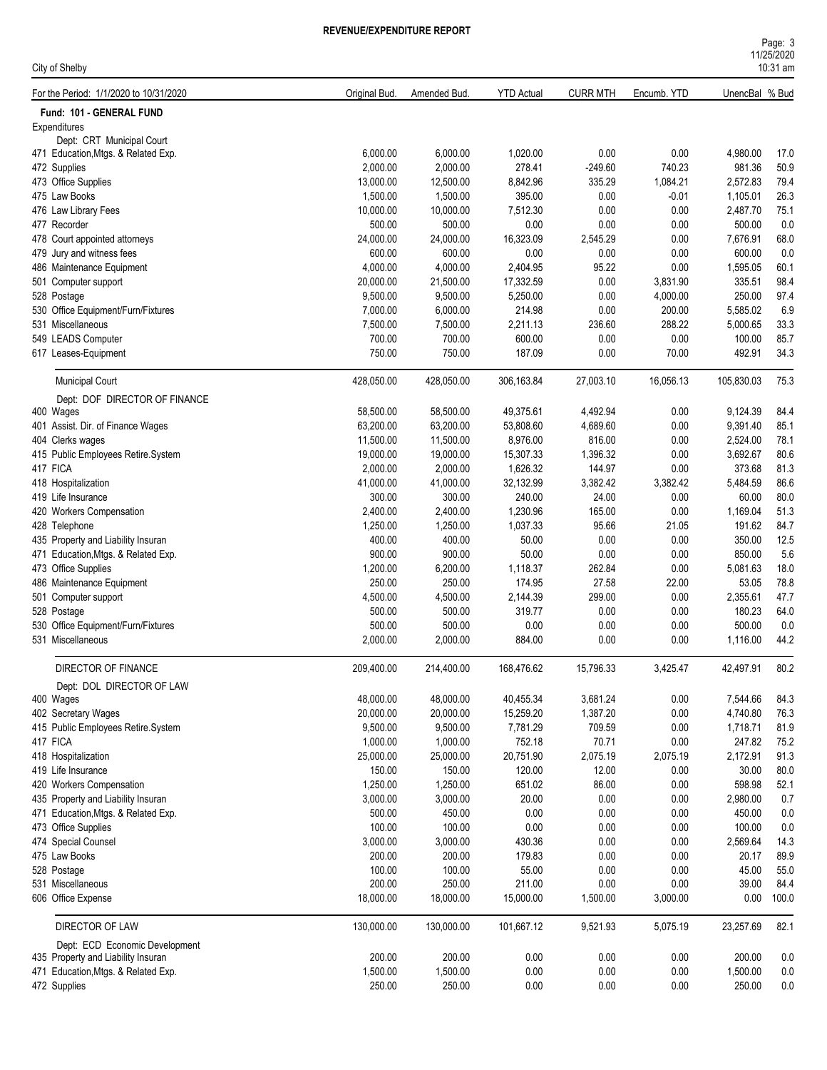**REVENUE/EXPENDITURE REPORT**

City of Shelby

| For the Period: 1/1/2020 to 10/31/2020 | Original Bud. | Amended Bud. | YTD Actual | CURR MTH | Encumb. YTD | UnencBal | % Bud |
|---|---|---|---|---|---|---|---|
| **Fund: 101 - GENERAL FUND** | | | | | | | |
| Expenditures | | | | | | | |
| Dept: CRT Municipal Court | | | | | | | |
| 471 Education,Mtgs. & Related Exp. | 6,000.00 | 6,000.00 | 1,020.00 | 0.00 | 0.00 | 4,980.00 | 17.0 |
| 472 Supplies | 2,000.00 | 2,000.00 | 278.41 | -249.60 | 740.23 | 981.36 | 50.9 |
| 473 Office Supplies | 13,000.00 | 12,500.00 | 8,842.96 | 335.29 | 1,084.21 | 2,572.83 | 79.4 |
| 475 Law Books | 1,500.00 | 1,500.00 | 395.00 | 0.00 | -0.01 | 1,105.01 | 26.3 |
| 476 Law Library Fees | 10,000.00 | 10,000.00 | 7,512.30 | 0.00 | 0.00 | 2,487.70 | 75.1 |
| 477 Recorder | 500.00 | 500.00 | 0.00 | 0.00 | 0.00 | 500.00 | 0.0 |
| 478 Court appointed attorneys | 24,000.00 | 24,000.00 | 16,323.09 | 2,545.29 | 0.00 | 7,676.91 | 68.0 |
| 479 Jury and witness fees | 600.00 | 600.00 | 0.00 | 0.00 | 0.00 | 600.00 | 0.0 |
| 486 Maintenance Equipment | 4,000.00 | 4,000.00 | 2,404.95 | 95.22 | 0.00 | 1,595.05 | 60.1 |
| 501 Computer support | 20,000.00 | 21,500.00 | 17,332.59 | 0.00 | 3,831.90 | 335.51 | 98.4 |
| 528 Postage | 9,500.00 | 9,500.00 | 5,250.00 | 0.00 | 4,000.00 | 250.00 | 97.4 |
| 530 Office Equipment/Furn/Fixtures | 7,000.00 | 6,000.00 | 214.98 | 0.00 | 200.00 | 5,585.02 | 6.9 |
| 531 Miscellaneous | 7,500.00 | 7,500.00 | 2,211.13 | 236.60 | 288.22 | 5,000.65 | 33.3 |
| 549 LEADS Computer | 700.00 | 700.00 | 600.00 | 0.00 | 0.00 | 100.00 | 85.7 |
| 617 Leases-Equipment | 750.00 | 750.00 | 187.09 | 0.00 | 70.00 | 492.91 | 34.3 |
| Municipal Court | 428,050.00 | 428,050.00 | 306,163.84 | 27,003.10 | 16,056.13 | 105,830.03 | 75.3 |
| Dept: DOF DIRECTOR OF FINANCE | | | | | | | |
| 400 Wages | 58,500.00 | 58,500.00 | 49,375.61 | 4,492.94 | 0.00 | 9,124.39 | 84.4 |
| 401 Assist. Dir. of Finance Wages | 63,200.00 | 63,200.00 | 53,808.60 | 4,689.60 | 0.00 | 9,391.40 | 85.1 |
| 404 Clerks wages | 11,500.00 | 11,500.00 | 8,976.00 | 816.00 | 0.00 | 2,524.00 | 78.1 |
| 415 Public Employees Retire.System | 19,000.00 | 19,000.00 | 15,307.33 | 1,396.32 | 0.00 | 3,692.67 | 80.6 |
| 417 FICA | 2,000.00 | 2,000.00 | 1,626.32 | 144.97 | 0.00 | 373.68 | 81.3 |
| 418 Hospitalization | 41,000.00 | 41,000.00 | 32,132.99 | 3,382.42 | 3,382.42 | 5,484.59 | 86.6 |
| 419 Life Insurance | 300.00 | 300.00 | 240.00 | 24.00 | 0.00 | 60.00 | 80.0 |
| 420 Workers Compensation | 2,400.00 | 2,400.00 | 1,230.96 | 165.00 | 0.00 | 1,169.04 | 51.3 |
| 428 Telephone | 1,250.00 | 1,250.00 | 1,037.33 | 95.66 | 21.05 | 191.62 | 84.7 |
| 435 Property and Liability Insuran | 400.00 | 400.00 | 50.00 | 0.00 | 0.00 | 350.00 | 12.5 |
| 471 Education,Mtgs. & Related Exp. | 900.00 | 900.00 | 50.00 | 0.00 | 0.00 | 850.00 | 5.6 |
| 473 Office Supplies | 1,200.00 | 6,200.00 | 1,118.37 | 262.84 | 0.00 | 5,081.63 | 18.0 |
| 486 Maintenance Equipment | 250.00 | 250.00 | 174.95 | 27.58 | 22.00 | 53.05 | 78.8 |
| 501 Computer support | 4,500.00 | 4,500.00 | 2,144.39 | 299.00 | 0.00 | 2,355.61 | 47.7 |
| 528 Postage | 500.00 | 500.00 | 319.77 | 0.00 | 0.00 | 180.23 | 64.0 |
| 530 Office Equipment/Furn/Fixtures | 500.00 | 500.00 | 0.00 | 0.00 | 0.00 | 500.00 | 0.0 |
| 531 Miscellaneous | 2,000.00 | 2,000.00 | 884.00 | 0.00 | 0.00 | 1,116.00 | 44.2 |
| DIRECTOR OF FINANCE | 209,400.00 | 214,400.00 | 168,476.62 | 15,796.33 | 3,425.47 | 42,497.91 | 80.2 |
| Dept: DOL DIRECTOR OF LAW | | | | | | | |
| 400 Wages | 48,000.00 | 48,000.00 | 40,455.34 | 3,681.24 | 0.00 | 7,544.66 | 84.3 |
| 402 Secretary Wages | 20,000.00 | 20,000.00 | 15,259.20 | 1,387.20 | 0.00 | 4,740.80 | 76.3 |
| 415 Public Employees Retire.System | 9,500.00 | 9,500.00 | 7,781.29 | 709.59 | 0.00 | 1,718.71 | 81.9 |
| 417 FICA | 1,000.00 | 1,000.00 | 752.18 | 70.71 | 0.00 | 247.82 | 75.2 |
| 418 Hospitalization | 25,000.00 | 25,000.00 | 20,751.90 | 2,075.19 | 2,075.19 | 2,172.91 | 91.3 |
| 419 Life Insurance | 150.00 | 150.00 | 120.00 | 12.00 | 0.00 | 30.00 | 80.0 |
| 420 Workers Compensation | 1,250.00 | 1,250.00 | 651.02 | 86.00 | 0.00 | 598.98 | 52.1 |
| 435 Property and Liability Insuran | 3,000.00 | 3,000.00 | 20.00 | 0.00 | 0.00 | 2,980.00 | 0.7 |
| 471 Education,Mtgs. & Related Exp. | 500.00 | 450.00 | 0.00 | 0.00 | 0.00 | 450.00 | 0.0 |
| 473 Office Supplies | 100.00 | 100.00 | 0.00 | 0.00 | 0.00 | 100.00 | 0.0 |
| 474 Special Counsel | 3,000.00 | 3,000.00 | 430.36 | 0.00 | 0.00 | 2,569.64 | 14.3 |
| 475 Law Books | 200.00 | 200.00 | 179.83 | 0.00 | 0.00 | 20.17 | 89.9 |
| 528 Postage | 100.00 | 100.00 | 55.00 | 0.00 | 0.00 | 45.00 | 55.0 |
| 531 Miscellaneous | 200.00 | 250.00 | 211.00 | 0.00 | 0.00 | 39.00 | 84.4 |
| 606 Office Expense | 18,000.00 | 18,000.00 | 15,000.00 | 1,500.00 | 3,000.00 | 0.00 | 100.0 |
| DIRECTOR OF LAW | 130,000.00 | 130,000.00 | 101,667.12 | 9,521.93 | 5,075.19 | 23,257.69 | 82.1 |
| Dept: ECD Economic Development | | | | | | | |
| 435 Property and Liability Insuran | 200.00 | 200.00 | 0.00 | 0.00 | 0.00 | 200.00 | 0.0 |
| 471 Education,Mtgs. & Related Exp. | 1,500.00 | 1,500.00 | 0.00 | 0.00 | 0.00 | 1,500.00 | 0.0 |
| 472 Supplies | 250.00 | 250.00 | 0.00 | 0.00 | 0.00 | 250.00 | 0.0 |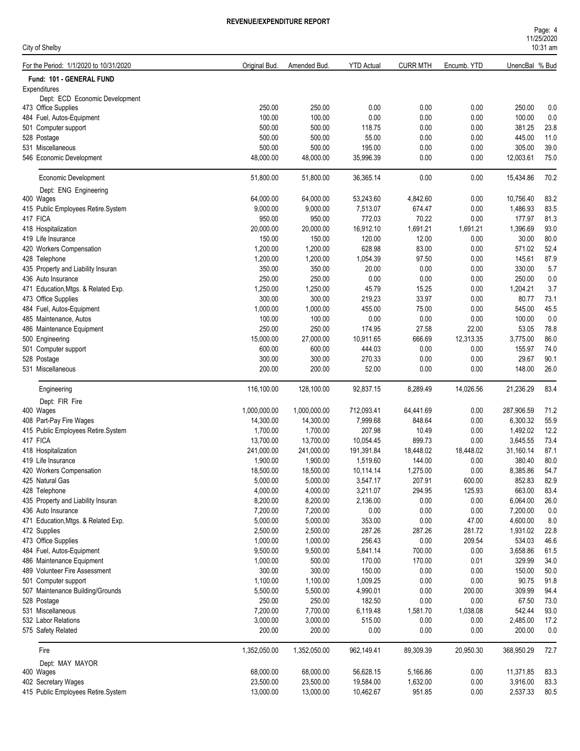# REVENUE/EXPENDITURE REPORT

City of Shelby

| For the Period: 1/1/2020 to 10/31/2020 | Original Bud. | Amended Bud. | YTD Actual | CURR MTH | Encumb. YTD | UnencBal | % Bud |
|---|---|---|---|---|---|---|---|
| **Fund: 101 - GENERAL FUND** | | | | | | | |
| Expenditures | | | | | | | |
| Dept: ECD Economic Development | | | | | | | |
| 473 Office Supplies | 250.00 | 250.00 | 0.00 | 0.00 | 0.00 | 250.00 | 0.0 |
| 484 Fuel, Autos-Equipment | 100.00 | 100.00 | 0.00 | 0.00 | 0.00 | 100.00 | 0.0 |
| 501 Computer support | 500.00 | 500.00 | 118.75 | 0.00 | 0.00 | 381.25 | 23.8 |
| 528 Postage | 500.00 | 500.00 | 55.00 | 0.00 | 0.00 | 445.00 | 11.0 |
| 531 Miscellaneous | 500.00 | 500.00 | 195.00 | 0.00 | 0.00 | 305.00 | 39.0 |
| 546 Economic Development | 48,000.00 | 48,000.00 | 35,996.39 | 0.00 | 0.00 | 12,003.61 | 75.0 |
| Economic Development | 51,800.00 | 51,800.00 | 36,365.14 | 0.00 | 0.00 | 15,434.86 | 70.2 |
| Dept: ENG Engineering | | | | | | | |
| 400 Wages | 64,000.00 | 64,000.00 | 53,243.60 | 4,842.60 | 0.00 | 10,756.40 | 83.2 |
| 415 Public Employees Retire.System | 9,000.00 | 9,000.00 | 7,513.07 | 674.47 | 0.00 | 1,486.93 | 83.5 |
| 417 FICA | 950.00 | 950.00 | 772.03 | 70.22 | 0.00 | 177.97 | 81.3 |
| 418 Hospitalization | 20,000.00 | 20,000.00 | 16,912.10 | 1,691.21 | 1,691.21 | 1,396.69 | 93.0 |
| 419 Life Insurance | 150.00 | 150.00 | 120.00 | 12.00 | 0.00 | 30.00 | 80.0 |
| 420 Workers Compensation | 1,200.00 | 1,200.00 | 628.98 | 83.00 | 0.00 | 571.02 | 52.4 |
| 428 Telephone | 1,200.00 | 1,200.00 | 1,054.39 | 97.50 | 0.00 | 145.61 | 87.9 |
| 435 Property and Liability Insuran | 350.00 | 350.00 | 20.00 | 0.00 | 0.00 | 330.00 | 5.7 |
| 436 Auto Insurance | 250.00 | 250.00 | 0.00 | 0.00 | 0.00 | 250.00 | 0.0 |
| 471 Education,Mtgs. & Related Exp. | 1,250.00 | 1,250.00 | 45.79 | 15.25 | 0.00 | 1,204.21 | 3.7 |
| 473 Office Supplies | 300.00 | 300.00 | 219.23 | 33.97 | 0.00 | 80.77 | 73.1 |
| 484 Fuel, Autos-Equipment | 1,000.00 | 1,000.00 | 455.00 | 75.00 | 0.00 | 545.00 | 45.5 |
| 485 Maintenance, Autos | 100.00 | 100.00 | 0.00 | 0.00 | 0.00 | 100.00 | 0.0 |
| 486 Maintenance Equipment | 250.00 | 250.00 | 174.95 | 27.58 | 22.00 | 53.05 | 78.8 |
| 500 Engineering | 15,000.00 | 27,000.00 | 10,911.65 | 666.69 | 12,313.35 | 3,775.00 | 86.0 |
| 501 Computer support | 600.00 | 600.00 | 444.03 | 0.00 | 0.00 | 155.97 | 74.0 |
| 528 Postage | 300.00 | 300.00 | 270.33 | 0.00 | 0.00 | 29.67 | 90.1 |
| 531 Miscellaneous | 200.00 | 200.00 | 52.00 | 0.00 | 0.00 | 148.00 | 26.0 |
| Engineering | 116,100.00 | 128,100.00 | 92,837.15 | 8,289.49 | 14,026.56 | 21,236.29 | 83.4 |
| Dept: FIR Fire | | | | | | | |
| 400 Wages | 1,000,000.00 | 1,000,000.00 | 712,093.41 | 64,441.69 | 0.00 | 287,906.59 | 71.2 |
| 408 Part-Pay Fire Wages | 14,300.00 | 14,300.00 | 7,999.68 | 848.64 | 0.00 | 6,300.32 | 55.9 |
| 415 Public Employees Retire.System | 1,700.00 | 1,700.00 | 207.98 | 10.49 | 0.00 | 1,492.02 | 12.2 |
| 417 FICA | 13,700.00 | 13,700.00 | 10,054.45 | 899.73 | 0.00 | 3,645.55 | 73.4 |
| 418 Hospitalization | 241,000.00 | 241,000.00 | 191,391.84 | 18,448.02 | 18,448.02 | 31,160.14 | 87.1 |
| 419 Life Insurance | 1,900.00 | 1,900.00 | 1,519.60 | 144.00 | 0.00 | 380.40 | 80.0 |
| 420 Workers Compensation | 18,500.00 | 18,500.00 | 10,114.14 | 1,275.00 | 0.00 | 8,385.86 | 54.7 |
| 425 Natural Gas | 5,000.00 | 5,000.00 | 3,547.17 | 207.91 | 600.00 | 852.83 | 82.9 |
| 428 Telephone | 4,000.00 | 4,000.00 | 3,211.07 | 294.95 | 125.93 | 663.00 | 83.4 |
| 435 Property and Liability Insuran | 8,200.00 | 8,200.00 | 2,136.00 | 0.00 | 0.00 | 6,064.00 | 26.0 |
| 436 Auto Insurance | 7,200.00 | 7,200.00 | 0.00 | 0.00 | 0.00 | 7,200.00 | 0.0 |
| 471 Education,Mtgs. & Related Exp. | 5,000.00 | 5,000.00 | 353.00 | 0.00 | 47.00 | 4,600.00 | 8.0 |
| 472 Supplies | 2,500.00 | 2,500.00 | 287.26 | 287.26 | 281.72 | 1,931.02 | 22.8 |
| 473 Office Supplies | 1,000.00 | 1,000.00 | 256.43 | 0.00 | 209.54 | 534.03 | 46.6 |
| 484 Fuel, Autos-Equipment | 9,500.00 | 9,500.00 | 5,841.14 | 700.00 | 0.00 | 3,658.86 | 61.5 |
| 486 Maintenance Equipment | 1,000.00 | 500.00 | 170.00 | 170.00 | 0.01 | 329.99 | 34.0 |
| 489 Volunteer Fire Assessment | 300.00 | 300.00 | 150.00 | 0.00 | 0.00 | 150.00 | 50.0 |
| 501 Computer support | 1,100.00 | 1,100.00 | 1,009.25 | 0.00 | 0.00 | 90.75 | 91.8 |
| 507 Maintenance Building/Grounds | 5,500.00 | 5,500.00 | 4,990.01 | 0.00 | 200.00 | 309.99 | 94.4 |
| 528 Postage | 250.00 | 250.00 | 182.50 | 0.00 | 0.00 | 67.50 | 73.0 |
| 531 Miscellaneous | 7,200.00 | 7,700.00 | 6,119.48 | 1,581.70 | 1,038.08 | 542.44 | 93.0 |
| 532 Labor Relations | 3,000.00 | 3,000.00 | 515.00 | 0.00 | 0.00 | 2,485.00 | 17.2 |
| 575 Safety Related | 200.00 | 200.00 | 0.00 | 0.00 | 0.00 | 200.00 | 0.0 |
| Fire | 1,352,050.00 | 1,352,050.00 | 962,149.41 | 89,309.39 | 20,950.30 | 368,950.29 | 72.7 |
| Dept: MAY MAYOR | | | | | | | |
| 400 Wages | 68,000.00 | 68,000.00 | 56,628.15 | 5,166.86 | 0.00 | 11,371.85 | 83.3 |
| 402 Secretary Wages | 23,500.00 | 23,500.00 | 19,584.00 | 1,632.00 | 0.00 | 3,916.00 | 83.3 |
| 415 Public Employees Retire.System | 13,000.00 | 13,000.00 | 10,462.67 | 951.85 | 0.00 | 2,537.33 | 80.5 |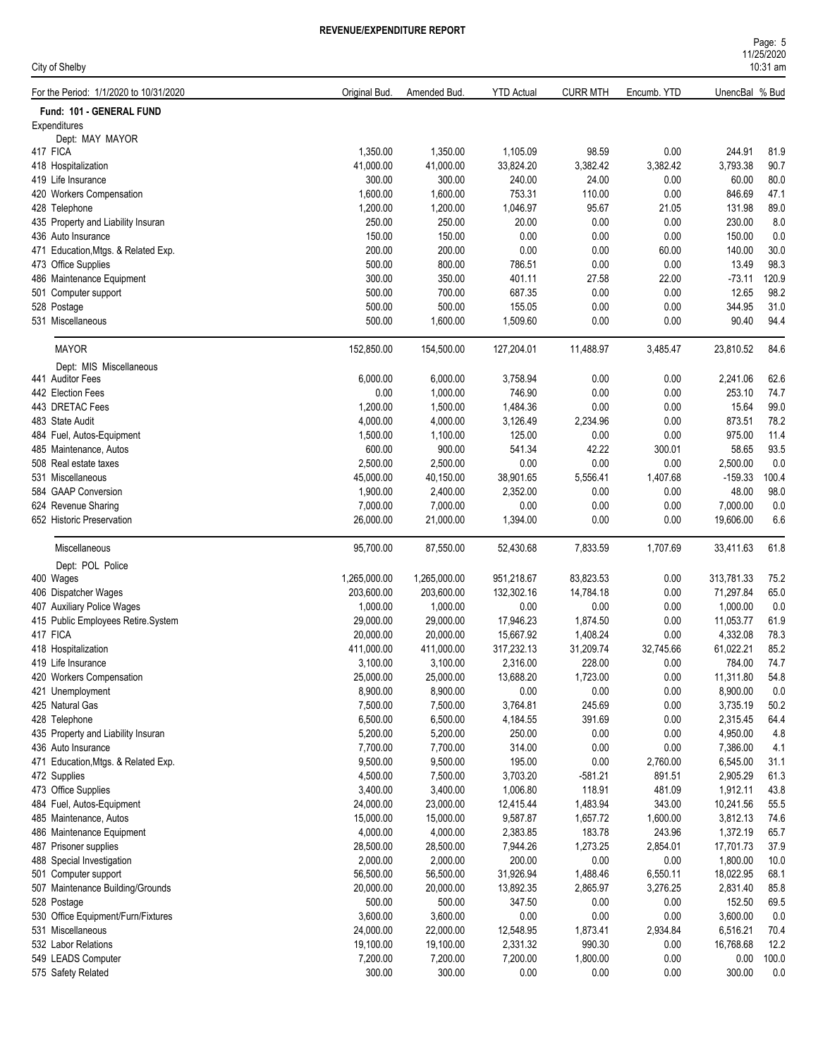# REVENUE/EXPENDITURE REPORT

City of Shelby

| For the Period: 1/1/2020 to 10/31/2020 | Original Bud. | Amended Bud. | YTD Actual | CURR MTH | Encumb. YTD | UnencBal | % Bud |
|---|---|---|---|---|---|---|---|
| **Fund: 101 - GENERAL FUND** | | | | | | | |
| Expenditures | | | | | | | |
| Dept: MAY MAYOR | | | | | | | |
| 417 FICA | 1,350.00 | 1,350.00 | 1,105.09 | 98.59 | 0.00 | 244.91 | 81.9 |
| 418 Hospitalization | 41,000.00 | 41,000.00 | 33,824.20 | 3,382.42 | 3,382.42 | 3,793.38 | 90.7 |
| 419 Life Insurance | 300.00 | 300.00 | 240.00 | 24.00 | 0.00 | 60.00 | 80.0 |
| 420 Workers Compensation | 1,600.00 | 1,600.00 | 753.31 | 110.00 | 0.00 | 846.69 | 47.1 |
| 428 Telephone | 1,200.00 | 1,200.00 | 1,046.97 | 95.67 | 21.05 | 131.98 | 89.0 |
| 435 Property and Liability Insuran | 250.00 | 250.00 | 20.00 | 0.00 | 0.00 | 230.00 | 8.0 |
| 436 Auto Insurance | 150.00 | 150.00 | 0.00 | 0.00 | 0.00 | 150.00 | 0.0 |
| 471 Education,Mtgs. & Related Exp. | 200.00 | 200.00 | 0.00 | 0.00 | 60.00 | 140.00 | 30.0 |
| 473 Office Supplies | 500.00 | 800.00 | 786.51 | 0.00 | 0.00 | 13.49 | 98.3 |
| 486 Maintenance Equipment | 300.00 | 350.00 | 401.11 | 27.58 | 22.00 | -73.11 | 120.9 |
| 501 Computer support | 500.00 | 700.00 | 687.35 | 0.00 | 0.00 | 12.65 | 98.2 |
| 528 Postage | 500.00 | 500.00 | 155.05 | 0.00 | 0.00 | 344.95 | 31.0 |
| 531 Miscellaneous | 500.00 | 1,600.00 | 1,509.60 | 0.00 | 0.00 | 90.40 | 94.4 |
| MAYOR | 152,850.00 | 154,500.00 | 127,204.01 | 11,488.97 | 3,485.47 | 23,810.52 | 84.6 |
| Dept: MIS Miscellaneous | | | | | | | |
| 441 Auditor Fees | 6,000.00 | 6,000.00 | 3,758.94 | 0.00 | 0.00 | 2,241.06 | 62.6 |
| 442 Election Fees | 0.00 | 1,000.00 | 746.90 | 0.00 | 0.00 | 253.10 | 74.7 |
| 443 DRETAC Fees | 1,200.00 | 1,500.00 | 1,484.36 | 0.00 | 0.00 | 15.64 | 99.0 |
| 483 State Audit | 4,000.00 | 4,000.00 | 3,126.49 | 2,234.96 | 0.00 | 873.51 | 78.2 |
| 484 Fuel, Autos-Equipment | 1,500.00 | 1,100.00 | 125.00 | 0.00 | 0.00 | 975.00 | 11.4 |
| 485 Maintenance, Autos | 600.00 | 900.00 | 541.34 | 42.22 | 300.01 | 58.65 | 93.5 |
| 508 Real estate taxes | 2,500.00 | 2,500.00 | 0.00 | 0.00 | 0.00 | 2,500.00 | 0.0 |
| 531 Miscellaneous | 45,000.00 | 40,150.00 | 38,901.65 | 5,556.41 | 1,407.68 | -159.33 | 100.4 |
| 584 GAAP Conversion | 1,900.00 | 2,400.00 | 2,352.00 | 0.00 | 0.00 | 48.00 | 98.0 |
| 624 Revenue Sharing | 7,000.00 | 7,000.00 | 0.00 | 0.00 | 0.00 | 7,000.00 | 0.0 |
| 652 Historic Preservation | 26,000.00 | 21,000.00 | 1,394.00 | 0.00 | 0.00 | 19,606.00 | 6.6 |
| Miscellaneous | 95,700.00 | 87,550.00 | 52,430.68 | 7,833.59 | 1,707.69 | 33,411.63 | 61.8 |
| Dept: POL Police | | | | | | | |
| 400 Wages | 1,265,000.00 | 1,265,000.00 | 951,218.67 | 83,823.53 | 0.00 | 313,781.33 | 75.2 |
| 406 Dispatcher Wages | 203,600.00 | 203,600.00 | 132,302.16 | 14,784.18 | 0.00 | 71,297.84 | 65.0 |
| 407 Auxiliary Police Wages | 1,000.00 | 1,000.00 | 0.00 | 0.00 | 0.00 | 1,000.00 | 0.0 |
| 415 Public Employees Retire.System | 29,000.00 | 29,000.00 | 17,946.23 | 1,874.50 | 0.00 | 11,053.77 | 61.9 |
| 417 FICA | 20,000.00 | 20,000.00 | 15,667.92 | 1,408.24 | 0.00 | 4,332.08 | 78.3 |
| 418 Hospitalization | 411,000.00 | 411,000.00 | 317,232.13 | 31,209.74 | 32,745.66 | 61,022.21 | 85.2 |
| 419 Life Insurance | 3,100.00 | 3,100.00 | 2,316.00 | 228.00 | 0.00 | 784.00 | 74.7 |
| 420 Workers Compensation | 25,000.00 | 25,000.00 | 13,688.20 | 1,723.00 | 0.00 | 11,311.80 | 54.8 |
| 421 Unemployment | 8,900.00 | 8,900.00 | 0.00 | 0.00 | 0.00 | 8,900.00 | 0.0 |
| 425 Natural Gas | 7,500.00 | 7,500.00 | 3,764.81 | 245.69 | 0.00 | 3,735.19 | 50.2 |
| 428 Telephone | 6,500.00 | 6,500.00 | 4,184.55 | 391.69 | 0.00 | 2,315.45 | 64.4 |
| 435 Property and Liability Insuran | 5,200.00 | 5,200.00 | 250.00 | 0.00 | 0.00 | 4,950.00 | 4.8 |
| 436 Auto Insurance | 7,700.00 | 7,700.00 | 314.00 | 0.00 | 0.00 | 7,386.00 | 4.1 |
| 471 Education,Mtgs. & Related Exp. | 9,500.00 | 9,500.00 | 195.00 | 0.00 | 2,760.00 | 6,545.00 | 31.1 |
| 472 Supplies | 4,500.00 | 7,500.00 | 3,703.20 | -581.21 | 891.51 | 2,905.29 | 61.3 |
| 473 Office Supplies | 3,400.00 | 3,400.00 | 1,006.80 | 118.91 | 481.09 | 1,912.11 | 43.8 |
| 484 Fuel, Autos-Equipment | 24,000.00 | 23,000.00 | 12,415.44 | 1,483.94 | 343.00 | 10,241.56 | 55.5 |
| 485 Maintenance, Autos | 15,000.00 | 15,000.00 | 9,587.87 | 1,657.72 | 1,600.00 | 3,812.13 | 74.6 |
| 486 Maintenance Equipment | 4,000.00 | 4,000.00 | 2,383.85 | 183.78 | 243.96 | 1,372.19 | 65.7 |
| 487 Prisoner supplies | 28,500.00 | 28,500.00 | 7,944.26 | 1,273.25 | 2,854.01 | 17,701.73 | 37.9 |
| 488 Special Investigation | 2,000.00 | 2,000.00 | 200.00 | 0.00 | 0.00 | 1,800.00 | 10.0 |
| 501 Computer support | 56,500.00 | 56,500.00 | 31,926.94 | 1,488.46 | 6,550.11 | 18,022.95 | 68.1 |
| 507 Maintenance Building/Grounds | 20,000.00 | 20,000.00 | 13,892.35 | 2,865.97 | 3,276.25 | 2,831.40 | 85.8 |
| 528 Postage | 500.00 | 500.00 | 347.50 | 0.00 | 0.00 | 152.50 | 69.5 |
| 530 Office Equipment/Furn/Fixtures | 3,600.00 | 3,600.00 | 0.00 | 0.00 | 0.00 | 3,600.00 | 0.0 |
| 531 Miscellaneous | 24,000.00 | 22,000.00 | 12,548.95 | 1,873.41 | 2,934.84 | 6,516.21 | 70.4 |
| 532 Labor Relations | 19,100.00 | 19,100.00 | 2,331.32 | 990.30 | 0.00 | 16,768.68 | 12.2 |
| 549 LEADS Computer | 7,200.00 | 7,200.00 | 7,200.00 | 1,800.00 | 0.00 | 0.00 | 100.0 |
| 575 Safety Related | 300.00 | 300.00 | 0.00 | 0.00 | 0.00 | 300.00 | 0.0 |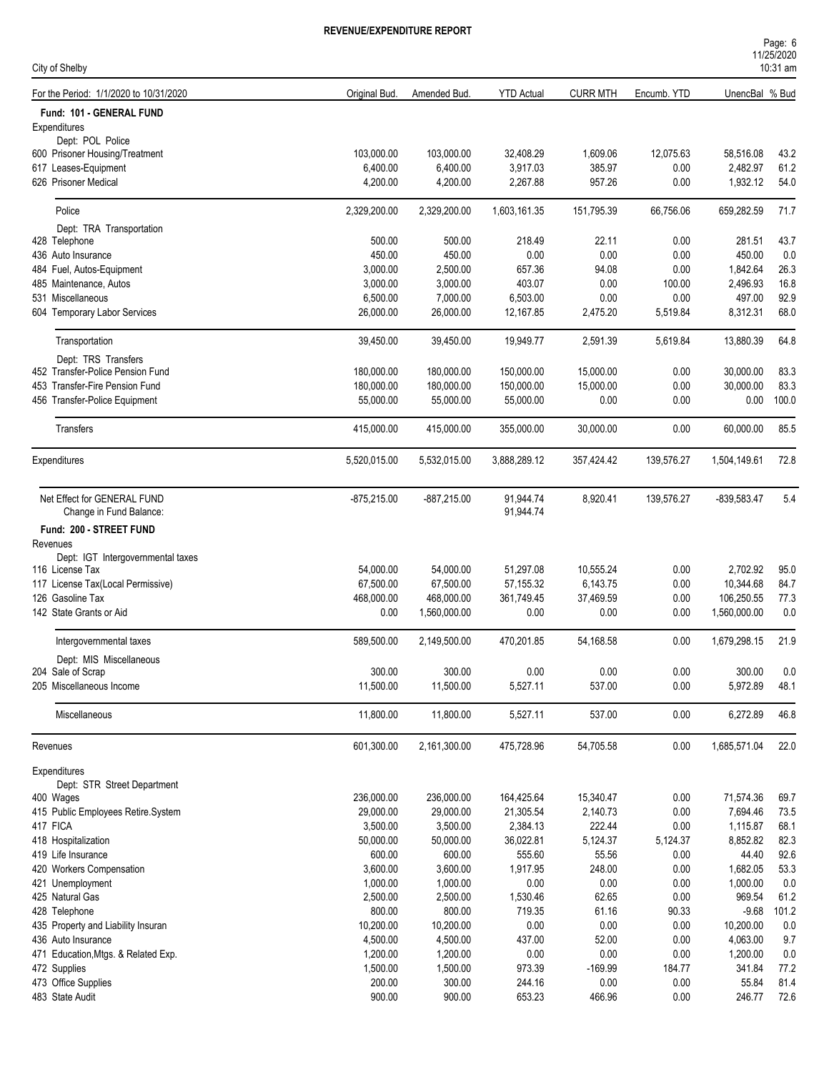# REVENUE/EXPENDITURE REPORT

City of Shelby

| For the Period: 1/1/2020 to 10/31/2020 | Original Bud. | Amended Bud. | YTD Actual | CURR MTH | Encumb. YTD | UnencBal | % Bud |
|---|---|---|---|---|---|---|---|
| **Fund: 101 - GENERAL FUND** | | | | | | | |
| Expenditures | | | | | | | |
| Dept: POL Police | | | | | | | |
| 600 Prisoner Housing/Treatment | 103,000.00 | 103,000.00 | 32,408.29 | 1,609.06 | 12,075.63 | 58,516.08 | 43.2 |
| 617 Leases-Equipment | 6,400.00 | 6,400.00 | 3,917.03 | 385.97 | 0.00 | 2,482.97 | 61.2 |
| 626 Prisoner Medical | 4,200.00 | 4,200.00 | 2,267.88 | 957.26 | 0.00 | 1,932.12 | 54.0 |
| Police | 2,329,200.00 | 2,329,200.00 | 1,603,161.35 | 151,795.39 | 66,756.06 | 659,282.59 | 71.7 |
| Dept: TRA Transportation | | | | | | | |
| 428 Telephone | 500.00 | 500.00 | 218.49 | 22.11 | 0.00 | 281.51 | 43.7 |
| 436 Auto Insurance | 450.00 | 450.00 | 0.00 | 0.00 | 0.00 | 450.00 | 0.0 |
| 484 Fuel, Autos-Equipment | 3,000.00 | 2,500.00 | 657.36 | 94.08 | 0.00 | 1,842.64 | 26.3 |
| 485 Maintenance, Autos | 3,000.00 | 3,000.00 | 403.07 | 0.00 | 100.00 | 2,496.93 | 16.8 |
| 531 Miscellaneous | 6,500.00 | 7,000.00 | 6,503.00 | 0.00 | 0.00 | 497.00 | 92.9 |
| 604 Temporary Labor Services | 26,000.00 | 26,000.00 | 12,167.85 | 2,475.20 | 5,519.84 | 8,312.31 | 68.0 |
| Transportation | 39,450.00 | 39,450.00 | 19,949.77 | 2,591.39 | 5,619.84 | 13,880.39 | 64.8 |
| Dept: TRS Transfers | | | | | | | |
| 452 Transfer-Police Pension Fund | 180,000.00 | 180,000.00 | 150,000.00 | 15,000.00 | 0.00 | 30,000.00 | 83.3 |
| 453 Transfer-Fire Pension Fund | 180,000.00 | 180,000.00 | 150,000.00 | 15,000.00 | 0.00 | 30,000.00 | 83.3 |
| 456 Transfer-Police Equipment | 55,000.00 | 55,000.00 | 55,000.00 | 0.00 | 0.00 | 0.00 | 100.0 |
| Transfers | 415,000.00 | 415,000.00 | 355,000.00 | 30,000.00 | 0.00 | 60,000.00 | 85.5 |
| Expenditures | 5,520,015.00 | 5,532,015.00 | 3,888,289.12 | 357,424.42 | 139,576.27 | 1,504,149.61 | 72.8 |
| Net Effect for GENERAL FUND | -875,215.00 | -887,215.00 | 91,944.74 | 8,920.41 | 139,576.27 | -839,583.47 | 5.4 |
| Change in Fund Balance: | | | 91,944.74 | | | | |
| **Fund: 200 - STREET FUND** | | | | | | | |
| Revenues | | | | | | | |
| Dept: IGT Intergovernmental taxes | | | | | | | |
| 116 License Tax | 54,000.00 | 54,000.00 | 51,297.08 | 10,555.24 | 0.00 | 2,702.92 | 95.0 |
| 117 License Tax(Local Permissive) | 67,500.00 | 67,500.00 | 57,155.32 | 6,143.75 | 0.00 | 10,344.68 | 84.7 |
| 126 Gasoline Tax | 468,000.00 | 468,000.00 | 361,749.45 | 37,469.59 | 0.00 | 106,250.55 | 77.3 |
| 142 State Grants or Aid | 0.00 | 1,560,000.00 | 0.00 | 0.00 | 0.00 | 1,560,000.00 | 0.0 |
| Intergovernmental taxes | 589,500.00 | 2,149,500.00 | 470,201.85 | 54,168.58 | 0.00 | 1,679,298.15 | 21.9 |
| Dept: MIS Miscellaneous | | | | | | | |
| 204 Sale of Scrap | 300.00 | 300.00 | 0.00 | 0.00 | 0.00 | 300.00 | 0.0 |
| 205 Miscellaneous Income | 11,500.00 | 11,500.00 | 5,527.11 | 537.00 | 0.00 | 5,972.89 | 48.1 |
| Miscellaneous | 11,800.00 | 11,800.00 | 5,527.11 | 537.00 | 0.00 | 6,272.89 | 46.8 |
| Revenues | 601,300.00 | 2,161,300.00 | 475,728.96 | 54,705.58 | 0.00 | 1,685,571.04 | 22.0 |
| Expenditures | | | | | | | |
| Dept: STR Street Department | | | | | | | |
| 400 Wages | 236,000.00 | 236,000.00 | 164,425.64 | 15,340.47 | 0.00 | 71,574.36 | 69.7 |
| 415 Public Employees Retire.System | 29,000.00 | 29,000.00 | 21,305.54 | 2,140.73 | 0.00 | 7,694.46 | 73.5 |
| 417 FICA | 3,500.00 | 3,500.00 | 2,384.13 | 222.44 | 0.00 | 1,115.87 | 68.1 |
| 418 Hospitalization | 50,000.00 | 50,000.00 | 36,022.81 | 5,124.37 | 5,124.37 | 8,852.82 | 82.3 |
| 419 Life Insurance | 600.00 | 600.00 | 555.60 | 55.56 | 0.00 | 44.40 | 92.6 |
| 420 Workers Compensation | 3,600.00 | 3,600.00 | 1,917.95 | 248.00 | 0.00 | 1,682.05 | 53.3 |
| 421 Unemployment | 1,000.00 | 1,000.00 | 0.00 | 0.00 | 0.00 | 1,000.00 | 0.0 |
| 425 Natural Gas | 2,500.00 | 2,500.00 | 1,530.46 | 62.65 | 0.00 | 969.54 | 61.2 |
| 428 Telephone | 800.00 | 800.00 | 719.35 | 61.16 | 90.33 | -9.68 | 101.2 |
| 435 Property and Liability Insuran | 10,200.00 | 10,200.00 | 0.00 | 0.00 | 0.00 | 10,200.00 | 0.0 |
| 436 Auto Insurance | 4,500.00 | 4,500.00 | 437.00 | 52.00 | 0.00 | 4,063.00 | 9.7 |
| 471 Education,Mtgs. & Related Exp. | 1,200.00 | 1,200.00 | 0.00 | 0.00 | 0.00 | 1,200.00 | 0.0 |
| 472 Supplies | 1,500.00 | 1,500.00 | 973.39 | -169.99 | 184.77 | 341.84 | 77.2 |
| 473 Office Supplies | 200.00 | 300.00 | 244.16 | 0.00 | 0.00 | 55.84 | 81.4 |
| 483 State Audit | 900.00 | 900.00 | 653.23 | 466.96 | 0.00 | 246.77 | 72.6 |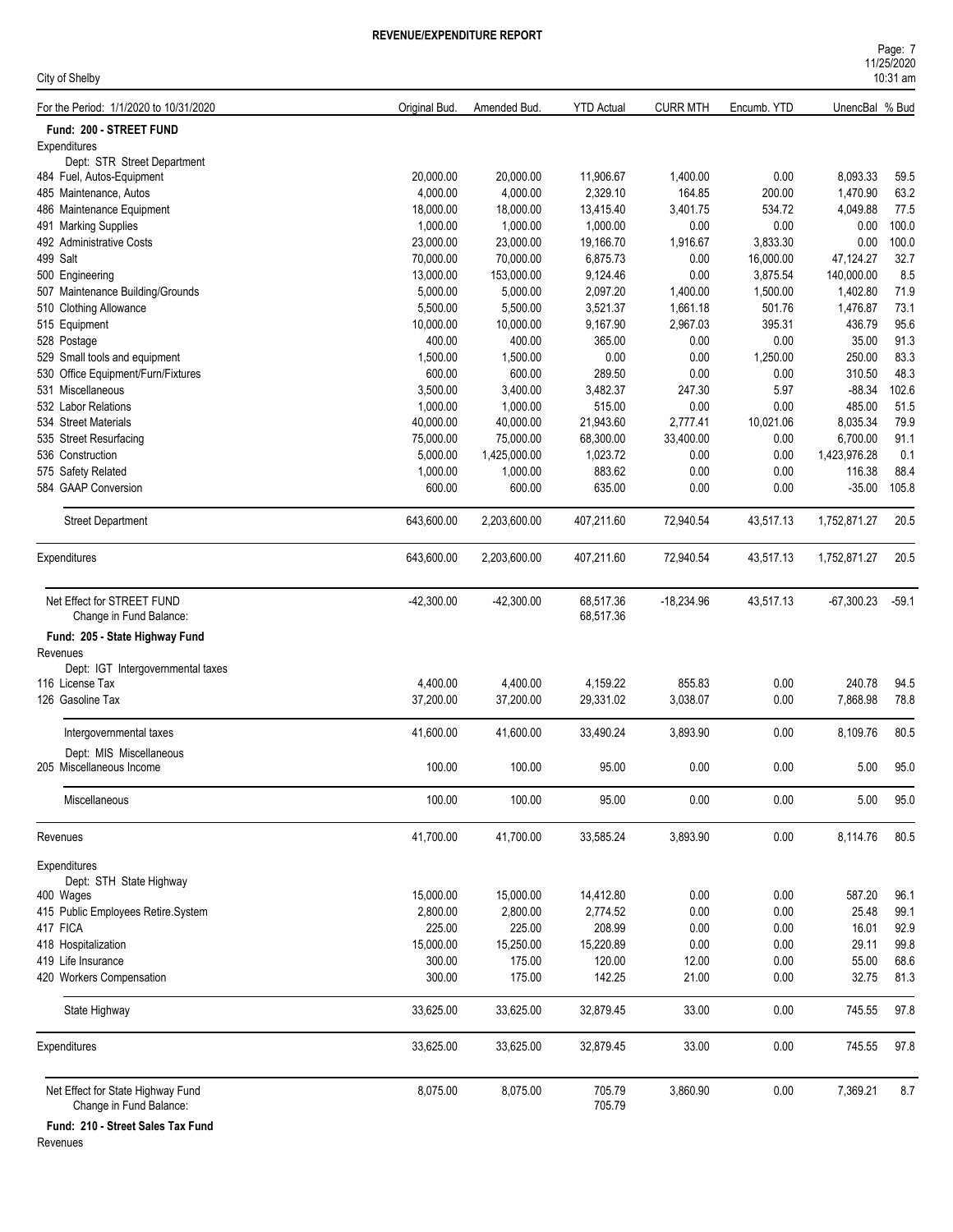# REVENUE/EXPENDITURE REPORT

City of Shelby

| For the Period: 1/1/2020 to 10/31/2020 | Original Bud. | Amended Bud. | YTD Actual | CURR MTH | Encumb. YTD | UnencBal | % Bud |
|---|---|---|---|---|---|---|---|
| **Fund: 200 - STREET FUND** | | | | | | | |
| Expenditures | | | | | | | |
| Dept: STR Street Department | | | | | | | |
| 484 Fuel, Autos-Equipment | 20,000.00 | 20,000.00 | 11,906.67 | 1,400.00 | 0.00 | 8,093.33 | 59.5 |
| 485 Maintenance, Autos | 4,000.00 | 4,000.00 | 2,329.10 | 164.85 | 200.00 | 1,470.90 | 63.2 |
| 486 Maintenance Equipment | 18,000.00 | 18,000.00 | 13,415.40 | 3,401.75 | 534.72 | 4,049.88 | 77.5 |
| 491 Marking Supplies | 1,000.00 | 1,000.00 | 1,000.00 | 0.00 | 0.00 | 0.00 | 100.0 |
| 492 Administrative Costs | 23,000.00 | 23,000.00 | 19,166.70 | 1,916.67 | 3,833.30 | 0.00 | 100.0 |
| 499 Salt | 70,000.00 | 70,000.00 | 6,875.73 | 0.00 | 16,000.00 | 47,124.27 | 32.7 |
| 500 Engineering | 13,000.00 | 153,000.00 | 9,124.46 | 0.00 | 3,875.54 | 140,000.00 | 8.5 |
| 507 Maintenance Building/Grounds | 5,000.00 | 5,000.00 | 2,097.20 | 1,400.00 | 1,500.00 | 1,402.80 | 71.9 |
| 510 Clothing Allowance | 5,500.00 | 5,500.00 | 3,521.37 | 1,661.18 | 501.76 | 1,476.87 | 73.1 |
| 515 Equipment | 10,000.00 | 10,000.00 | 9,167.90 | 2,967.03 | 395.31 | 436.79 | 95.6 |
| 528 Postage | 400.00 | 400.00 | 365.00 | 0.00 | 0.00 | 35.00 | 91.3 |
| 529 Small tools and equipment | 1,500.00 | 1,500.00 | 0.00 | 0.00 | 1,250.00 | 250.00 | 83.3 |
| 530 Office Equipment/Furn/Fixtures | 600.00 | 600.00 | 289.50 | 0.00 | 0.00 | 310.50 | 48.3 |
| 531 Miscellaneous | 3,500.00 | 3,400.00 | 3,482.37 | 247.30 | 5.97 | -88.34 | 102.6 |
| 532 Labor Relations | 1,000.00 | 1,000.00 | 515.00 | 0.00 | 0.00 | 485.00 | 51.5 |
| 534 Street Materials | 40,000.00 | 40,000.00 | 21,943.60 | 2,777.41 | 10,021.06 | 8,035.34 | 79.9 |
| 535 Street Resurfacing | 75,000.00 | 75,000.00 | 68,300.00 | 33,400.00 | 0.00 | 6,700.00 | 91.1 |
| 536 Construction | 5,000.00 | 1,425,000.00 | 1,023.72 | 0.00 | 0.00 | 1,423,976.28 | 0.1 |
| 575 Safety Related | 1,000.00 | 1,000.00 | 883.62 | 0.00 | 0.00 | 116.38 | 88.4 |
| 584 GAAP Conversion | 600.00 | 600.00 | 635.00 | 0.00 | 0.00 | -35.00 | 105.8 |
| Street Department | 643,600.00 | 2,203,600.00 | 407,211.60 | 72,940.54 | 43,517.13 | 1,752,871.27 | 20.5 |
| Expenditures | 643,600.00 | 2,203,600.00 | 407,211.60 | 72,940.54 | 43,517.13 | 1,752,871.27 | 20.5 |
| Net Effect for STREET FUND | -42,300.00 | -42,300.00 | 68,517.36 | -18,234.96 | 43,517.13 | -67,300.23 | -59.1 |
| Change in Fund Balance: | | | 68,517.36 | | | | |
| **Fund: 205 - State Highway Fund** | | | | | | | |
| Revenues | | | | | | | |
| Dept: IGT Intergovernmental taxes | | | | | | | |
| 116 License Tax | 4,400.00 | 4,400.00 | 4,159.22 | 855.83 | 0.00 | 240.78 | 94.5 |
| 126 Gasoline Tax | 37,200.00 | 37,200.00 | 29,331.02 | 3,038.07 | 0.00 | 7,868.98 | 78.8 |
| Intergovernmental taxes | 41,600.00 | 41,600.00 | 33,490.24 | 3,893.90 | 0.00 | 8,109.76 | 80.5 |
| Dept: MIS Miscellaneous | | | | | | | |
| 205 Miscellaneous Income | 100.00 | 100.00 | 95.00 | 0.00 | 0.00 | 5.00 | 95.0 |
| Miscellaneous | 100.00 | 100.00 | 95.00 | 0.00 | 0.00 | 5.00 | 95.0 |
| Revenues | 41,700.00 | 41,700.00 | 33,585.24 | 3,893.90 | 0.00 | 8,114.76 | 80.5 |
| Expenditures | | | | | | | |
| Dept: STH State Highway | | | | | | | |
| 400 Wages | 15,000.00 | 15,000.00 | 14,412.80 | 0.00 | 0.00 | 587.20 | 96.1 |
| 415 Public Employees Retire.System | 2,800.00 | 2,800.00 | 2,774.52 | 0.00 | 0.00 | 25.48 | 99.1 |
| 417 FICA | 225.00 | 225.00 | 208.99 | 0.00 | 0.00 | 16.01 | 92.9 |
| 418 Hospitalization | 15,000.00 | 15,250.00 | 15,220.89 | 0.00 | 0.00 | 29.11 | 99.8 |
| 419 Life Insurance | 300.00 | 175.00 | 120.00 | 12.00 | 0.00 | 55.00 | 68.6 |
| 420 Workers Compensation | 300.00 | 175.00 | 142.25 | 21.00 | 0.00 | 32.75 | 81.3 |
| State Highway | 33,625.00 | 33,625.00 | 32,879.45 | 33.00 | 0.00 | 745.55 | 97.8 |
| Expenditures | 33,625.00 | 33,625.00 | 32,879.45 | 33.00 | 0.00 | 745.55 | 97.8 |
| Net Effect for State Highway Fund | 8,075.00 | 8,075.00 | 705.79 | 3,860.90 | 0.00 | 7,369.21 | 8.7 |
| Change in Fund Balance: | | | 705.79 | | | | |
| **Fund: 210 - Street Sales Tax Fund** | | | | | | | |
| Revenues | | | | | | | |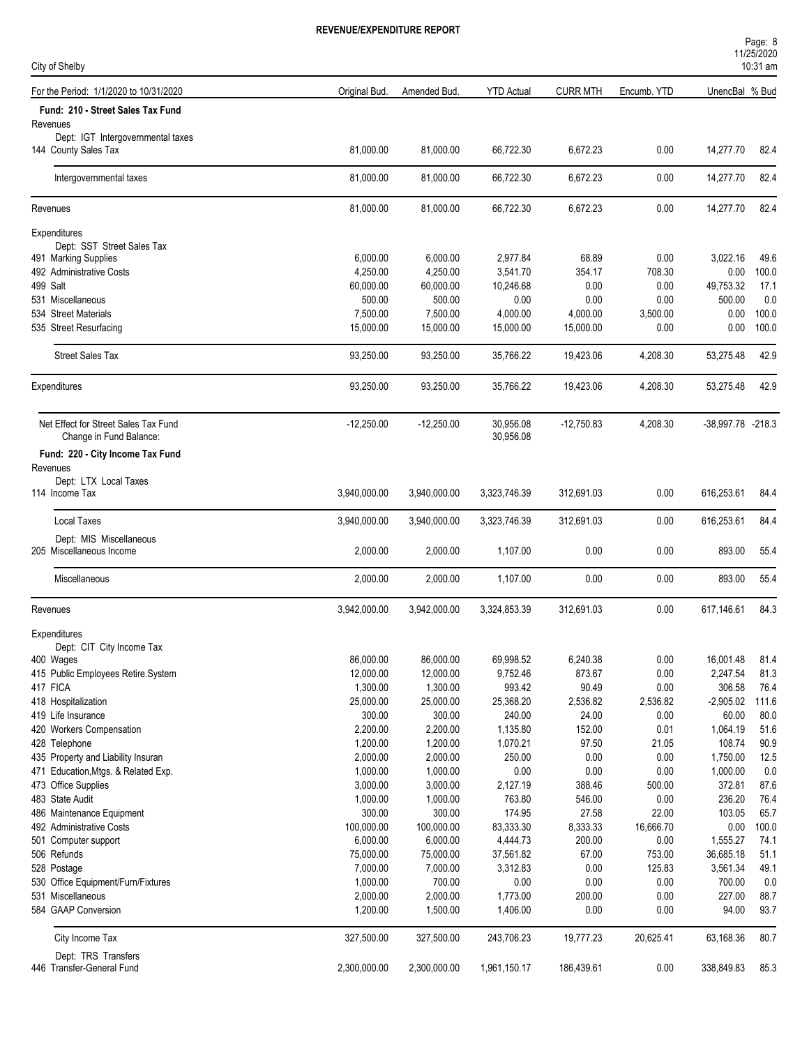# REVENUE/EXPENDITURE REPORT

City of Shelby

| For the Period: 1/1/2020 to 10/31/2020 | Original Bud. | Amended Bud. | YTD Actual | CURR MTH | Encumb. YTD | UnencBal | % Bud |
|---|---|---|---|---|---|---|---|
| **Fund: 210 - Street Sales Tax Fund** | | | | | | | |
| Revenues | | | | | | | |
| Dept: IGT Intergovernmental taxes | | | | | | | |
| 144 County Sales Tax | 81,000.00 | 81,000.00 | 66,722.30 | 6,672.23 | 0.00 | 14,277.70 | 82.4 |
| Intergovernmental taxes | 81,000.00 | 81,000.00 | 66,722.30 | 6,672.23 | 0.00 | 14,277.70 | 82.4 |
| Revenues | 81,000.00 | 81,000.00 | 66,722.30 | 6,672.23 | 0.00 | 14,277.70 | 82.4 |
| Expenditures | | | | | | | |
| Dept: SST Street Sales Tax | | | | | | | |
| 491 Marking Supplies | 6,000.00 | 6,000.00 | 2,977.84 | 68.89 | 0.00 | 3,022.16 | 49.6 |
| 492 Administrative Costs | 4,250.00 | 4,250.00 | 3,541.70 | 354.17 | 708.30 | 0.00 | 100.0 |
| 499 Salt | 60,000.00 | 60,000.00 | 10,246.68 | 0.00 | 0.00 | 49,753.32 | 17.1 |
| 531 Miscellaneous | 500.00 | 500.00 | 0.00 | 0.00 | 0.00 | 500.00 | 0.0 |
| 534 Street Materials | 7,500.00 | 7,500.00 | 4,000.00 | 4,000.00 | 3,500.00 | 0.00 | 100.0 |
| 535 Street Resurfacing | 15,000.00 | 15,000.00 | 15,000.00 | 15,000.00 | 0.00 | 0.00 | 100.0 |
| Street Sales Tax | 93,250.00 | 93,250.00 | 35,766.22 | 19,423.06 | 4,208.30 | 53,275.48 | 42.9 |
| Expenditures | 93,250.00 | 93,250.00 | 35,766.22 | 19,423.06 | 4,208.30 | 53,275.48 | 42.9 |
| Net Effect for Street Sales Tax Fund | -12,250.00 | -12,250.00 | 30,956.08 | -12,750.83 | 4,208.30 | -38,997.78 | -218.3 |
| Change in Fund Balance: | | | 30,956.08 | | | | |
| **Fund: 220 - City Income Tax Fund** | | | | | | | |
| Revenues | | | | | | | |
| Dept: LTX Local Taxes | | | | | | | |
| 114 Income Tax | 3,940,000.00 | 3,940,000.00 | 3,323,746.39 | 312,691.03 | 0.00 | 616,253.61 | 84.4 |
| Local Taxes | 3,940,000.00 | 3,940,000.00 | 3,323,746.39 | 312,691.03 | 0.00 | 616,253.61 | 84.4 |
| Dept: MIS Miscellaneous | | | | | | | |
| 205 Miscellaneous Income | 2,000.00 | 2,000.00 | 1,107.00 | 0.00 | 0.00 | 893.00 | 55.4 |
| Miscellaneous | 2,000.00 | 2,000.00 | 1,107.00 | 0.00 | 0.00 | 893.00 | 55.4 |
| Revenues | 3,942,000.00 | 3,942,000.00 | 3,324,853.39 | 312,691.03 | 0.00 | 617,146.61 | 84.3 |
| Expenditures | | | | | | | |
| Dept: CIT City Income Tax | | | | | | | |
| 400 Wages | 86,000.00 | 86,000.00 | 69,998.52 | 6,240.38 | 0.00 | 16,001.48 | 81.4 |
| 415 Public Employees Retire.System | 12,000.00 | 12,000.00 | 9,752.46 | 873.67 | 0.00 | 2,247.54 | 81.3 |
| 417 FICA | 1,300.00 | 1,300.00 | 993.42 | 90.49 | 0.00 | 306.58 | 76.4 |
| 418 Hospitalization | 25,000.00 | 25,000.00 | 25,368.20 | 2,536.82 | 2,536.82 | -2,905.02 | 111.6 |
| 419 Life Insurance | 300.00 | 300.00 | 240.00 | 24.00 | 0.00 | 60.00 | 80.0 |
| 420 Workers Compensation | 2,200.00 | 2,200.00 | 1,135.80 | 152.00 | 0.01 | 1,064.19 | 51.6 |
| 428 Telephone | 1,200.00 | 1,200.00 | 1,070.21 | 97.50 | 21.05 | 108.74 | 90.9 |
| 435 Property and Liability Insuran | 2,000.00 | 2,000.00 | 250.00 | 0.00 | 0.00 | 1,750.00 | 12.5 |
| 471 Education,Mtgs. & Related Exp. | 1,000.00 | 1,000.00 | 0.00 | 0.00 | 0.00 | 1,000.00 | 0.0 |
| 473 Office Supplies | 3,000.00 | 3,000.00 | 2,127.19 | 388.46 | 500.00 | 372.81 | 87.6 |
| 483 State Audit | 1,000.00 | 1,000.00 | 763.80 | 546.00 | 0.00 | 236.20 | 76.4 |
| 486 Maintenance Equipment | 300.00 | 300.00 | 174.95 | 27.58 | 22.00 | 103.05 | 65.7 |
| 492 Administrative Costs | 100,000.00 | 100,000.00 | 83,333.30 | 8,333.33 | 16,666.70 | 0.00 | 100.0 |
| 501 Computer support | 6,000.00 | 6,000.00 | 4,444.73 | 200.00 | 0.00 | 1,555.27 | 74.1 |
| 506 Refunds | 75,000.00 | 75,000.00 | 37,561.82 | 67.00 | 753.00 | 36,685.18 | 51.1 |
| 528 Postage | 7,000.00 | 7,000.00 | 3,312.83 | 0.00 | 125.83 | 3,561.34 | 49.1 |
| 530 Office Equipment/Furn/Fixtures | 1,000.00 | 700.00 | 0.00 | 0.00 | 0.00 | 700.00 | 0.0 |
| 531 Miscellaneous | 2,000.00 | 2,000.00 | 1,773.00 | 200.00 | 0.00 | 227.00 | 88.7 |
| 584 GAAP Conversion | 1,200.00 | 1,500.00 | 1,406.00 | 0.00 | 0.00 | 94.00 | 93.7 |
| City Income Tax | 327,500.00 | 327,500.00 | 243,706.23 | 19,777.23 | 20,625.41 | 63,168.36 | 80.7 |
| Dept: TRS Transfers | | | | | | | |
| 446 Transfer-General Fund | 2,300,000.00 | 2,300,000.00 | 1,961,150.17 | 186,439.61 | 0.00 | 338,849.83 | 85.3 |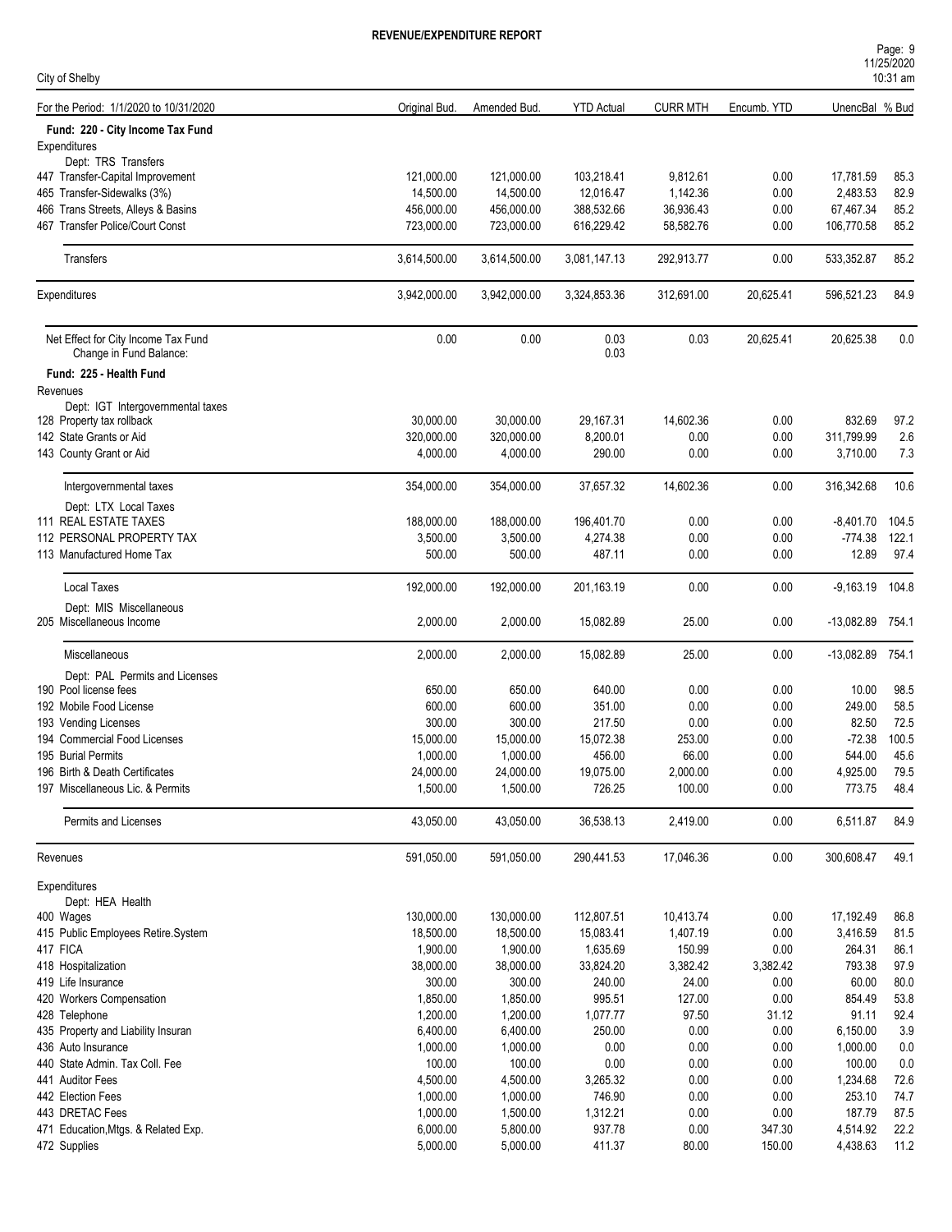**REVENUE/EXPENDITURE REPORT**

City of Shelby

| For the Period: 1/1/2020 to 10/31/2020 | Original Bud. | Amended Bud. | YTD Actual | CURR MTH | Encumb. YTD | UnencBal | % Bud |
|---|---|---|---|---|---|---|---|
| **Fund: 220 - City Income Tax Fund** | | | | | | | |
| Expenditures | | | | | | | |
| Dept: TRS Transfers | | | | | | | |
| 447 Transfer-Capital Improvement | 121,000.00 | 121,000.00 | 103,218.41 | 9,812.61 | 0.00 | 17,781.59 | 85.3 |
| 465 Transfer-Sidewalks (3%) | 14,500.00 | 14,500.00 | 12,016.47 | 1,142.36 | 0.00 | 2,483.53 | 82.9 |
| 466 Trans Streets, Alleys & Basins | 456,000.00 | 456,000.00 | 388,532.66 | 36,936.43 | 0.00 | 67,467.34 | 85.2 |
| 467 Transfer Police/Court Const | 723,000.00 | 723,000.00 | 616,229.42 | 58,582.76 | 0.00 | 106,770.58 | 85.2 |
| Transfers | 3,614,500.00 | 3,614,500.00 | 3,081,147.13 | 292,913.77 | 0.00 | 533,352.87 | 85.2 |
| Expenditures | 3,942,000.00 | 3,942,000.00 | 3,324,853.36 | 312,691.00 | 20,625.41 | 596,521.23 | 84.9 |
| Net Effect for City Income Tax Fund | 0.00 | 0.00 | 0.03 | 0.03 | 20,625.41 | 20,625.38 | 0.0 |
| Change in Fund Balance: | | | 0.03 | | | | |
| **Fund: 225 - Health Fund** | | | | | | | |
| Revenues | | | | | | | |
| Dept: IGT Intergovernmental taxes | | | | | | | |
| 128 Property tax rollback | 30,000.00 | 30,000.00 | 29,167.31 | 14,602.36 | 0.00 | 832.69 | 97.2 |
| 142 State Grants or Aid | 320,000.00 | 320,000.00 | 8,200.01 | 0.00 | 0.00 | 311,799.99 | 2.6 |
| 143 County Grant or Aid | 4,000.00 | 4,000.00 | 290.00 | 0.00 | 0.00 | 3,710.00 | 7.3 |
| Intergovernmental taxes | 354,000.00 | 354,000.00 | 37,657.32 | 14,602.36 | 0.00 | 316,342.68 | 10.6 |
| Dept: LTX Local Taxes | | | | | | | |
| 111 REAL ESTATE TAXES | 188,000.00 | 188,000.00 | 196,401.70 | 0.00 | 0.00 | -8,401.70 | 104.5 |
| 112 PERSONAL PROPERTY TAX | 3,500.00 | 3,500.00 | 4,274.38 | 0.00 | 0.00 | -774.38 | 122.1 |
| 113 Manufactured Home Tax | 500.00 | 500.00 | 487.11 | 0.00 | 0.00 | 12.89 | 97.4 |
| Local Taxes | 192,000.00 | 192,000.00 | 201,163.19 | 0.00 | 0.00 | -9,163.19 | 104.8 |
| Dept: MIS Miscellaneous | | | | | | | |
| 205 Miscellaneous Income | 2,000.00 | 2,000.00 | 15,082.89 | 25.00 | 0.00 | -13,082.89 | 754.1 |
| Miscellaneous | 2,000.00 | 2,000.00 | 15,082.89 | 25.00 | 0.00 | -13,082.89 | 754.1 |
| Dept: PAL Permits and Licenses | | | | | | | |
| 190 Pool license fees | 650.00 | 650.00 | 640.00 | 0.00 | 0.00 | 10.00 | 98.5 |
| 192 Mobile Food License | 600.00 | 600.00 | 351.00 | 0.00 | 0.00 | 249.00 | 58.5 |
| 193 Vending Licenses | 300.00 | 300.00 | 217.50 | 0.00 | 0.00 | 82.50 | 72.5 |
| 194 Commercial Food Licenses | 15,000.00 | 15,000.00 | 15,072.38 | 253.00 | 0.00 | -72.38 | 100.5 |
| 195 Burial Permits | 1,000.00 | 1,000.00 | 456.00 | 66.00 | 0.00 | 544.00 | 45.6 |
| 196 Birth & Death Certificates | 24,000.00 | 24,000.00 | 19,075.00 | 2,000.00 | 0.00 | 4,925.00 | 79.5 |
| 197 Miscellaneous Lic. & Permits | 1,500.00 | 1,500.00 | 726.25 | 100.00 | 0.00 | 773.75 | 48.4 |
| Permits and Licenses | 43,050.00 | 43,050.00 | 36,538.13 | 2,419.00 | 0.00 | 6,511.87 | 84.9 |
| Revenues | 591,050.00 | 591,050.00 | 290,441.53 | 17,046.36 | 0.00 | 300,608.47 | 49.1 |
| Expenditures | | | | | | | |
| Dept: HEA Health | | | | | | | |
| 400 Wages | 130,000.00 | 130,000.00 | 112,807.51 | 10,413.74 | 0.00 | 17,192.49 | 86.8 |
| 415 Public Employees Retire.System | 18,500.00 | 18,500.00 | 15,083.41 | 1,407.19 | 0.00 | 3,416.59 | 81.5 |
| 417 FICA | 1,900.00 | 1,900.00 | 1,635.69 | 150.99 | 0.00 | 264.31 | 86.1 |
| 418 Hospitalization | 38,000.00 | 38,000.00 | 33,824.20 | 3,382.42 | 3,382.42 | 793.38 | 97.9 |
| 419 Life Insurance | 300.00 | 300.00 | 240.00 | 24.00 | 0.00 | 60.00 | 80.0 |
| 420 Workers Compensation | 1,850.00 | 1,850.00 | 995.51 | 127.00 | 0.00 | 854.49 | 53.8 |
| 428 Telephone | 1,200.00 | 1,200.00 | 1,077.77 | 97.50 | 31.12 | 91.11 | 92.4 |
| 435 Property and Liability Insuran | 6,400.00 | 6,400.00 | 250.00 | 0.00 | 0.00 | 6,150.00 | 3.9 |
| 436 Auto Insurance | 1,000.00 | 1,000.00 | 0.00 | 0.00 | 0.00 | 1,000.00 | 0.0 |
| 440 State Admin. Tax Coll. Fee | 100.00 | 100.00 | 0.00 | 0.00 | 0.00 | 100.00 | 0.0 |
| 441 Auditor Fees | 4,500.00 | 4,500.00 | 3,265.32 | 0.00 | 0.00 | 1,234.68 | 72.6 |
| 442 Election Fees | 1,000.00 | 1,000.00 | 746.90 | 0.00 | 0.00 | 253.10 | 74.7 |
| 443 DRETAC Fees | 1,000.00 | 1,500.00 | 1,312.21 | 0.00 | 0.00 | 187.79 | 87.5 |
| 471 Education,Mtgs. & Related Exp. | 6,000.00 | 5,800.00 | 937.78 | 0.00 | 347.30 | 4,514.92 | 22.2 |
| 472 Supplies | 5,000.00 | 5,000.00 | 411.37 | 80.00 | 150.00 | 4,438.63 | 11.2 |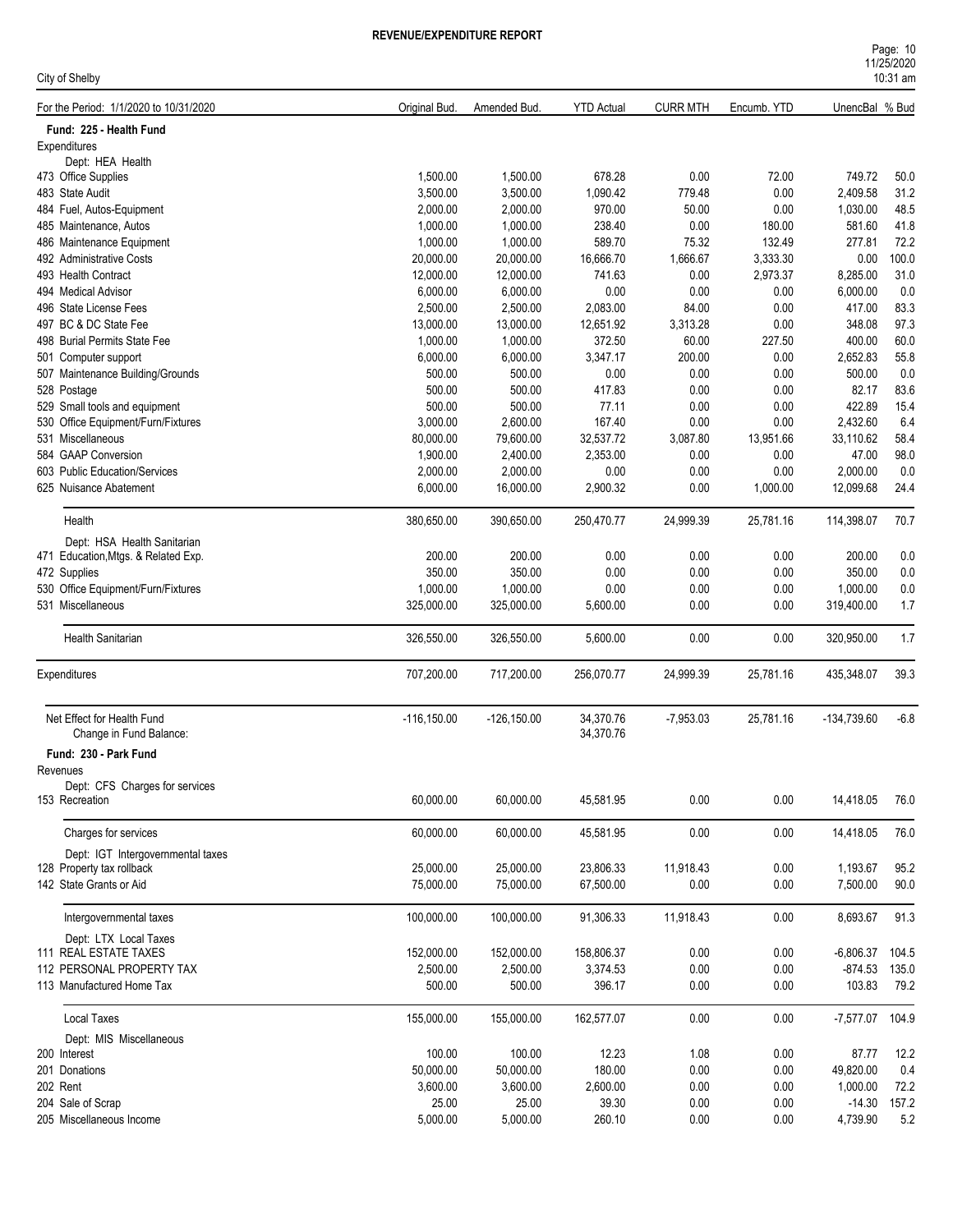# REVENUE/EXPENDITURE REPORT

City of Shelby

| For the Period: 1/1/2020 to 10/31/2020 | Original Bud. | Amended Bud. | YTD Actual | CURR MTH | Encumb. YTD | UnencBal | % Bud |
|---|---|---|---|---|---|---|---|
| **Fund: 225 - Health Fund** | | | | | | | |
| Expenditures | | | | | | | |
| Dept: HEA Health | | | | | | | |
| 473 Office Supplies | 1,500.00 | 1,500.00 | 678.28 | 0.00 | 72.00 | 749.72 | 50.0 |
| 483 State Audit | 3,500.00 | 3,500.00 | 1,090.42 | 779.48 | 0.00 | 2,409.58 | 31.2 |
| 484 Fuel, Autos-Equipment | 2,000.00 | 2,000.00 | 970.00 | 50.00 | 0.00 | 1,030.00 | 48.5 |
| 485 Maintenance, Autos | 1,000.00 | 1,000.00 | 238.40 | 0.00 | 180.00 | 581.60 | 41.8 |
| 486 Maintenance Equipment | 1,000.00 | 1,000.00 | 589.70 | 75.32 | 132.49 | 277.81 | 72.2 |
| 492 Administrative Costs | 20,000.00 | 20,000.00 | 16,666.70 | 1,666.67 | 3,333.30 | 0.00 | 100.0 |
| 493 Health Contract | 12,000.00 | 12,000.00 | 741.63 | 0.00 | 2,973.37 | 8,285.00 | 31.0 |
| 494 Medical Advisor | 6,000.00 | 6,000.00 | 0.00 | 0.00 | 0.00 | 6,000.00 | 0.0 |
| 496 State License Fees | 2,500.00 | 2,500.00 | 2,083.00 | 84.00 | 0.00 | 417.00 | 83.3 |
| 497 BC & DC State Fee | 13,000.00 | 13,000.00 | 12,651.92 | 3,313.28 | 0.00 | 348.08 | 97.3 |
| 498 Burial Permits State Fee | 1,000.00 | 1,000.00 | 372.50 | 60.00 | 227.50 | 400.00 | 60.0 |
| 501 Computer support | 6,000.00 | 6,000.00 | 3,347.17 | 200.00 | 0.00 | 2,652.83 | 55.8 |
| 507 Maintenance Building/Grounds | 500.00 | 500.00 | 0.00 | 0.00 | 0.00 | 500.00 | 0.0 |
| 528 Postage | 500.00 | 500.00 | 417.83 | 0.00 | 0.00 | 82.17 | 83.6 |
| 529 Small tools and equipment | 500.00 | 500.00 | 77.11 | 0.00 | 0.00 | 422.89 | 15.4 |
| 530 Office Equipment/Furn/Fixtures | 3,000.00 | 2,600.00 | 167.40 | 0.00 | 0.00 | 2,432.60 | 6.4 |
| 531 Miscellaneous | 80,000.00 | 79,600.00 | 32,537.72 | 3,087.80 | 13,951.66 | 33,110.62 | 58.4 |
| 584 GAAP Conversion | 1,900.00 | 2,400.00 | 2,353.00 | 0.00 | 0.00 | 47.00 | 98.0 |
| 603 Public Education/Services | 2,000.00 | 2,000.00 | 0.00 | 0.00 | 0.00 | 2,000.00 | 0.0 |
| 625 Nuisance Abatement | 6,000.00 | 16,000.00 | 2,900.32 | 0.00 | 1,000.00 | 12,099.68 | 24.4 |
| Health | 380,650.00 | 390,650.00 | 250,470.77 | 24,999.39 | 25,781.16 | 114,398.07 | 70.7 |
| Dept: HSA Health Sanitarian | | | | | | | |
| 471 Education,Mtgs. & Related Exp. | 200.00 | 200.00 | 0.00 | 0.00 | 0.00 | 200.00 | 0.0 |
| 472 Supplies | 350.00 | 350.00 | 0.00 | 0.00 | 0.00 | 350.00 | 0.0 |
| 530 Office Equipment/Furn/Fixtures | 1,000.00 | 1,000.00 | 0.00 | 0.00 | 0.00 | 1,000.00 | 0.0 |
| 531 Miscellaneous | 325,000.00 | 325,000.00 | 5,600.00 | 0.00 | 0.00 | 319,400.00 | 1.7 |
| Health Sanitarian | 326,550.00 | 326,550.00 | 5,600.00 | 0.00 | 0.00 | 320,950.00 | 1.7 |
| Expenditures | 707,200.00 | 717,200.00 | 256,070.77 | 24,999.39 | 25,781.16 | 435,348.07 | 39.3 |
| Net Effect for Health Fund | -116,150.00 | -126,150.00 | 34,370.76 | -7,953.03 | 25,781.16 | -134,739.60 | -6.8 |
| Change in Fund Balance: | | | 34,370.76 | | | | |
| **Fund: 230 - Park Fund** | | | | | | | |
| Revenues | | | | | | | |
| Dept: CFS Charges for services | | | | | | | |
| 153 Recreation | 60,000.00 | 60,000.00 | 45,581.95 | 0.00 | 0.00 | 14,418.05 | 76.0 |
| Charges for services | 60,000.00 | 60,000.00 | 45,581.95 | 0.00 | 0.00 | 14,418.05 | 76.0 |
| Dept: IGT Intergovernmental taxes | | | | | | | |
| 128 Property tax rollback | 25,000.00 | 25,000.00 | 23,806.33 | 11,918.43 | 0.00 | 1,193.67 | 95.2 |
| 142 State Grants or Aid | 75,000.00 | 75,000.00 | 67,500.00 | 0.00 | 0.00 | 7,500.00 | 90.0 |
| Intergovernmental taxes | 100,000.00 | 100,000.00 | 91,306.33 | 11,918.43 | 0.00 | 8,693.67 | 91.3 |
| Dept: LTX Local Taxes | | | | | | | |
| 111 REAL ESTATE TAXES | 152,000.00 | 152,000.00 | 158,806.37 | 0.00 | 0.00 | -6,806.37 | 104.5 |
| 112 PERSONAL PROPERTY TAX | 2,500.00 | 2,500.00 | 3,374.53 | 0.00 | 0.00 | -874.53 | 135.0 |
| 113 Manufactured Home Tax | 500.00 | 500.00 | 396.17 | 0.00 | 0.00 | 103.83 | 79.2 |
| Local Taxes | 155,000.00 | 155,000.00 | 162,577.07 | 0.00 | 0.00 | -7,577.07 | 104.9 |
| Dept: MIS Miscellaneous | | | | | | | |
| 200 Interest | 100.00 | 100.00 | 12.23 | 1.08 | 0.00 | 87.77 | 12.2 |
| 201 Donations | 50,000.00 | 50,000.00 | 180.00 | 0.00 | 0.00 | 49,820.00 | 0.4 |
| 202 Rent | 3,600.00 | 3,600.00 | 2,600.00 | 0.00 | 0.00 | 1,000.00 | 72.2 |
| 204 Sale of Scrap | 25.00 | 25.00 | 39.30 | 0.00 | 0.00 | -14.30 | 157.2 |
| 205 Miscellaneous Income | 5,000.00 | 5,000.00 | 260.10 | 0.00 | 0.00 | 4,739.90 | 5.2 |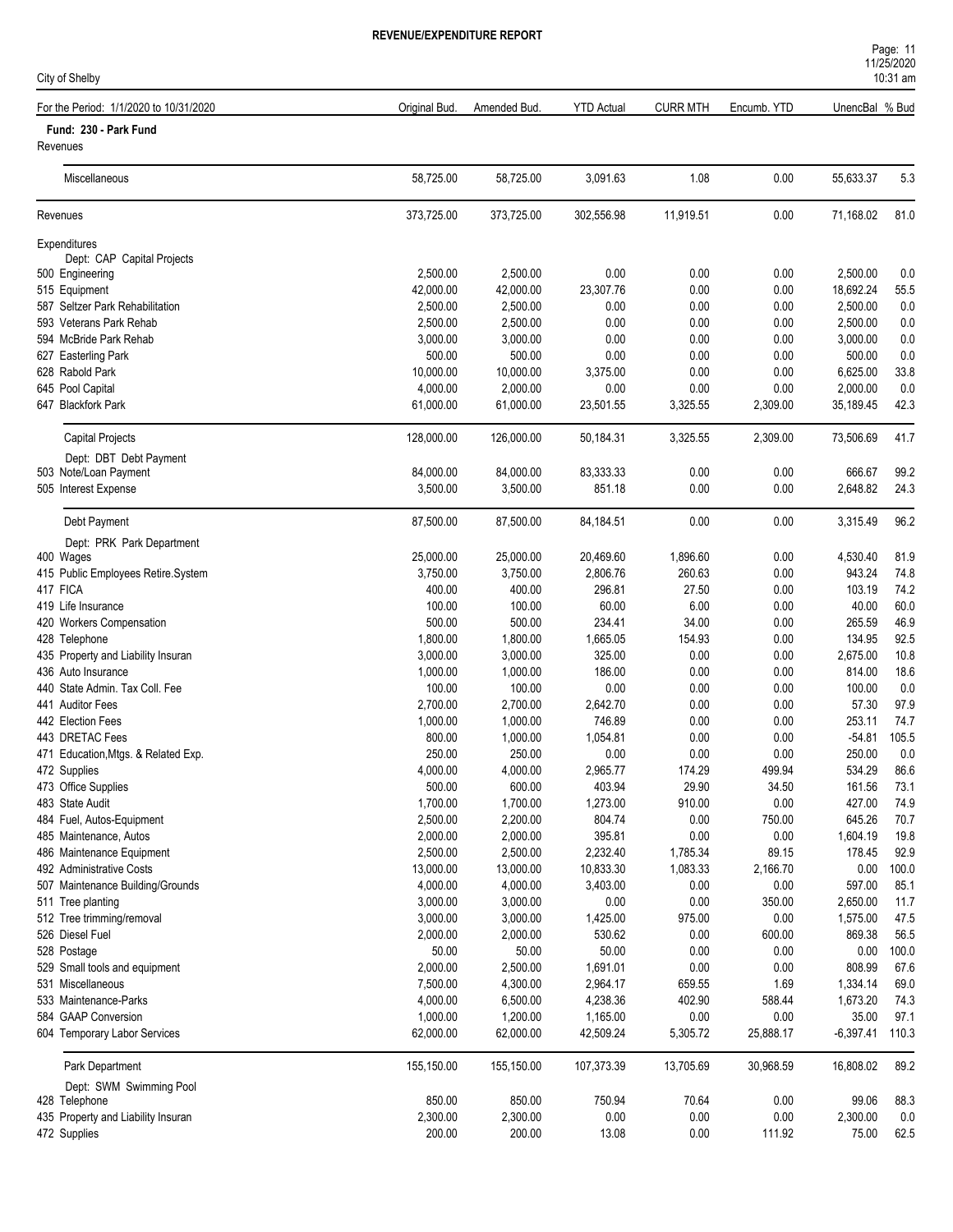# REVENUE/EXPENDITURE REPORT

City of Shelby

| For the Period: 1/1/2020 to 10/31/2020 | Original Bud. | Amended Bud. | YTD Actual | CURR MTH | Encumb. YTD | UnencBal | % Bud |
|---|---|---|---|---|---|---|---|
| **Fund: 230 - Park Fund** | | | | | | | |
| Revenues | | | | | | | |
| Miscellaneous | 58,725.00 | 58,725.00 | 3,091.63 | 1.08 | 0.00 | 55,633.37 | 5.3 |
| Revenues | 373,725.00 | 373,725.00 | 302,556.98 | 11,919.51 | 0.00 | 71,168.02 | 81.0 |
| Expenditures | | | | | | | |
| Dept: CAP Capital Projects | | | | | | | |
| 500 Engineering | 2,500.00 | 2,500.00 | 0.00 | 0.00 | 0.00 | 2,500.00 | 0.0 |
| 515 Equipment | 42,000.00 | 42,000.00 | 23,307.76 | 0.00 | 0.00 | 18,692.24 | 55.5 |
| 587 Seltzer Park Rehabilitation | 2,500.00 | 2,500.00 | 0.00 | 0.00 | 0.00 | 2,500.00 | 0.0 |
| 593 Veterans Park Rehab | 2,500.00 | 2,500.00 | 0.00 | 0.00 | 0.00 | 2,500.00 | 0.0 |
| 594 McBride Park Rehab | 3,000.00 | 3,000.00 | 0.00 | 0.00 | 0.00 | 3,000.00 | 0.0 |
| 627 Easterling Park | 500.00 | 500.00 | 0.00 | 0.00 | 0.00 | 500.00 | 0.0 |
| 628 Rabold Park | 10,000.00 | 10,000.00 | 3,375.00 | 0.00 | 0.00 | 6,625.00 | 33.8 |
| 645 Pool Capital | 4,000.00 | 2,000.00 | 0.00 | 0.00 | 0.00 | 2,000.00 | 0.0 |
| 647 Blackfork Park | 61,000.00 | 61,000.00 | 23,501.55 | 3,325.55 | 2,309.00 | 35,189.45 | 42.3 |
| Capital Projects | 128,000.00 | 126,000.00 | 50,184.31 | 3,325.55 | 2,309.00 | 73,506.69 | 41.7 |
| Dept: DBT Debt Payment | | | | | | | |
| 503 Note/Loan Payment | 84,000.00 | 84,000.00 | 83,333.33 | 0.00 | 0.00 | 666.67 | 99.2 |
| 505 Interest Expense | 3,500.00 | 3,500.00 | 851.18 | 0.00 | 0.00 | 2,648.82 | 24.3 |
| Debt Payment | 87,500.00 | 87,500.00 | 84,184.51 | 0.00 | 0.00 | 3,315.49 | 96.2 |
| Dept: PRK Park Department | | | | | | | |
| 400 Wages | 25,000.00 | 25,000.00 | 20,469.60 | 1,896.60 | 0.00 | 4,530.40 | 81.9 |
| 415 Public Employees Retire.System | 3,750.00 | 3,750.00 | 2,806.76 | 260.63 | 0.00 | 943.24 | 74.8 |
| 417 FICA | 400.00 | 400.00 | 296.81 | 27.50 | 0.00 | 103.19 | 74.2 |
| 419 Life Insurance | 100.00 | 100.00 | 60.00 | 6.00 | 0.00 | 40.00 | 60.0 |
| 420 Workers Compensation | 500.00 | 500.00 | 234.41 | 34.00 | 0.00 | 265.59 | 46.9 |
| 428 Telephone | 1,800.00 | 1,800.00 | 1,665.05 | 154.93 | 0.00 | 134.95 | 92.5 |
| 435 Property and Liability Insuran | 3,000.00 | 3,000.00 | 325.00 | 0.00 | 0.00 | 2,675.00 | 10.8 |
| 436 Auto Insurance | 1,000.00 | 1,000.00 | 186.00 | 0.00 | 0.00 | 814.00 | 18.6 |
| 440 State Admin. Tax Coll. Fee | 100.00 | 100.00 | 0.00 | 0.00 | 0.00 | 100.00 | 0.0 |
| 441 Auditor Fees | 2,700.00 | 2,700.00 | 2,642.70 | 0.00 | 0.00 | 57.30 | 97.9 |
| 442 Election Fees | 1,000.00 | 1,000.00 | 746.89 | 0.00 | 0.00 | 253.11 | 74.7 |
| 443 DRETAC Fees | 800.00 | 1,000.00 | 1,054.81 | 0.00 | 0.00 | -54.81 | 105.5 |
| 471 Education,Mtgs. & Related Exp. | 250.00 | 250.00 | 0.00 | 0.00 | 0.00 | 250.00 | 0.0 |
| 472 Supplies | 4,000.00 | 4,000.00 | 2,965.77 | 174.29 | 499.94 | 534.29 | 86.6 |
| 473 Office Supplies | 500.00 | 600.00 | 403.94 | 29.90 | 34.50 | 161.56 | 73.1 |
| 483 State Audit | 1,700.00 | 1,700.00 | 1,273.00 | 910.00 | 0.00 | 427.00 | 74.9 |
| 484 Fuel, Autos-Equipment | 2,500.00 | 2,200.00 | 804.74 | 0.00 | 750.00 | 645.26 | 70.7 |
| 485 Maintenance, Autos | 2,000.00 | 2,000.00 | 395.81 | 0.00 | 0.00 | 1,604.19 | 19.8 |
| 486 Maintenance Equipment | 2,500.00 | 2,500.00 | 2,232.40 | 1,785.34 | 89.15 | 178.45 | 92.9 |
| 492 Administrative Costs | 13,000.00 | 13,000.00 | 10,833.30 | 1,083.33 | 2,166.70 | 0.00 | 100.0 |
| 507 Maintenance Building/Grounds | 4,000.00 | 4,000.00 | 3,403.00 | 0.00 | 0.00 | 597.00 | 85.1 |
| 511 Tree planting | 3,000.00 | 3,000.00 | 0.00 | 0.00 | 350.00 | 2,650.00 | 11.7 |
| 512 Tree trimming/removal | 3,000.00 | 3,000.00 | 1,425.00 | 975.00 | 0.00 | 1,575.00 | 47.5 |
| 526 Diesel Fuel | 2,000.00 | 2,000.00 | 530.62 | 0.00 | 600.00 | 869.38 | 56.5 |
| 528 Postage | 50.00 | 50.00 | 50.00 | 0.00 | 0.00 | 0.00 | 100.0 |
| 529 Small tools and equipment | 2,000.00 | 2,500.00 | 1,691.01 | 0.00 | 0.00 | 808.99 | 67.6 |
| 531 Miscellaneous | 7,500.00 | 4,300.00 | 2,964.17 | 659.55 | 1.69 | 1,334.14 | 69.0 |
| 533 Maintenance-Parks | 4,000.00 | 6,500.00 | 4,238.36 | 402.90 | 588.44 | 1,673.20 | 74.3 |
| 584 GAAP Conversion | 1,000.00 | 1,200.00 | 1,165.00 | 0.00 | 0.00 | 35.00 | 97.1 |
| 604 Temporary Labor Services | 62,000.00 | 62,000.00 | 42,509.24 | 5,305.72 | 25,888.17 | -6,397.41 | 110.3 |
| Park Department | 155,150.00 | 155,150.00 | 107,373.39 | 13,705.69 | 30,968.59 | 16,808.02 | 89.2 |
| Dept: SWM Swimming Pool | | | | | | | |
| 428 Telephone | 850.00 | 850.00 | 750.94 | 70.64 | 0.00 | 99.06 | 88.3 |
| 435 Property and Liability Insuran | 2,300.00 | 2,300.00 | 0.00 | 0.00 | 0.00 | 2,300.00 | 0.0 |
| 472 Supplies | 200.00 | 200.00 | 13.08 | 0.00 | 111.92 | 75.00 | 62.5 |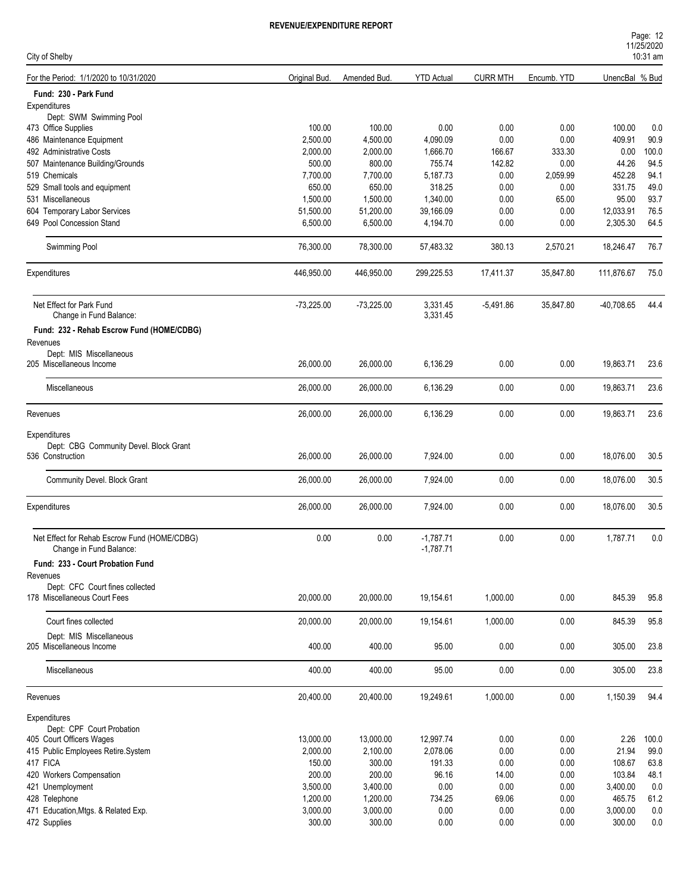# REVENUE/EXPENDITURE REPORT

City of Shelby

| For the Period: 1/1/2020 to 10/31/2020 | Original Bud. | Amended Bud. | YTD Actual | CURR MTH | Encumb. YTD | UnencBal | % Bud |
|---|---|---|---|---|---|---|---|
| **Fund: 230 - Park Fund** | | | | | | | |
| Expenditures | | | | | | | |
| Dept: SWM Swimming Pool | | | | | | | |
| 473 Office Supplies | 100.00 | 100.00 | 0.00 | 0.00 | 0.00 | 100.00 | 0.0 |
| 486 Maintenance Equipment | 2,500.00 | 4,500.00 | 4,090.09 | 0.00 | 0.00 | 409.91 | 90.9 |
| 492 Administrative Costs | 2,000.00 | 2,000.00 | 1,666.70 | 166.67 | 333.30 | 0.00 | 100.0 |
| 507 Maintenance Building/Grounds | 500.00 | 800.00 | 755.74 | 142.82 | 0.00 | 44.26 | 94.5 |
| 519 Chemicals | 7,700.00 | 7,700.00 | 5,187.73 | 0.00 | 2,059.99 | 452.28 | 94.1 |
| 529 Small tools and equipment | 650.00 | 650.00 | 318.25 | 0.00 | 0.00 | 331.75 | 49.0 |
| 531 Miscellaneous | 1,500.00 | 1,500.00 | 1,340.00 | 0.00 | 65.00 | 95.00 | 93.7 |
| 604 Temporary Labor Services | 51,500.00 | 51,200.00 | 39,166.09 | 0.00 | 0.00 | 12,033.91 | 76.5 |
| 649 Pool Concession Stand | 6,500.00 | 6,500.00 | 4,194.70 | 0.00 | 0.00 | 2,305.30 | 64.5 |
| Swimming Pool | 76,300.00 | 78,300.00 | 57,483.32 | 380.13 | 2,570.21 | 18,246.47 | 76.7 |
| Expenditures | 446,950.00 | 446,950.00 | 299,225.53 | 17,411.37 | 35,847.80 | 111,876.67 | 75.0 |
| Net Effect for Park Fund | -73,225.00 | -73,225.00 | 3,331.45 | -5,491.86 | 35,847.80 | -40,708.65 | 44.4 |
| Change in Fund Balance: | | | 3,331.45 | | | | |
| **Fund: 232 - Rehab Escrow Fund (HOME/CDBG)** | | | | | | | |
| Revenues | | | | | | | |
| Dept: MIS Miscellaneous | | | | | | | |
| 205 Miscellaneous Income | 26,000.00 | 26,000.00 | 6,136.29 | 0.00 | 0.00 | 19,863.71 | 23.6 |
| Miscellaneous | 26,000.00 | 26,000.00 | 6,136.29 | 0.00 | 0.00 | 19,863.71 | 23.6 |
| Revenues | 26,000.00 | 26,000.00 | 6,136.29 | 0.00 | 0.00 | 19,863.71 | 23.6 |
| Expenditures | | | | | | | |
| Dept: CBG Community Devel. Block Grant | | | | | | | |
| 536 Construction | 26,000.00 | 26,000.00 | 7,924.00 | 0.00 | 0.00 | 18,076.00 | 30.5 |
| Community Devel. Block Grant | 26,000.00 | 26,000.00 | 7,924.00 | 0.00 | 0.00 | 18,076.00 | 30.5 |
| Expenditures | 26,000.00 | 26,000.00 | 7,924.00 | 0.00 | 0.00 | 18,076.00 | 30.5 |
| Net Effect for Rehab Escrow Fund (HOME/CDBG) | 0.00 | 0.00 | -1,787.71 | 0.00 | 0.00 | 1,787.71 | 0.0 |
| Change in Fund Balance: | | | -1,787.71 | | | | |
| **Fund: 233 - Court Probation Fund** | | | | | | | |
| Revenues | | | | | | | |
| Dept: CFC Court fines collected | | | | | | | |
| 178 Miscellaneous Court Fees | 20,000.00 | 20,000.00 | 19,154.61 | 1,000.00 | 0.00 | 845.39 | 95.8 |
| Court fines collected | 20,000.00 | 20,000.00 | 19,154.61 | 1,000.00 | 0.00 | 845.39 | 95.8 |
| Dept: MIS Miscellaneous | | | | | | | |
| 205 Miscellaneous Income | 400.00 | 400.00 | 95.00 | 0.00 | 0.00 | 305.00 | 23.8 |
| Miscellaneous | 400.00 | 400.00 | 95.00 | 0.00 | 0.00 | 305.00 | 23.8 |
| Revenues | 20,400.00 | 20,400.00 | 19,249.61 | 1,000.00 | 0.00 | 1,150.39 | 94.4 |
| Expenditures | | | | | | | |
| Dept: CPF Court Probation | | | | | | | |
| 405 Court Officers Wages | 13,000.00 | 13,000.00 | 12,997.74 | 0.00 | 0.00 | 2.26 | 100.0 |
| 415 Public Employees Retire.System | 2,000.00 | 2,100.00 | 2,078.06 | 0.00 | 0.00 | 21.94 | 99.0 |
| 417 FICA | 150.00 | 300.00 | 191.33 | 0.00 | 0.00 | 108.67 | 63.8 |
| 420 Workers Compensation | 200.00 | 200.00 | 96.16 | 14.00 | 0.00 | 103.84 | 48.1 |
| 421 Unemployment | 3,500.00 | 3,400.00 | 0.00 | 0.00 | 0.00 | 3,400.00 | 0.0 |
| 428 Telephone | 1,200.00 | 1,200.00 | 734.25 | 69.06 | 0.00 | 465.75 | 61.2 |
| 471 Education,Mtgs. & Related Exp. | 3,000.00 | 3,000.00 | 0.00 | 0.00 | 0.00 | 3,000.00 | 0.0 |
| 472 Supplies | 300.00 | 300.00 | 0.00 | 0.00 | 0.00 | 300.00 | 0.0 |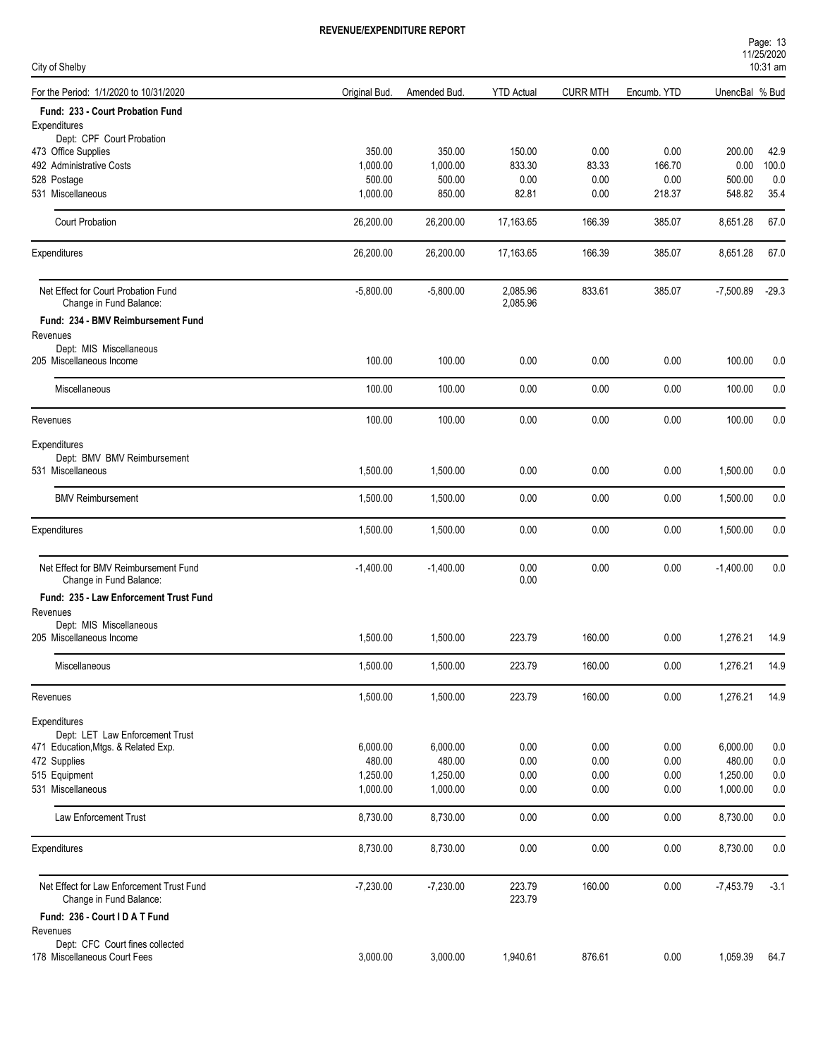# REVENUE/EXPENDITURE REPORT

City of Shelby

| For the Period: 1/1/2020 to 10/31/2020 | Original Bud. | Amended Bud. | YTD Actual | CURR MTH | Encumb. YTD | UnencBal | % Bud |
|---|---|---|---|---|---|---|---|
| **Fund: 233 - Court Probation Fund** | | | | | | | |
| Expenditures | | | | | | | |
| Dept: CPF Court Probation | | | | | | | |
| 473 Office Supplies | 350.00 | 350.00 | 150.00 | 0.00 | 0.00 | 200.00 | 42.9 |
| 492 Administrative Costs | 1,000.00 | 1,000.00 | 833.30 | 83.33 | 166.70 | 0.00 | 100.0 |
| 528 Postage | 500.00 | 500.00 | 0.00 | 0.00 | 0.00 | 500.00 | 0.0 |
| 531 Miscellaneous | 1,000.00 | 850.00 | 82.81 | 0.00 | 218.37 | 548.82 | 35.4 |
| Court Probation | 26,200.00 | 26,200.00 | 17,163.65 | 166.39 | 385.07 | 8,651.28 | 67.0 |
| Expenditures | 26,200.00 | 26,200.00 | 17,163.65 | 166.39 | 385.07 | 8,651.28 | 67.0 |
| Net Effect for Court Probation Fund | -5,800.00 | -5,800.00 | 2,085.96 | 833.61 | 385.07 | -7,500.89 | -29.3 |
| Change in Fund Balance: | | | 2,085.96 | | | | |
| **Fund: 234 - BMV Reimbursement Fund** | | | | | | | |
| Revenues | | | | | | | |
| Dept: MIS Miscellaneous | | | | | | | |
| 205 Miscellaneous Income | 100.00 | 100.00 | 0.00 | 0.00 | 0.00 | 100.00 | 0.0 |
| Miscellaneous | 100.00 | 100.00 | 0.00 | 0.00 | 0.00 | 100.00 | 0.0 |
| Revenues | 100.00 | 100.00 | 0.00 | 0.00 | 0.00 | 100.00 | 0.0 |
| Expenditures | | | | | | | |
| Dept: BMV BMV Reimbursement | | | | | | | |
| 531 Miscellaneous | 1,500.00 | 1,500.00 | 0.00 | 0.00 | 0.00 | 1,500.00 | 0.0 |
| BMV Reimbursement | 1,500.00 | 1,500.00 | 0.00 | 0.00 | 0.00 | 1,500.00 | 0.0 |
| Expenditures | 1,500.00 | 1,500.00 | 0.00 | 0.00 | 0.00 | 1,500.00 | 0.0 |
| Net Effect for BMV Reimbursement Fund | -1,400.00 | -1,400.00 | 0.00 | 0.00 | 0.00 | -1,400.00 | 0.0 |
| Change in Fund Balance: | | | 0.00 | | | | |
| **Fund: 235 - Law Enforcement Trust Fund** | | | | | | | |
| Revenues | | | | | | | |
| Dept: MIS Miscellaneous | | | | | | | |
| 205 Miscellaneous Income | 1,500.00 | 1,500.00 | 223.79 | 160.00 | 0.00 | 1,276.21 | 14.9 |
| Miscellaneous | 1,500.00 | 1,500.00 | 223.79 | 160.00 | 0.00 | 1,276.21 | 14.9 |
| Revenues | 1,500.00 | 1,500.00 | 223.79 | 160.00 | 0.00 | 1,276.21 | 14.9 |
| Expenditures | | | | | | | |
| Dept: LET Law Enforcement Trust | | | | | | | |
| 471 Education,Mtgs. & Related Exp. | 6,000.00 | 6,000.00 | 0.00 | 0.00 | 0.00 | 6,000.00 | 0.0 |
| 472 Supplies | 480.00 | 480.00 | 0.00 | 0.00 | 0.00 | 480.00 | 0.0 |
| 515 Equipment | 1,250.00 | 1,250.00 | 0.00 | 0.00 | 0.00 | 1,250.00 | 0.0 |
| 531 Miscellaneous | 1,000.00 | 1,000.00 | 0.00 | 0.00 | 0.00 | 1,000.00 | 0.0 |
| Law Enforcement Trust | 8,730.00 | 8,730.00 | 0.00 | 0.00 | 0.00 | 8,730.00 | 0.0 |
| Expenditures | 8,730.00 | 8,730.00 | 0.00 | 0.00 | 0.00 | 8,730.00 | 0.0 |
| Net Effect for Law Enforcement Trust Fund | -7,230.00 | -7,230.00 | 223.79 | 160.00 | 0.00 | -7,453.79 | -3.1 |
| Change in Fund Balance: | | | 223.79 | | | | |
| **Fund: 236 - Court I D A T Fund** | | | | | | | |
| Revenues | | | | | | | |
| Dept: CFC Court fines collected | | | | | | | |
| 178 Miscellaneous Court Fees | 3,000.00 | 3,000.00 | 1,940.61 | 876.61 | 0.00 | 1,059.39 | 64.7 |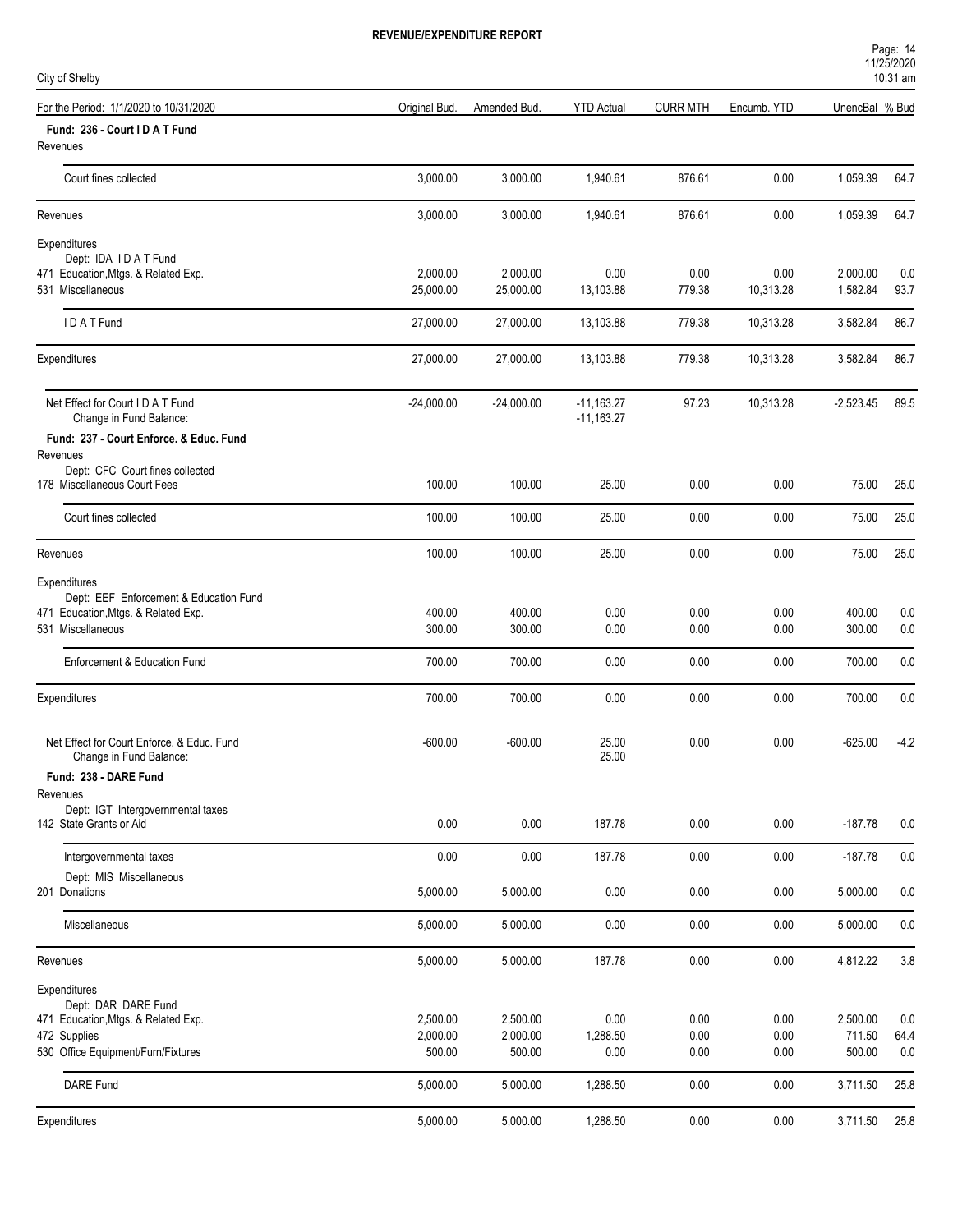# REVENUE/EXPENDITURE REPORT

City of Shelby

| For the Period: 1/1/2020 to 10/31/2020 | Original Bud. | Amended Bud. | YTD Actual | CURR MTH | Encumb. YTD | UnencBal | % Bud |
|---|---|---|---|---|---|---|---|
| **Fund: 236 - Court I D A T Fund** | | | | | | | |
| Revenues | | | | | | | |
| Court fines collected | 3,000.00 | 3,000.00 | 1,940.61 | 876.61 | 0.00 | 1,059.39 | 64.7 |
| Revenues | 3,000.00 | 3,000.00 | 1,940.61 | 876.61 | 0.00 | 1,059.39 | 64.7 |
| Expenditures | | | | | | | |
| Dept: IDA I D A T Fund | | | | | | | |
| 471 Education,Mtgs. & Related Exp. | 2,000.00 | 2,000.00 | 0.00 | 0.00 | 0.00 | 2,000.00 | 0.0 |
| 531 Miscellaneous | 25,000.00 | 25,000.00 | 13,103.88 | 779.38 | 10,313.28 | 1,582.84 | 93.7 |
| I D A T Fund | 27,000.00 | 27,000.00 | 13,103.88 | 779.38 | 10,313.28 | 3,582.84 | 86.7 |
| Expenditures | 27,000.00 | 27,000.00 | 13,103.88 | 779.38 | 10,313.28 | 3,582.84 | 86.7 |
| Net Effect for Court I D A T Fund | -24,000.00 | -24,000.00 | -11,163.27 | 97.23 | 10,313.28 | -2,523.45 | 89.5 |
| Change in Fund Balance: | | | -11,163.27 | | | | |
| **Fund: 237 - Court Enforce. & Educ. Fund** | | | | | | | |
| Revenues | | | | | | | |
| Dept: CFC Court fines collected | | | | | | | |
| 178 Miscellaneous Court Fees | 100.00 | 100.00 | 25.00 | 0.00 | 0.00 | 75.00 | 25.0 |
| Court fines collected | 100.00 | 100.00 | 25.00 | 0.00 | 0.00 | 75.00 | 25.0 |
| Revenues | 100.00 | 100.00 | 25.00 | 0.00 | 0.00 | 75.00 | 25.0 |
| Expenditures | | | | | | | |
| Dept: EEF Enforcement & Education Fund | | | | | | | |
| 471 Education,Mtgs. & Related Exp. | 400.00 | 400.00 | 0.00 | 0.00 | 0.00 | 400.00 | 0.0 |
| 531 Miscellaneous | 300.00 | 300.00 | 0.00 | 0.00 | 0.00 | 300.00 | 0.0 |
| Enforcement & Education Fund | 700.00 | 700.00 | 0.00 | 0.00 | 0.00 | 700.00 | 0.0 |
| Expenditures | 700.00 | 700.00 | 0.00 | 0.00 | 0.00 | 700.00 | 0.0 |
| Net Effect for Court Enforce. & Educ. Fund | -600.00 | -600.00 | 25.00 | 0.00 | 0.00 | -625.00 | -4.2 |
| Change in Fund Balance: | | | 25.00 | | | | |
| **Fund: 238 - DARE Fund** | | | | | | | |
| Revenues | | | | | | | |
| Dept: IGT Intergovernmental taxes | | | | | | | |
| 142 State Grants or Aid | 0.00 | 0.00 | 187.78 | 0.00 | 0.00 | -187.78 | 0.0 |
| Intergovernmental taxes | 0.00 | 0.00 | 187.78 | 0.00 | 0.00 | -187.78 | 0.0 |
| Dept: MIS Miscellaneous | | | | | | | |
| 201 Donations | 5,000.00 | 5,000.00 | 0.00 | 0.00 | 0.00 | 5,000.00 | 0.0 |
| Miscellaneous | 5,000.00 | 5,000.00 | 0.00 | 0.00 | 0.00 | 5,000.00 | 0.0 |
| Revenues | 5,000.00 | 5,000.00 | 187.78 | 0.00 | 0.00 | 4,812.22 | 3.8 |
| Expenditures | | | | | | | |
| Dept: DAR DARE Fund | | | | | | | |
| 471 Education,Mtgs. & Related Exp. | 2,500.00 | 2,500.00 | 0.00 | 0.00 | 0.00 | 2,500.00 | 0.0 |
| 472 Supplies | 2,000.00 | 2,000.00 | 1,288.50 | 0.00 | 0.00 | 711.50 | 64.4 |
| 530 Office Equipment/Furn/Fixtures | 500.00 | 500.00 | 0.00 | 0.00 | 0.00 | 500.00 | 0.0 |
| DARE Fund | 5,000.00 | 5,000.00 | 1,288.50 | 0.00 | 0.00 | 3,711.50 | 25.8 |
| Expenditures | 5,000.00 | 5,000.00 | 1,288.50 | 0.00 | 0.00 | 3,711.50 | 25.8 |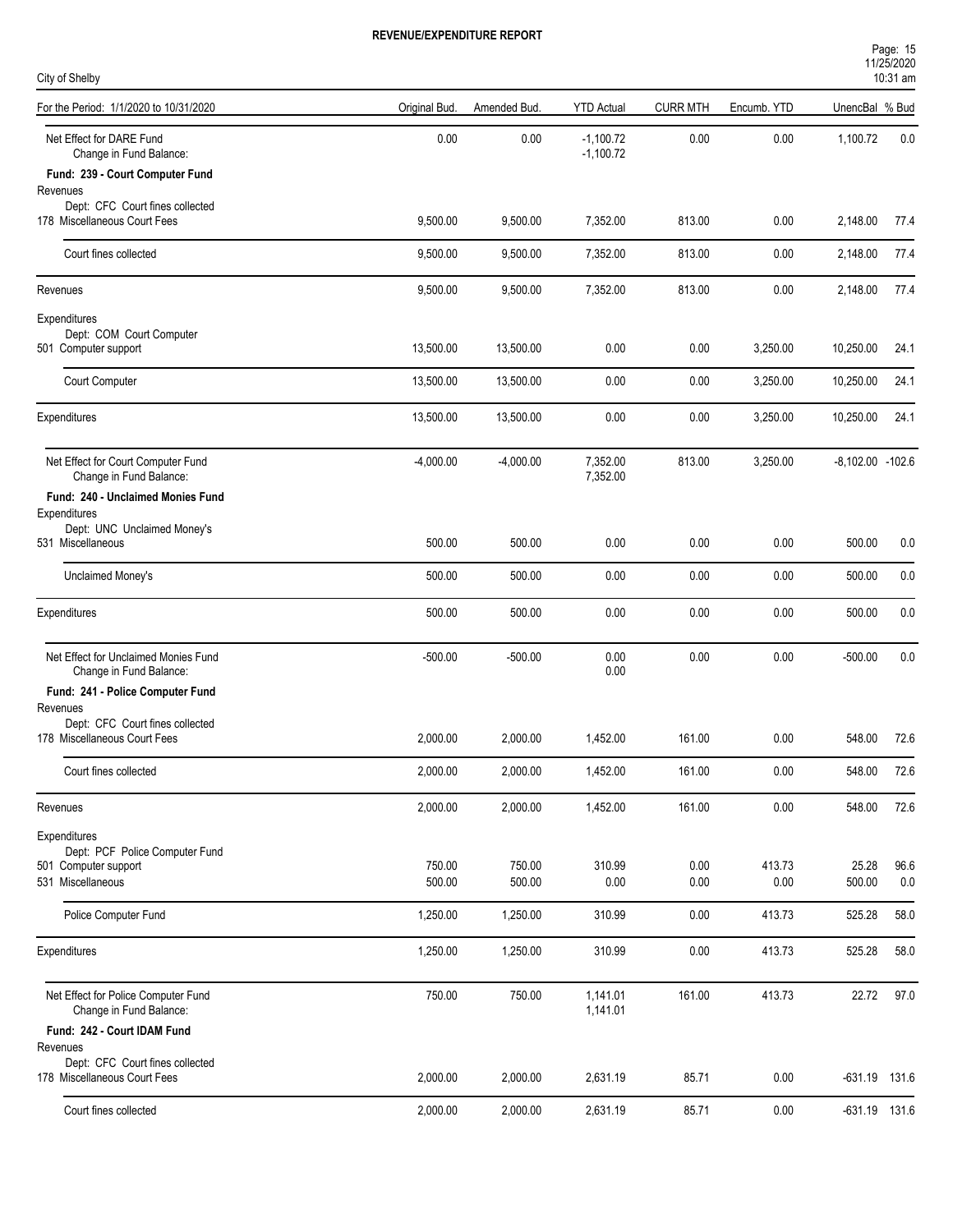**REVENUE/EXPENDITURE REPORT**

City of Shelby

| For the Period: 1/1/2020 to 10/31/2020 | Original Bud. | Amended Bud. | YTD Actual | CURR MTH | Encumb. YTD | UnencBal | % Bud |
|---|---|---|---|---|---|---|---|
| Net Effect for DARE Fund | 0.00 | 0.00 | -1,100.72 | 0.00 | 0.00 | 1,100.72 | 0.0 |
| Change in Fund Balance: | | | -1,100.72 | | | | |
| **Fund: 239 - Court Computer Fund** | | | | | | | |
| Revenues | | | | | | | |
| Dept: CFC Court fines collected | | | | | | | |
| 178 Miscellaneous Court Fees | 9,500.00 | 9,500.00 | 7,352.00 | 813.00 | 0.00 | 2,148.00 | 77.4 |
| Court fines collected | 9,500.00 | 9,500.00 | 7,352.00 | 813.00 | 0.00 | 2,148.00 | 77.4 |
| Revenues | 9,500.00 | 9,500.00 | 7,352.00 | 813.00 | 0.00 | 2,148.00 | 77.4 |
| Expenditures | | | | | | | |
| Dept: COM Court Computer | | | | | | | |
| 501 Computer support | 13,500.00 | 13,500.00 | 0.00 | 0.00 | 3,250.00 | 10,250.00 | 24.1 |
| Court Computer | 13,500.00 | 13,500.00 | 0.00 | 0.00 | 3,250.00 | 10,250.00 | 24.1 |
| Expenditures | 13,500.00 | 13,500.00 | 0.00 | 0.00 | 3,250.00 | 10,250.00 | 24.1 |
| Net Effect for Court Computer Fund | -4,000.00 | -4,000.00 | 7,352.00 | 813.00 | 3,250.00 | -8,102.00 | -102.6 |
| Change in Fund Balance: | | | 7,352.00 | | | | |
| **Fund: 240 - Unclaimed Monies Fund** | | | | | | | |
| Expenditures | | | | | | | |
| Dept: UNC Unclaimed Money's | | | | | | | |
| 531 Miscellaneous | 500.00 | 500.00 | 0.00 | 0.00 | 0.00 | 500.00 | 0.0 |
| Unclaimed Money's | 500.00 | 500.00 | 0.00 | 0.00 | 0.00 | 500.00 | 0.0 |
| Expenditures | 500.00 | 500.00 | 0.00 | 0.00 | 0.00 | 500.00 | 0.0 |
| Net Effect for Unclaimed Monies Fund | -500.00 | -500.00 | 0.00 | 0.00 | 0.00 | -500.00 | 0.0 |
| Change in Fund Balance: | | | 0.00 | | | | |
| **Fund: 241 - Police Computer Fund** | | | | | | | |
| Revenues | | | | | | | |
| Dept: CFC Court fines collected | | | | | | | |
| 178 Miscellaneous Court Fees | 2,000.00 | 2,000.00 | 1,452.00 | 161.00 | 0.00 | 548.00 | 72.6 |
| Court fines collected | 2,000.00 | 2,000.00 | 1,452.00 | 161.00 | 0.00 | 548.00 | 72.6 |
| Revenues | 2,000.00 | 2,000.00 | 1,452.00 | 161.00 | 0.00 | 548.00 | 72.6 |
| Expenditures | | | | | | | |
| Dept: PCF Police Computer Fund | | | | | | | |
| 501 Computer support | 750.00 | 750.00 | 310.99 | 0.00 | 413.73 | 25.28 | 96.6 |
| 531 Miscellaneous | 500.00 | 500.00 | 0.00 | 0.00 | 0.00 | 500.00 | 0.0 |
| Police Computer Fund | 1,250.00 | 1,250.00 | 310.99 | 0.00 | 413.73 | 525.28 | 58.0 |
| Expenditures | 1,250.00 | 1,250.00 | 310.99 | 0.00 | 413.73 | 525.28 | 58.0 |
| Net Effect for Police Computer Fund | 750.00 | 750.00 | 1,141.01 | 161.00 | 413.73 | 22.72 | 97.0 |
| Change in Fund Balance: | | | 1,141.01 | | | | |
| **Fund: 242 - Court IDAM Fund** | | | | | | | |
| Revenues | | | | | | | |
| Dept: CFC Court fines collected | | | | | | | |
| 178 Miscellaneous Court Fees | 2,000.00 | 2,000.00 | 2,631.19 | 85.71 | 0.00 | -631.19 | 131.6 |
| Court fines collected | 2,000.00 | 2,000.00 | 2,631.19 | 85.71 | 0.00 | -631.19 | 131.6 |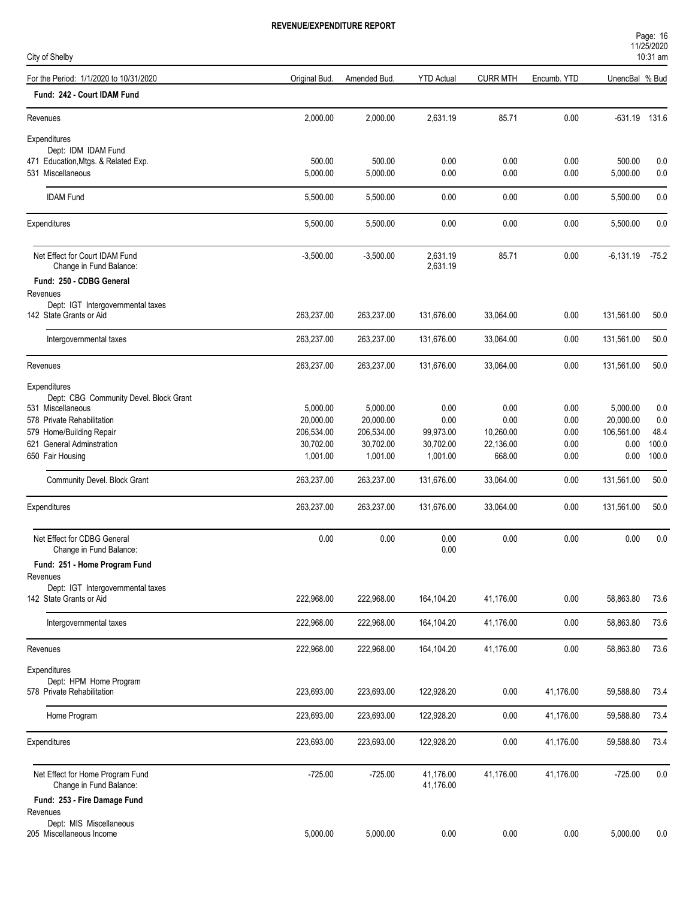# REVENUE/EXPENDITURE REPORT

City of Shelby

| For the Period: 1/1/2020 to 10/31/2020 | Original Bud. | Amended Bud. | YTD Actual | CURR MTH | Encumb. YTD | UnencBal | % Bud |
|---|---|---|---|---|---|---|---|
| **Fund: 242 - Court IDAM Fund** | | | | | | | |
| Revenues | 2,000.00 | 2,000.00 | 2,631.19 | 85.71 | 0.00 | -631.19 | 131.6 |
| Expenditures | | | | | | | |
| Dept: IDM IDAM Fund | | | | | | | |
| 471 Education,Mtgs. & Related Exp. | 500.00 | 500.00 | 0.00 | 0.00 | 0.00 | 500.00 | 0.0 |
| 531 Miscellaneous | 5,000.00 | 5,000.00 | 0.00 | 0.00 | 0.00 | 5,000.00 | 0.0 |
| IDAM Fund | 5,500.00 | 5,500.00 | 0.00 | 0.00 | 0.00 | 5,500.00 | 0.0 |
| Expenditures | 5,500.00 | 5,500.00 | 0.00 | 0.00 | 0.00 | 5,500.00 | 0.0 |
| Net Effect for Court IDAM Fund | -3,500.00 | -3,500.00 | 2,631.19 | 85.71 | 0.00 | -6,131.19 | -75.2 |
| Change in Fund Balance: | | | 2,631.19 | | | | |
| **Fund: 250 - CDBG General** | | | | | | | |
| Revenues | | | | | | | |
| Dept: IGT Intergovernmental taxes | | | | | | | |
| 142 State Grants or Aid | 263,237.00 | 263,237.00 | 131,676.00 | 33,064.00 | 0.00 | 131,561.00 | 50.0 |
| Intergovernmental taxes | 263,237.00 | 263,237.00 | 131,676.00 | 33,064.00 | 0.00 | 131,561.00 | 50.0 |
| Revenues | 263,237.00 | 263,237.00 | 131,676.00 | 33,064.00 | 0.00 | 131,561.00 | 50.0 |
| Expenditures | | | | | | | |
| Dept: CBG Community Devel. Block Grant | | | | | | | |
| 531 Miscellaneous | 5,000.00 | 5,000.00 | 0.00 | 0.00 | 0.00 | 5,000.00 | 0.0 |
| 578 Private Rehabilitation | 20,000.00 | 20,000.00 | 0.00 | 0.00 | 0.00 | 20,000.00 | 0.0 |
| 579 Home/Building Repair | 206,534.00 | 206,534.00 | 99,973.00 | 10,260.00 | 0.00 | 106,561.00 | 48.4 |
| 621 General Adminstration | 30,702.00 | 30,702.00 | 30,702.00 | 22,136.00 | 0.00 | 0.00 | 100.0 |
| 650 Fair Housing | 1,001.00 | 1,001.00 | 1,001.00 | 668.00 | 0.00 | 0.00 | 100.0 |
| Community Devel. Block Grant | 263,237.00 | 263,237.00 | 131,676.00 | 33,064.00 | 0.00 | 131,561.00 | 50.0 |
| Expenditures | 263,237.00 | 263,237.00 | 131,676.00 | 33,064.00 | 0.00 | 131,561.00 | 50.0 |
| Net Effect for CDBG General | 0.00 | 0.00 | 0.00 | 0.00 | 0.00 | 0.00 | 0.0 |
| Change in Fund Balance: | | | 0.00 | | | | |
| **Fund: 251 - Home Program Fund** | | | | | | | |
| Revenues | | | | | | | |
| Dept: IGT Intergovernmental taxes | | | | | | | |
| 142 State Grants or Aid | 222,968.00 | 222,968.00 | 164,104.20 | 41,176.00 | 0.00 | 58,863.80 | 73.6 |
| Intergovernmental taxes | 222,968.00 | 222,968.00 | 164,104.20 | 41,176.00 | 0.00 | 58,863.80 | 73.6 |
| Revenues | 222,968.00 | 222,968.00 | 164,104.20 | 41,176.00 | 0.00 | 58,863.80 | 73.6 |
| Expenditures | | | | | | | |
| Dept: HPM Home Program | | | | | | | |
| 578 Private Rehabilitation | 223,693.00 | 223,693.00 | 122,928.20 | 0.00 | 41,176.00 | 59,588.80 | 73.4 |
| Home Program | 223,693.00 | 223,693.00 | 122,928.20 | 0.00 | 41,176.00 | 59,588.80 | 73.4 |
| Expenditures | 223,693.00 | 223,693.00 | 122,928.20 | 0.00 | 41,176.00 | 59,588.80 | 73.4 |
| Net Effect for Home Program Fund | -725.00 | -725.00 | 41,176.00 | 41,176.00 | 41,176.00 | -725.00 | 0.0 |
| Change in Fund Balance: | | | 41,176.00 | | | | |
| **Fund: 253 - Fire Damage Fund** | | | | | | | |
| Revenues | | | | | | | |
| Dept: MIS Miscellaneous | | | | | | | |
| 205 Miscellaneous Income | 5,000.00 | 5,000.00 | 0.00 | 0.00 | 0.00 | 5,000.00 | 0.0 |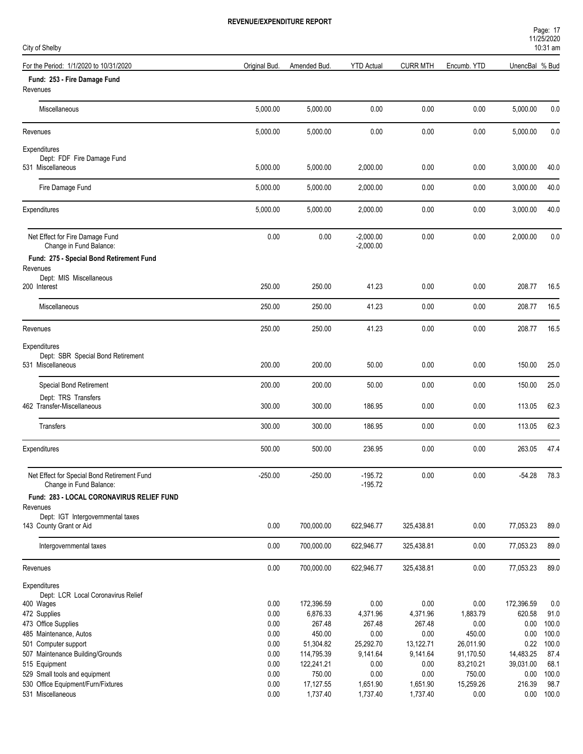# REVENUE/EXPENDITURE REPORT

City of Shelby

| For the Period: 1/1/2020 to 10/31/2020 | Original Bud. | Amended Bud. | YTD Actual | CURR MTH | Encumb. YTD | UnencBal | % Bud |
|---|---|---|---|---|---|---|---|
| **Fund: 253 - Fire Damage Fund** | | | | | | | |
| Revenues | | | | | | | |
| Miscellaneous | 5,000.00 | 5,000.00 | 0.00 | 0.00 | 0.00 | 5,000.00 | 0.0 |
| Revenues | 5,000.00 | 5,000.00 | 0.00 | 0.00 | 0.00 | 5,000.00 | 0.0 |
| Expenditures | | | | | | | |
| Dept: FDF Fire Damage Fund | | | | | | | |
| 531 Miscellaneous | 5,000.00 | 5,000.00 | 2,000.00 | 0.00 | 0.00 | 3,000.00 | 40.0 |
| Fire Damage Fund | 5,000.00 | 5,000.00 | 2,000.00 | 0.00 | 0.00 | 3,000.00 | 40.0 |
| Expenditures | 5,000.00 | 5,000.00 | 2,000.00 | 0.00 | 0.00 | 3,000.00 | 40.0 |
| Net Effect for Fire Damage Fund | 0.00 | 0.00 | -2,000.00 | 0.00 | 0.00 | 2,000.00 | 0.0 |
| Change in Fund Balance: | | | -2,000.00 | | | | |
| **Fund: 275 - Special Bond Retirement Fund** | | | | | | | |
| Revenues | | | | | | | |
| Dept: MIS Miscellaneous | | | | | | | |
| 200 Interest | 250.00 | 250.00 | 41.23 | 0.00 | 0.00 | 208.77 | 16.5 |
| Miscellaneous | 250.00 | 250.00 | 41.23 | 0.00 | 0.00 | 208.77 | 16.5 |
| Revenues | 250.00 | 250.00 | 41.23 | 0.00 | 0.00 | 208.77 | 16.5 |
| Expenditures | | | | | | | |
| Dept: SBR Special Bond Retirement | | | | | | | |
| 531 Miscellaneous | 200.00 | 200.00 | 50.00 | 0.00 | 0.00 | 150.00 | 25.0 |
| Special Bond Retirement | 200.00 | 200.00 | 50.00 | 0.00 | 0.00 | 150.00 | 25.0 |
| Dept: TRS Transfers | | | | | | | |
| 462 Transfer-Miscellaneous | 300.00 | 300.00 | 186.95 | 0.00 | 0.00 | 113.05 | 62.3 |
| Transfers | 300.00 | 300.00 | 186.95 | 0.00 | 0.00 | 113.05 | 62.3 |
| Expenditures | 500.00 | 500.00 | 236.95 | 0.00 | 0.00 | 263.05 | 47.4 |
| Net Effect for Special Bond Retirement Fund | -250.00 | -250.00 | -195.72 | 0.00 | 0.00 | -54.28 | 78.3 |
| Change in Fund Balance: | | | -195.72 | | | | |
| **Fund: 283 - LOCAL CORONAVIRUS RELIEF FUND** | | | | | | | |
| Revenues | | | | | | | |
| Dept: IGT Intergovernmental taxes | | | | | | | |
| 143 County Grant or Aid | 0.00 | 700,000.00 | 622,946.77 | 325,438.81 | 0.00 | 77,053.23 | 89.0 |
| Intergovernmental taxes | 0.00 | 700,000.00 | 622,946.77 | 325,438.81 | 0.00 | 77,053.23 | 89.0 |
| Revenues | 0.00 | 700,000.00 | 622,946.77 | 325,438.81 | 0.00 | 77,053.23 | 89.0 |
| Expenditures | | | | | | | |
| Dept: LCR Local Coronavirus Relief | | | | | | | |
| 400 Wages | 0.00 | 172,396.59 | 0.00 | 0.00 | 0.00 | 172,396.59 | 0.0 |
| 472 Supplies | 0.00 | 6,876.33 | 4,371.96 | 4,371.96 | 1,883.79 | 620.58 | 91.0 |
| 473 Office Supplies | 0.00 | 267.48 | 267.48 | 267.48 | 0.00 | 0.00 | 100.0 |
| 485 Maintenance, Autos | 0.00 | 450.00 | 0.00 | 0.00 | 450.00 | 0.00 | 100.0 |
| 501 Computer support | 0.00 | 51,304.82 | 25,292.70 | 13,122.71 | 26,011.90 | 0.22 | 100.0 |
| 507 Maintenance Building/Grounds | 0.00 | 114,795.39 | 9,141.64 | 9,141.64 | 91,170.50 | 14,483.25 | 87.4 |
| 515 Equipment | 0.00 | 122,241.21 | 0.00 | 0.00 | 83,210.21 | 39,031.00 | 68.1 |
| 529 Small tools and equipment | 0.00 | 750.00 | 0.00 | 0.00 | 750.00 | 0.00 | 100.0 |
| 530 Office Equipment/Furn/Fixtures | 0.00 | 17,127.55 | 1,651.90 | 1,651.90 | 15,259.26 | 216.39 | 98.7 |
| 531 Miscellaneous | 0.00 | 1,737.40 | 1,737.40 | 1,737.40 | 0.00 | 0.00 | 100.0 |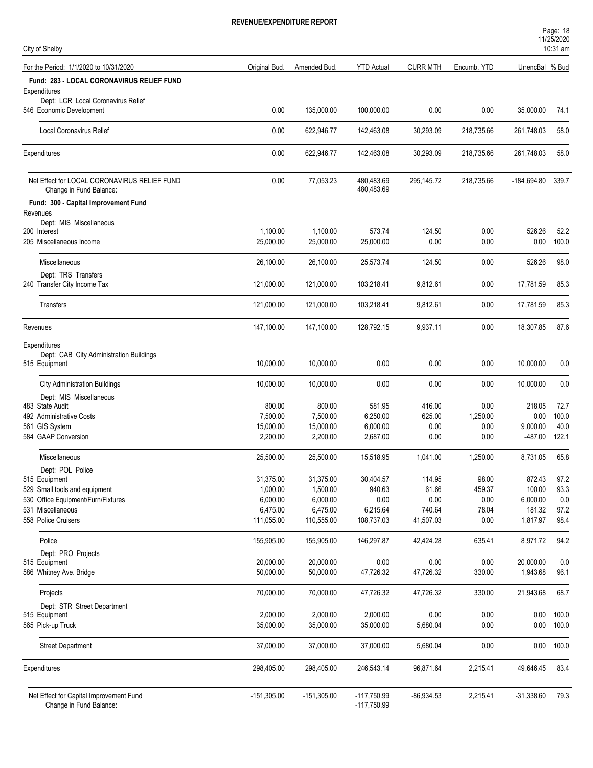**REVENUE/EXPENDITURE REPORT**

City of Shelby

| For the Period: 1/1/2020 to 10/31/2020 | Original Bud. | Amended Bud. | YTD Actual | CURR MTH | Encumb. YTD | UnencBal | % Bud |
|---|---|---|---|---|---|---|---|
| **Fund: 283 - LOCAL CORONAVIRUS RELIEF FUND** | | | | | | | |
| Expenditures | | | | | | | |
| Dept: LCR Local Coronavirus Relief | | | | | | | |
| 546 Economic Development | 0.00 | 135,000.00 | 100,000.00 | 0.00 | 0.00 | 35,000.00 | 74.1 |
| Local Coronavirus Relief | 0.00 | 622,946.77 | 142,463.08 | 30,293.09 | 218,735.66 | 261,748.03 | 58.0 |
| Expenditures | 0.00 | 622,946.77 | 142,463.08 | 30,293.09 | 218,735.66 | 261,748.03 | 58.0 |
| Net Effect for LOCAL CORONAVIRUS RELIEF FUND | 0.00 | 77,053.23 | 480,483.69 | 295,145.72 | 218,735.66 | -184,694.80 | 339.7 |
| Change in Fund Balance: | | | 480,483.69 | | | | |
| **Fund: 300 - Capital Improvement Fund** | | | | | | | |
| Revenues | | | | | | | |
| Dept: MIS Miscellaneous | | | | | | | |
| 200 Interest | 1,100.00 | 1,100.00 | 573.74 | 124.50 | 0.00 | 526.26 | 52.2 |
| 205 Miscellaneous Income | 25,000.00 | 25,000.00 | 25,000.00 | 0.00 | 0.00 | 0.00 | 100.0 |
| Miscellaneous | 26,100.00 | 26,100.00 | 25,573.74 | 124.50 | 0.00 | 526.26 | 98.0 |
| Dept: TRS Transfers | | | | | | | |
| 240 Transfer City Income Tax | 121,000.00 | 121,000.00 | 103,218.41 | 9,812.61 | 0.00 | 17,781.59 | 85.3 |
| Transfers | 121,000.00 | 121,000.00 | 103,218.41 | 9,812.61 | 0.00 | 17,781.59 | 85.3 |
| Revenues | 147,100.00 | 147,100.00 | 128,792.15 | 9,937.11 | 0.00 | 18,307.85 | 87.6 |
| Expenditures | | | | | | | |
| Dept: CAB City Administration Buildings | | | | | | | |
| 515 Equipment | 10,000.00 | 10,000.00 | 0.00 | 0.00 | 0.00 | 10,000.00 | 0.0 |
| City Administration Buildings | 10,000.00 | 10,000.00 | 0.00 | 0.00 | 0.00 | 10,000.00 | 0.0 |
| Dept: MIS Miscellaneous | | | | | | | |
| 483 State Audit | 800.00 | 800.00 | 581.95 | 416.00 | 0.00 | 218.05 | 72.7 |
| 492 Administrative Costs | 7,500.00 | 7,500.00 | 6,250.00 | 625.00 | 1,250.00 | 0.00 | 100.0 |
| 561 GIS System | 15,000.00 | 15,000.00 | 6,000.00 | 0.00 | 0.00 | 9,000.00 | 40.0 |
| 584 GAAP Conversion | 2,200.00 | 2,200.00 | 2,687.00 | 0.00 | 0.00 | -487.00 | 122.1 |
| Miscellaneous | 25,500.00 | 25,500.00 | 15,518.95 | 1,041.00 | 1,250.00 | 8,731.05 | 65.8 |
| Dept: POL Police | | | | | | | |
| 515 Equipment | 31,375.00 | 31,375.00 | 30,404.57 | 114.95 | 98.00 | 872.43 | 97.2 |
| 529 Small tools and equipment | 1,000.00 | 1,500.00 | 940.63 | 61.66 | 459.37 | 100.00 | 93.3 |
| 530 Office Equipment/Furn/Fixtures | 6,000.00 | 6,000.00 | 0.00 | 0.00 | 0.00 | 6,000.00 | 0.0 |
| 531 Miscellaneous | 6,475.00 | 6,475.00 | 6,215.64 | 740.64 | 78.04 | 181.32 | 97.2 |
| 558 Police Cruisers | 111,055.00 | 110,555.00 | 108,737.03 | 41,507.03 | 0.00 | 1,817.97 | 98.4 |
| Police | 155,905.00 | 155,905.00 | 146,297.87 | 42,424.28 | 635.41 | 8,971.72 | 94.2 |
| Dept: PRO Projects | | | | | | | |
| 515 Equipment | 20,000.00 | 20,000.00 | 0.00 | 0.00 | 0.00 | 20,000.00 | 0.0 |
| 586 Whitney Ave. Bridge | 50,000.00 | 50,000.00 | 47,726.32 | 47,726.32 | 330.00 | 1,943.68 | 96.1 |
| Projects | 70,000.00 | 70,000.00 | 47,726.32 | 47,726.32 | 330.00 | 21,943.68 | 68.7 |
| Dept: STR Street Department | | | | | | | |
| 515 Equipment | 2,000.00 | 2,000.00 | 2,000.00 | 0.00 | 0.00 | 0.00 | 100.0 |
| 565 Pick-up Truck | 35,000.00 | 35,000.00 | 35,000.00 | 5,680.04 | 0.00 | 0.00 | 100.0 |
| Street Department | 37,000.00 | 37,000.00 | 37,000.00 | 5,680.04 | 0.00 | 0.00 | 100.0 |
| Expenditures | 298,405.00 | 298,405.00 | 246,543.14 | 96,871.64 | 2,215.41 | 49,646.45 | 83.4 |
| Net Effect for Capital Improvement Fund | -151,305.00 | -151,305.00 | -117,750.99 | -86,934.53 | 2,215.41 | -31,338.60 | 79.3 |
| Change in Fund Balance: | | | -117,750.99 | | | | |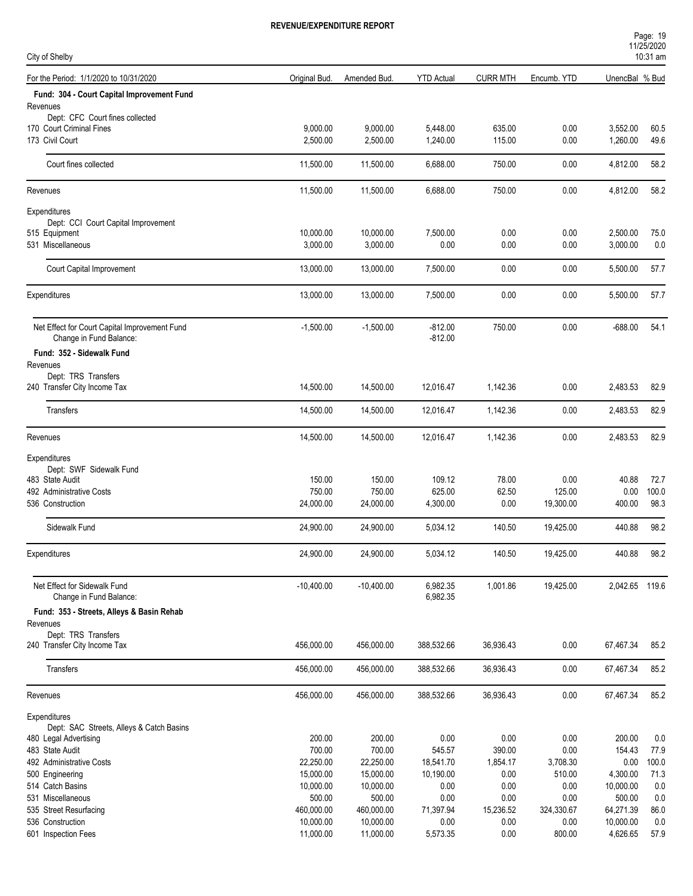# REVENUE/EXPENDITURE REPORT

City of Shelby

| For the Period: 1/1/2020 to 10/31/2020 | Original Bud. | Amended Bud. | YTD Actual | CURR MTH | Encumb. YTD | UnencBal | % Bud |
|---|---|---|---|---|---|---|---|
| **Fund: 304 - Court Capital Improvement Fund** | | | | | | | |
| Revenues | | | | | | | |
| Dept: CFC Court fines collected | | | | | | | |
| 170 Court Criminal Fines | 9,000.00 | 9,000.00 | 5,448.00 | 635.00 | 0.00 | 3,552.00 | 60.5 |
| 173 Civil Court | 2,500.00 | 2,500.00 | 1,240.00 | 115.00 | 0.00 | 1,260.00 | 49.6 |
| Court fines collected | 11,500.00 | 11,500.00 | 6,688.00 | 750.00 | 0.00 | 4,812.00 | 58.2 |
| Revenues | 11,500.00 | 11,500.00 | 6,688.00 | 750.00 | 0.00 | 4,812.00 | 58.2 |
| Expenditures | | | | | | | |
| Dept: CCI Court Capital Improvement | | | | | | | |
| 515 Equipment | 10,000.00 | 10,000.00 | 7,500.00 | 0.00 | 0.00 | 2,500.00 | 75.0 |
| 531 Miscellaneous | 3,000.00 | 3,000.00 | 0.00 | 0.00 | 0.00 | 3,000.00 | 0.0 |
| Court Capital Improvement | 13,000.00 | 13,000.00 | 7,500.00 | 0.00 | 0.00 | 5,500.00 | 57.7 |
| Expenditures | 13,000.00 | 13,000.00 | 7,500.00 | 0.00 | 0.00 | 5,500.00 | 57.7 |
| Net Effect for Court Capital Improvement Fund | -1,500.00 | -1,500.00 | -812.00 | 750.00 | 0.00 | -688.00 | 54.1 |
| Change in Fund Balance: | | | -812.00 | | | | |
| **Fund: 352 - Sidewalk Fund** | | | | | | | |
| Revenues | | | | | | | |
| Dept: TRS Transfers | | | | | | | |
| 240 Transfer City Income Tax | 14,500.00 | 14,500.00 | 12,016.47 | 1,142.36 | 0.00 | 2,483.53 | 82.9 |
| Transfers | 14,500.00 | 14,500.00 | 12,016.47 | 1,142.36 | 0.00 | 2,483.53 | 82.9 |
| Revenues | 14,500.00 | 14,500.00 | 12,016.47 | 1,142.36 | 0.00 | 2,483.53 | 82.9 |
| Expenditures | | | | | | | |
| Dept: SWF Sidewalk Fund | | | | | | | |
| 483 State Audit | 150.00 | 150.00 | 109.12 | 78.00 | 0.00 | 40.88 | 72.7 |
| 492 Administrative Costs | 750.00 | 750.00 | 625.00 | 62.50 | 125.00 | 0.00 | 100.0 |
| 536 Construction | 24,000.00 | 24,000.00 | 4,300.00 | 0.00 | 19,300.00 | 400.00 | 98.3 |
| Sidewalk Fund | 24,900.00 | 24,900.00 | 5,034.12 | 140.50 | 19,425.00 | 440.88 | 98.2 |
| Expenditures | 24,900.00 | 24,900.00 | 5,034.12 | 140.50 | 19,425.00 | 440.88 | 98.2 |
| Net Effect for Sidewalk Fund | -10,400.00 | -10,400.00 | 6,982.35 | 1,001.86 | 19,425.00 | 2,042.65 | 119.6 |
| Change in Fund Balance: | | | 6,982.35 | | | | |
| **Fund: 353 - Streets, Alleys & Basin Rehab** | | | | | | | |
| Revenues | | | | | | | |
| Dept: TRS Transfers | | | | | | | |
| 240 Transfer City Income Tax | 456,000.00 | 456,000.00 | 388,532.66 | 36,936.43 | 0.00 | 67,467.34 | 85.2 |
| Transfers | 456,000.00 | 456,000.00 | 388,532.66 | 36,936.43 | 0.00 | 67,467.34 | 85.2 |
| Revenues | 456,000.00 | 456,000.00 | 388,532.66 | 36,936.43 | 0.00 | 67,467.34 | 85.2 |
| Expenditures | | | | | | | |
| Dept: SAC Streets, Alleys & Catch Basins | | | | | | | |
| 480 Legal Advertising | 200.00 | 200.00 | 0.00 | 0.00 | 0.00 | 200.00 | 0.0 |
| 483 State Audit | 700.00 | 700.00 | 545.57 | 390.00 | 0.00 | 154.43 | 77.9 |
| 492 Administrative Costs | 22,250.00 | 22,250.00 | 18,541.70 | 1,854.17 | 3,708.30 | 0.00 | 100.0 |
| 500 Engineering | 15,000.00 | 15,000.00 | 10,190.00 | 0.00 | 510.00 | 4,300.00 | 71.3 |
| 514 Catch Basins | 10,000.00 | 10,000.00 | 0.00 | 0.00 | 0.00 | 10,000.00 | 0.0 |
| 531 Miscellaneous | 500.00 | 500.00 | 0.00 | 0.00 | 0.00 | 500.00 | 0.0 |
| 535 Street Resurfacing | 460,000.00 | 460,000.00 | 71,397.94 | 15,236.52 | 324,330.67 | 64,271.39 | 86.0 |
| 536 Construction | 10,000.00 | 10,000.00 | 0.00 | 0.00 | 0.00 | 10,000.00 | 0.0 |
| 601 Inspection Fees | 11,000.00 | 11,000.00 | 5,573.35 | 0.00 | 800.00 | 4,626.65 | 57.9 |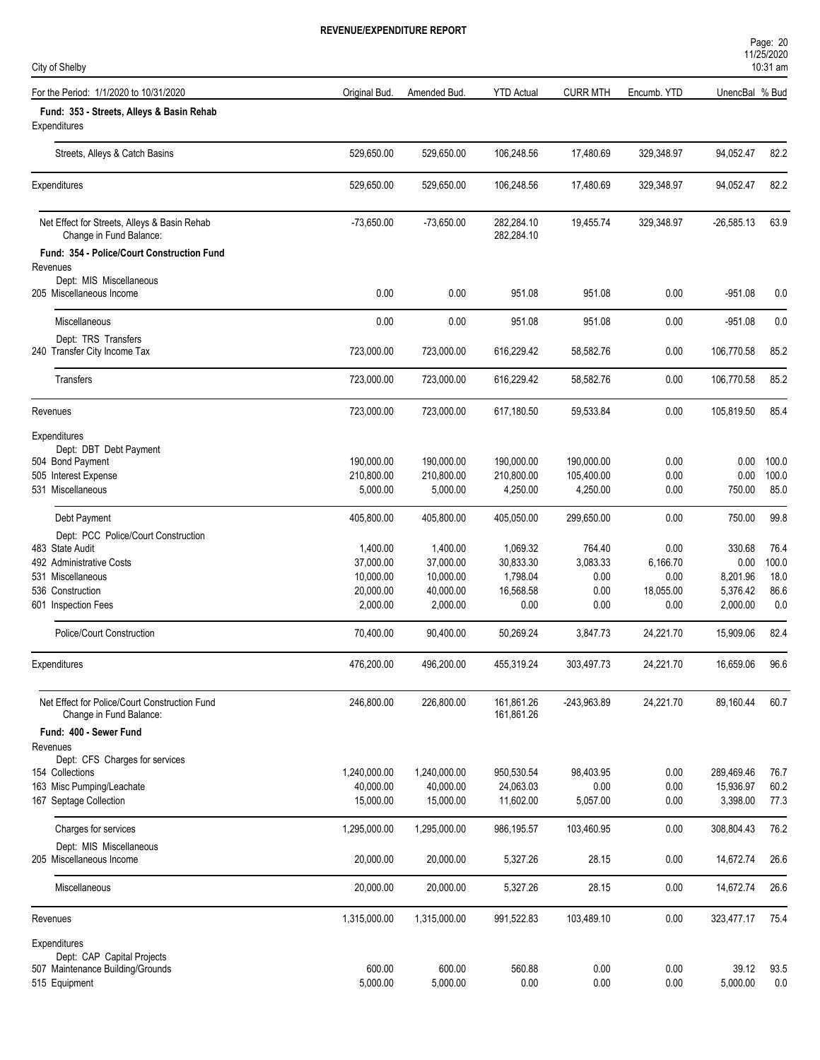# REVENUE/EXPENDITURE REPORT

City of Shelby

| For the Period: 1/1/2020 to 10/31/2020 | Original Bud. | Amended Bud. | YTD Actual | CURR MTH | Encumb. YTD | UnencBal | % Bud |
|---|---|---|---|---|---|---|---|
| **Fund: 353 - Streets, Alleys & Basin Rehab** | | | | | | | |
| Expenditures | | | | | | | |
| Streets, Alleys & Catch Basins | 529,650.00 | 529,650.00 | 106,248.56 | 17,480.69 | 329,348.97 | 94,052.47 | 82.2 |
| Expenditures | 529,650.00 | 529,650.00 | 106,248.56 | 17,480.69 | 329,348.97 | 94,052.47 | 82.2 |
| Net Effect for Streets, Alleys & Basin Rehab | -73,650.00 | -73,650.00 | 282,284.10 | 19,455.74 | 329,348.97 | -26,585.13 | 63.9 |
| Change in Fund Balance: | | | 282,284.10 | | | | |
| **Fund: 354 - Police/Court Construction Fund** | | | | | | | |
| Revenues | | | | | | | |
| Dept: MIS Miscellaneous | | | | | | | |
| 205 Miscellaneous Income | 0.00 | 0.00 | 951.08 | 951.08 | 0.00 | -951.08 | 0.0 |
| Miscellaneous | 0.00 | 0.00 | 951.08 | 951.08 | 0.00 | -951.08 | 0.0 |
| Dept: TRS Transfers | | | | | | | |
| 240 Transfer City Income Tax | 723,000.00 | 723,000.00 | 616,229.42 | 58,582.76 | 0.00 | 106,770.58 | 85.2 |
| Transfers | 723,000.00 | 723,000.00 | 616,229.42 | 58,582.76 | 0.00 | 106,770.58 | 85.2 |
| Revenues | 723,000.00 | 723,000.00 | 617,180.50 | 59,533.84 | 0.00 | 105,819.50 | 85.4 |
| Expenditures | | | | | | | |
| Dept: DBT Debt Payment | | | | | | | |
| 504 Bond Payment | 190,000.00 | 190,000.00 | 190,000.00 | 190,000.00 | 0.00 | 0.00 | 100.0 |
| 505 Interest Expense | 210,800.00 | 210,800.00 | 210,800.00 | 105,400.00 | 0.00 | 0.00 | 100.0 |
| 531 Miscellaneous | 5,000.00 | 5,000.00 | 4,250.00 | 4,250.00 | 0.00 | 750.00 | 85.0 |
| Debt Payment | 405,800.00 | 405,800.00 | 405,050.00 | 299,650.00 | 0.00 | 750.00 | 99.8 |
| Dept: PCC Police/Court Construction | | | | | | | |
| 483 State Audit | 1,400.00 | 1,400.00 | 1,069.32 | 764.40 | 0.00 | 330.68 | 76.4 |
| 492 Administrative Costs | 37,000.00 | 37,000.00 | 30,833.30 | 3,083.33 | 6,166.70 | 0.00 | 100.0 |
| 531 Miscellaneous | 10,000.00 | 10,000.00 | 1,798.04 | 0.00 | 0.00 | 8,201.96 | 18.0 |
| 536 Construction | 20,000.00 | 40,000.00 | 16,568.58 | 0.00 | 18,055.00 | 5,376.42 | 86.6 |
| 601 Inspection Fees | 2,000.00 | 2,000.00 | 0.00 | 0.00 | 0.00 | 2,000.00 | 0.0 |
| Police/Court Construction | 70,400.00 | 90,400.00 | 50,269.24 | 3,847.73 | 24,221.70 | 15,909.06 | 82.4 |
| Expenditures | 476,200.00 | 496,200.00 | 455,319.24 | 303,497.73 | 24,221.70 | 16,659.06 | 96.6 |
| Net Effect for Police/Court Construction Fund | 246,800.00 | 226,800.00 | 161,861.26 | -243,963.89 | 24,221.70 | 89,160.44 | 60.7 |
| Change in Fund Balance: | | | 161,861.26 | | | | |
| **Fund: 400 - Sewer Fund** | | | | | | | |
| Revenues | | | | | | | |
| Dept: CFS Charges for services | | | | | | | |
| 154 Collections | 1,240,000.00 | 1,240,000.00 | 950,530.54 | 98,403.95 | 0.00 | 289,469.46 | 76.7 |
| 163 Misc Pumping/Leachate | 40,000.00 | 40,000.00 | 24,063.03 | 0.00 | 0.00 | 15,936.97 | 60.2 |
| 167 Septage Collection | 15,000.00 | 15,000.00 | 11,602.00 | 5,057.00 | 0.00 | 3,398.00 | 77.3 |
| Charges for services | 1,295,000.00 | 1,295,000.00 | 986,195.57 | 103,460.95 | 0.00 | 308,804.43 | 76.2 |
| Dept: MIS Miscellaneous | | | | | | | |
| 205 Miscellaneous Income | 20,000.00 | 20,000.00 | 5,327.26 | 28.15 | 0.00 | 14,672.74 | 26.6 |
| Miscellaneous | 20,000.00 | 20,000.00 | 5,327.26 | 28.15 | 0.00 | 14,672.74 | 26.6 |
| Revenues | 1,315,000.00 | 1,315,000.00 | 991,522.83 | 103,489.10 | 0.00 | 323,477.17 | 75.4 |
| Expenditures | | | | | | | |
| Dept: CAP Capital Projects | | | | | | | |
| 507 Maintenance Building/Grounds | 600.00 | 600.00 | 560.88 | 0.00 | 0.00 | 39.12 | 93.5 |
| 515 Equipment | 5,000.00 | 5,000.00 | 0.00 | 0.00 | 0.00 | 5,000.00 | 0.0 |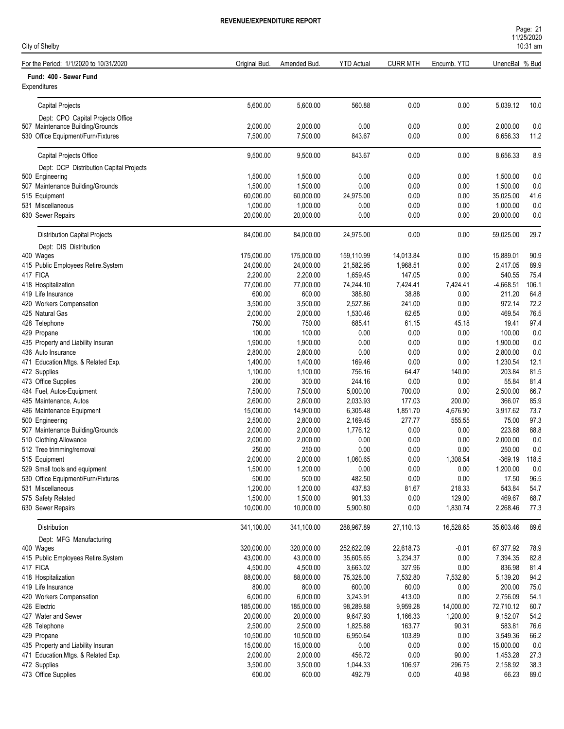REVENUE/EXPENDITURE REPORT

City of Shelby

| For the Period: 1/1/2020 to 10/31/2020 | Original Bud. | Amended Bud. | YTD Actual | CURR MTH | Encumb. YTD | UnencBal | % Bud |
|---|---|---|---|---|---|---|---|
| **Fund: 400 - Sewer Fund** | | | | | | | |
| Expenditures | | | | | | | |
| Capital Projects | 5,600.00 | 5,600.00 | 560.88 | 0.00 | 0.00 | 5,039.12 | 10.0 |
| Dept: CPO Capital Projects Office | | | | | | | |
| 507 Maintenance Building/Grounds | 2,000.00 | 2,000.00 | 0.00 | 0.00 | 0.00 | 2,000.00 | 0.0 |
| 530 Office Equipment/Furn/Fixtures | 7,500.00 | 7,500.00 | 843.67 | 0.00 | 0.00 | 6,656.33 | 11.2 |
| Capital Projects Office | 9,500.00 | 9,500.00 | 843.67 | 0.00 | 0.00 | 8,656.33 | 8.9 |
| Dept: DCP Distribution Capital Projects | | | | | | | |
| 500 Engineering | 1,500.00 | 1,500.00 | 0.00 | 0.00 | 0.00 | 1,500.00 | 0.0 |
| 507 Maintenance Building/Grounds | 1,500.00 | 1,500.00 | 0.00 | 0.00 | 0.00 | 1,500.00 | 0.0 |
| 515 Equipment | 60,000.00 | 60,000.00 | 24,975.00 | 0.00 | 0.00 | 35,025.00 | 41.6 |
| 531 Miscellaneous | 1,000.00 | 1,000.00 | 0.00 | 0.00 | 0.00 | 1,000.00 | 0.0 |
| 630 Sewer Repairs | 20,000.00 | 20,000.00 | 0.00 | 0.00 | 0.00 | 20,000.00 | 0.0 |
| Distribution Capital Projects | 84,000.00 | 84,000.00 | 24,975.00 | 0.00 | 0.00 | 59,025.00 | 29.7 |
| Dept: DIS Distribution | | | | | | | |
| 400 Wages | 175,000.00 | 175,000.00 | 159,110.99 | 14,013.84 | 0.00 | 15,889.01 | 90.9 |
| 415 Public Employees Retire.System | 24,000.00 | 24,000.00 | 21,582.95 | 1,968.51 | 0.00 | 2,417.05 | 89.9 |
| 417 FICA | 2,200.00 | 2,200.00 | 1,659.45 | 147.05 | 0.00 | 540.55 | 75.4 |
| 418 Hospitalization | 77,000.00 | 77,000.00 | 74,244.10 | 7,424.41 | 7,424.41 | -4,668.51 | 106.1 |
| 419 Life Insurance | 600.00 | 600.00 | 388.80 | 38.88 | 0.00 | 211.20 | 64.8 |
| 420 Workers Compensation | 3,500.00 | 3,500.00 | 2,527.86 | 241.00 | 0.00 | 972.14 | 72.2 |
| 425 Natural Gas | 2,000.00 | 2,000.00 | 1,530.46 | 62.65 | 0.00 | 469.54 | 76.5 |
| 428 Telephone | 750.00 | 750.00 | 685.41 | 61.15 | 45.18 | 19.41 | 97.4 |
| 429 Propane | 100.00 | 100.00 | 0.00 | 0.00 | 0.00 | 100.00 | 0.0 |
| 435 Property and Liability Insuran | 1,900.00 | 1,900.00 | 0.00 | 0.00 | 0.00 | 1,900.00 | 0.0 |
| 436 Auto Insurance | 2,800.00 | 2,800.00 | 0.00 | 0.00 | 0.00 | 2,800.00 | 0.0 |
| 471 Education,Mtgs. & Related Exp. | 1,400.00 | 1,400.00 | 169.46 | 0.00 | 0.00 | 1,230.54 | 12.1 |
| 472 Supplies | 1,100.00 | 1,100.00 | 756.16 | 64.47 | 140.00 | 203.84 | 81.5 |
| 473 Office Supplies | 200.00 | 300.00 | 244.16 | 0.00 | 0.00 | 55.84 | 81.4 |
| 484 Fuel, Autos-Equipment | 7,500.00 | 7,500.00 | 5,000.00 | 700.00 | 0.00 | 2,500.00 | 66.7 |
| 485 Maintenance, Autos | 2,600.00 | 2,600.00 | 2,033.93 | 177.03 | 200.00 | 366.07 | 85.9 |
| 486 Maintenance Equipment | 15,000.00 | 14,900.00 | 6,305.48 | 1,851.70 | 4,676.90 | 3,917.62 | 73.7 |
| 500 Engineering | 2,500.00 | 2,800.00 | 2,169.45 | 277.77 | 555.55 | 75.00 | 97.3 |
| 507 Maintenance Building/Grounds | 2,000.00 | 2,000.00 | 1,776.12 | 0.00 | 0.00 | 223.88 | 88.8 |
| 510 Clothing Allowance | 2,000.00 | 2,000.00 | 0.00 | 0.00 | 0.00 | 2,000.00 | 0.0 |
| 512 Tree trimming/removal | 250.00 | 250.00 | 0.00 | 0.00 | 0.00 | 250.00 | 0.0 |
| 515 Equipment | 2,000.00 | 2,000.00 | 1,060.65 | 0.00 | 1,308.54 | -369.19 | 118.5 |
| 529 Small tools and equipment | 1,500.00 | 1,200.00 | 0.00 | 0.00 | 0.00 | 1,200.00 | 0.0 |
| 530 Office Equipment/Furn/Fixtures | 500.00 | 500.00 | 482.50 | 0.00 | 0.00 | 17.50 | 96.5 |
| 531 Miscellaneous | 1,200.00 | 1,200.00 | 437.83 | 81.67 | 218.33 | 543.84 | 54.7 |
| 575 Safety Related | 1,500.00 | 1,500.00 | 901.33 | 0.00 | 129.00 | 469.67 | 68.7 |
| 630 Sewer Repairs | 10,000.00 | 10,000.00 | 5,900.80 | 0.00 | 1,830.74 | 2,268.46 | 77.3 |
| Distribution | 341,100.00 | 341,100.00 | 288,967.89 | 27,110.13 | 16,528.65 | 35,603.46 | 89.6 |
| Dept: MFG Manufacturing | | | | | | | |
| 400 Wages | 320,000.00 | 320,000.00 | 252,622.09 | 22,618.73 | -0.01 | 67,377.92 | 78.9 |
| 415 Public Employees Retire.System | 43,000.00 | 43,000.00 | 35,605.65 | 3,234.37 | 0.00 | 7,394.35 | 82.8 |
| 417 FICA | 4,500.00 | 4,500.00 | 3,663.02 | 327.96 | 0.00 | 836.98 | 81.4 |
| 418 Hospitalization | 88,000.00 | 88,000.00 | 75,328.00 | 7,532.80 | 7,532.80 | 5,139.20 | 94.2 |
| 419 Life Insurance | 800.00 | 800.00 | 600.00 | 60.00 | 0.00 | 200.00 | 75.0 |
| 420 Workers Compensation | 6,000.00 | 6,000.00 | 3,243.91 | 413.00 | 0.00 | 2,756.09 | 54.1 |
| 426 Electric | 185,000.00 | 185,000.00 | 98,289.88 | 9,959.28 | 14,000.00 | 72,710.12 | 60.7 |
| 427 Water and Sewer | 20,000.00 | 20,000.00 | 9,647.93 | 1,166.33 | 1,200.00 | 9,152.07 | 54.2 |
| 428 Telephone | 2,500.00 | 2,500.00 | 1,825.88 | 163.77 | 90.31 | 583.81 | 76.6 |
| 429 Propane | 10,500.00 | 10,500.00 | 6,950.64 | 103.89 | 0.00 | 3,549.36 | 66.2 |
| 435 Property and Liability Insuran | 15,000.00 | 15,000.00 | 0.00 | 0.00 | 0.00 | 15,000.00 | 0.0 |
| 471 Education,Mtgs. & Related Exp. | 2,000.00 | 2,000.00 | 456.72 | 0.00 | 90.00 | 1,453.28 | 27.3 |
| 472 Supplies | 3,500.00 | 3,500.00 | 1,044.33 | 106.97 | 296.75 | 2,158.92 | 38.3 |
| 473 Office Supplies | 600.00 | 600.00 | 492.79 | 0.00 | 40.98 | 66.23 | 89.0 |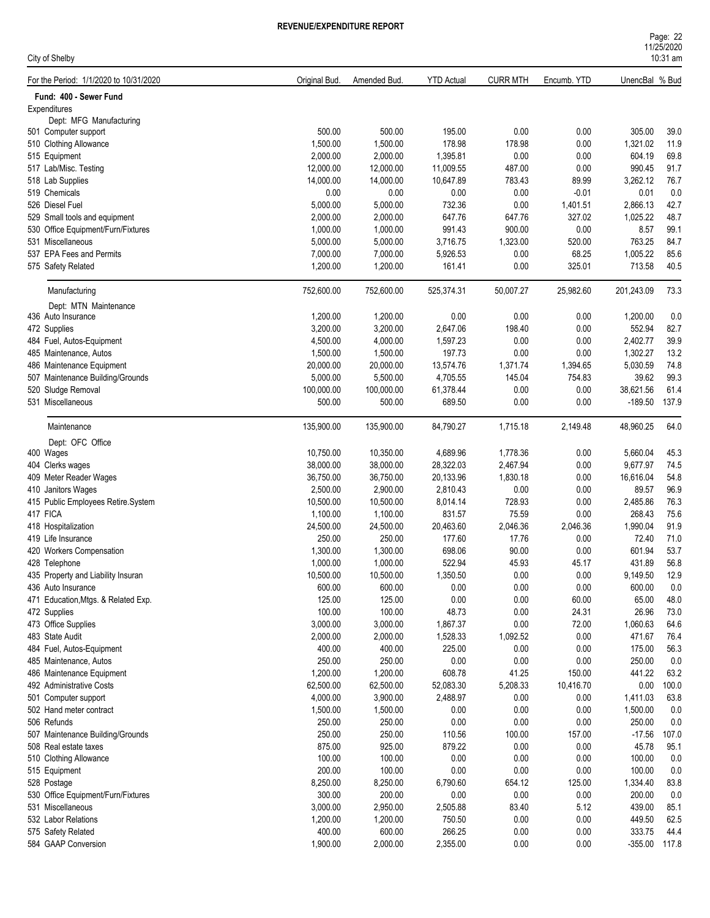**REVENUE/EXPENDITURE REPORT**

City of Shelby

| For the Period: 1/1/2020 to 10/31/2020 | Original Bud. | Amended Bud. | YTD Actual | CURR MTH | Encumb. YTD | UnencBal | % Bud |
|---|---|---|---|---|---|---|---|
| **Fund: 400 - Sewer Fund** | | | | | | | |
| Expenditures | | | | | | | |
| Dept: MFG Manufacturing | | | | | | | |
| 501 Computer support | 500.00 | 500.00 | 195.00 | 0.00 | 0.00 | 305.00 | 39.0 |
| 510 Clothing Allowance | 1,500.00 | 1,500.00 | 178.98 | 178.98 | 0.00 | 1,321.02 | 11.9 |
| 515 Equipment | 2,000.00 | 2,000.00 | 1,395.81 | 0.00 | 0.00 | 604.19 | 69.8 |
| 517 Lab/Misc. Testing | 12,000.00 | 12,000.00 | 11,009.55 | 487.00 | 0.00 | 990.45 | 91.7 |
| 518 Lab Supplies | 14,000.00 | 14,000.00 | 10,647.89 | 783.43 | 89.99 | 3,262.12 | 76.7 |
| 519 Chemicals | 0.00 | 0.00 | 0.00 | 0.00 | -0.01 | 0.01 | 0.0 |
| 526 Diesel Fuel | 5,000.00 | 5,000.00 | 732.36 | 0.00 | 1,401.51 | 2,866.13 | 42.7 |
| 529 Small tools and equipment | 2,000.00 | 2,000.00 | 647.76 | 647.76 | 327.02 | 1,025.22 | 48.7 |
| 530 Office Equipment/Furn/Fixtures | 1,000.00 | 1,000.00 | 991.43 | 900.00 | 0.00 | 8.57 | 99.1 |
| 531 Miscellaneous | 5,000.00 | 5,000.00 | 3,716.75 | 1,323.00 | 520.00 | 763.25 | 84.7 |
| 537 EPA Fees and Permits | 7,000.00 | 7,000.00 | 5,926.53 | 0.00 | 68.25 | 1,005.22 | 85.6 |
| 575 Safety Related | 1,200.00 | 1,200.00 | 161.41 | 0.00 | 325.01 | 713.58 | 40.5 |
| Manufacturing | 752,600.00 | 752,600.00 | 525,374.31 | 50,007.27 | 25,982.60 | 201,243.09 | 73.3 |
| Dept: MTN Maintenance | | | | | | | |
| 436 Auto Insurance | 1,200.00 | 1,200.00 | 0.00 | 0.00 | 0.00 | 1,200.00 | 0.0 |
| 472 Supplies | 3,200.00 | 3,200.00 | 2,647.06 | 198.40 | 0.00 | 552.94 | 82.7 |
| 484 Fuel, Autos-Equipment | 4,500.00 | 4,000.00 | 1,597.23 | 0.00 | 0.00 | 2,402.77 | 39.9 |
| 485 Maintenance, Autos | 1,500.00 | 1,500.00 | 197.73 | 0.00 | 0.00 | 1,302.27 | 13.2 |
| 486 Maintenance Equipment | 20,000.00 | 20,000.00 | 13,574.76 | 1,371.74 | 1,394.65 | 5,030.59 | 74.8 |
| 507 Maintenance Building/Grounds | 5,000.00 | 5,500.00 | 4,705.55 | 145.04 | 754.83 | 39.62 | 99.3 |
| 520 Sludge Removal | 100,000.00 | 100,000.00 | 61,378.44 | 0.00 | 0.00 | 38,621.56 | 61.4 |
| 531 Miscellaneous | 500.00 | 500.00 | 689.50 | 0.00 | 0.00 | -189.50 | 137.9 |
| Maintenance | 135,900.00 | 135,900.00 | 84,790.27 | 1,715.18 | 2,149.48 | 48,960.25 | 64.0 |
| Dept: OFC Office | | | | | | | |
| 400 Wages | 10,750.00 | 10,350.00 | 4,689.96 | 1,778.36 | 0.00 | 5,660.04 | 45.3 |
| 404 Clerks wages | 38,000.00 | 38,000.00 | 28,322.03 | 2,467.94 | 0.00 | 9,677.97 | 74.5 |
| 409 Meter Reader Wages | 36,750.00 | 36,750.00 | 20,133.96 | 1,830.18 | 0.00 | 16,616.04 | 54.8 |
| 410 Janitors Wages | 2,500.00 | 2,900.00 | 2,810.43 | 0.00 | 0.00 | 89.57 | 96.9 |
| 415 Public Employees Retire.System | 10,500.00 | 10,500.00 | 8,014.14 | 728.93 | 0.00 | 2,485.86 | 76.3 |
| 417 FICA | 1,100.00 | 1,100.00 | 831.57 | 75.59 | 0.00 | 268.43 | 75.6 |
| 418 Hospitalization | 24,500.00 | 24,500.00 | 20,463.60 | 2,046.36 | 2,046.36 | 1,990.04 | 91.9 |
| 419 Life Insurance | 250.00 | 250.00 | 177.60 | 17.76 | 0.00 | 72.40 | 71.0 |
| 420 Workers Compensation | 1,300.00 | 1,300.00 | 698.06 | 90.00 | 0.00 | 601.94 | 53.7 |
| 428 Telephone | 1,000.00 | 1,000.00 | 522.94 | 45.93 | 45.17 | 431.89 | 56.8 |
| 435 Property and Liability Insuran | 10,500.00 | 10,500.00 | 1,350.50 | 0.00 | 0.00 | 9,149.50 | 12.9 |
| 436 Auto Insurance | 600.00 | 600.00 | 0.00 | 0.00 | 0.00 | 600.00 | 0.0 |
| 471 Education,Mtgs. & Related Exp. | 125.00 | 125.00 | 0.00 | 0.00 | 60.00 | 65.00 | 48.0 |
| 472 Supplies | 100.00 | 100.00 | 48.73 | 0.00 | 24.31 | 26.96 | 73.0 |
| 473 Office Supplies | 3,000.00 | 3,000.00 | 1,867.37 | 0.00 | 72.00 | 1,060.63 | 64.6 |
| 483 State Audit | 2,000.00 | 2,000.00 | 1,528.33 | 1,092.52 | 0.00 | 471.67 | 76.4 |
| 484 Fuel, Autos-Equipment | 400.00 | 400.00 | 225.00 | 0.00 | 0.00 | 175.00 | 56.3 |
| 485 Maintenance, Autos | 250.00 | 250.00 | 0.00 | 0.00 | 0.00 | 250.00 | 0.0 |
| 486 Maintenance Equipment | 1,200.00 | 1,200.00 | 608.78 | 41.25 | 150.00 | 441.22 | 63.2 |
| 492 Administrative Costs | 62,500.00 | 62,500.00 | 52,083.30 | 5,208.33 | 10,416.70 | 0.00 | 100.0 |
| 501 Computer support | 4,000.00 | 3,900.00 | 2,488.97 | 0.00 | 0.00 | 1,411.03 | 63.8 |
| 502 Hand meter contract | 1,500.00 | 1,500.00 | 0.00 | 0.00 | 0.00 | 1,500.00 | 0.0 |
| 506 Refunds | 250.00 | 250.00 | 0.00 | 0.00 | 0.00 | 250.00 | 0.0 |
| 507 Maintenance Building/Grounds | 250.00 | 250.00 | 110.56 | 100.00 | 157.00 | -17.56 | 107.0 |
| 508 Real estate taxes | 875.00 | 925.00 | 879.22 | 0.00 | 0.00 | 45.78 | 95.1 |
| 510 Clothing Allowance | 100.00 | 100.00 | 0.00 | 0.00 | 0.00 | 100.00 | 0.0 |
| 515 Equipment | 200.00 | 100.00 | 0.00 | 0.00 | 0.00 | 100.00 | 0.0 |
| 528 Postage | 8,250.00 | 8,250.00 | 6,790.60 | 654.12 | 125.00 | 1,334.40 | 83.8 |
| 530 Office Equipment/Furn/Fixtures | 300.00 | 200.00 | 0.00 | 0.00 | 0.00 | 200.00 | 0.0 |
| 531 Miscellaneous | 3,000.00 | 2,950.00 | 2,505.88 | 83.40 | 5.12 | 439.00 | 85.1 |
| 532 Labor Relations | 1,200.00 | 1,200.00 | 750.50 | 0.00 | 0.00 | 449.50 | 62.5 |
| 575 Safety Related | 400.00 | 600.00 | 266.25 | 0.00 | 0.00 | 333.75 | 44.4 |
| 584 GAAP Conversion | 1,900.00 | 2,000.00 | 2,355.00 | 0.00 | 0.00 | -355.00 | 117.8 |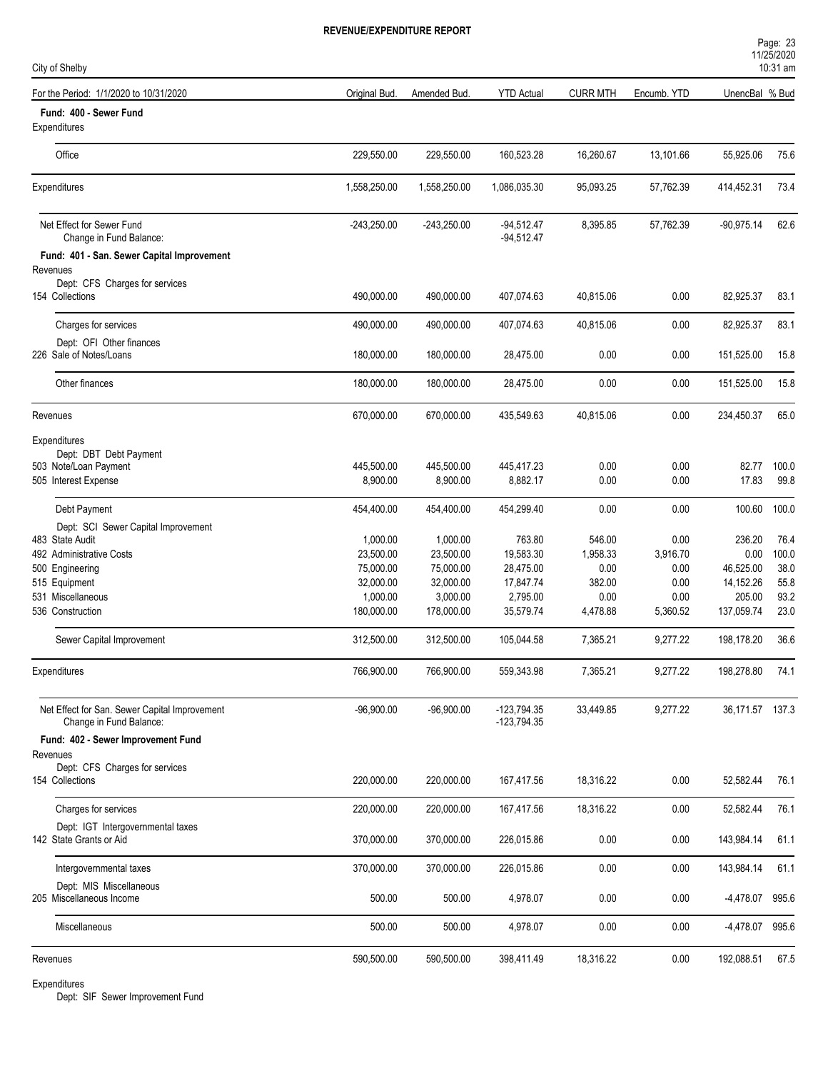# REVENUE/EXPENDITURE REPORT

City of Shelby

| For the Period: 1/1/2020 to 10/31/2020 | Original Bud. | Amended Bud. | YTD Actual | CURR MTH | Encumb. YTD | UnencBal | % Bud |
|---|---|---|---|---|---|---|---|
| **Fund: 400 - Sewer Fund** | | | | | | | |
| Expenditures | | | | | | | |
| Office | 229,550.00 | 229,550.00 | 160,523.28 | 16,260.67 | 13,101.66 | 55,925.06 | 75.6 |
| Expenditures | 1,558,250.00 | 1,558,250.00 | 1,086,035.30 | 95,093.25 | 57,762.39 | 414,452.31 | 73.4 |
| Net Effect for Sewer Fund | -243,250.00 | -243,250.00 | -94,512.47 | 8,395.85 | 57,762.39 | -90,975.14 | 62.6 |
| Change in Fund Balance: | | | -94,512.47 | | | | |
| **Fund: 401 - San. Sewer Capital Improvement** | | | | | | | |
| Revenues | | | | | | | |
| Dept: CFS Charges for services | | | | | | | |
| 154 Collections | 490,000.00 | 490,000.00 | 407,074.63 | 40,815.06 | 0.00 | 82,925.37 | 83.1 |
| Charges for services | 490,000.00 | 490,000.00 | 407,074.63 | 40,815.06 | 0.00 | 82,925.37 | 83.1 |
| Dept: OFI Other finances | | | | | | | |
| 226 Sale of Notes/Loans | 180,000.00 | 180,000.00 | 28,475.00 | 0.00 | 0.00 | 151,525.00 | 15.8 |
| Other finances | 180,000.00 | 180,000.00 | 28,475.00 | 0.00 | 0.00 | 151,525.00 | 15.8 |
| Revenues | 670,000.00 | 670,000.00 | 435,549.63 | 40,815.06 | 0.00 | 234,450.37 | 65.0 |
| Expenditures | | | | | | | |
| Dept: DBT Debt Payment | | | | | | | |
| 503 Note/Loan Payment | 445,500.00 | 445,500.00 | 445,417.23 | 0.00 | 0.00 | 82.77 | 100.0 |
| 505 Interest Expense | 8,900.00 | 8,900.00 | 8,882.17 | 0.00 | 0.00 | 17.83 | 99.8 |
| Debt Payment | 454,400.00 | 454,400.00 | 454,299.40 | 0.00 | 0.00 | 100.60 | 100.0 |
| Dept: SCI Sewer Capital Improvement | | | | | | | |
| 483 State Audit | 1,000.00 | 1,000.00 | 763.80 | 546.00 | 0.00 | 236.20 | 76.4 |
| 492 Administrative Costs | 23,500.00 | 23,500.00 | 19,583.30 | 1,958.33 | 3,916.70 | 0.00 | 100.0 |
| 500 Engineering | 75,000.00 | 75,000.00 | 28,475.00 | 0.00 | 0.00 | 46,525.00 | 38.0 |
| 515 Equipment | 32,000.00 | 32,000.00 | 17,847.74 | 382.00 | 0.00 | 14,152.26 | 55.8 |
| 531 Miscellaneous | 1,000.00 | 3,000.00 | 2,795.00 | 0.00 | 0.00 | 205.00 | 93.2 |
| 536 Construction | 180,000.00 | 178,000.00 | 35,579.74 | 4,478.88 | 5,360.52 | 137,059.74 | 23.0 |
| Sewer Capital Improvement | 312,500.00 | 312,500.00 | 105,044.58 | 7,365.21 | 9,277.22 | 198,178.20 | 36.6 |
| Expenditures | 766,900.00 | 766,900.00 | 559,343.98 | 7,365.21 | 9,277.22 | 198,278.80 | 74.1 |
| Net Effect for San. Sewer Capital Improvement | -96,900.00 | -96,900.00 | -123,794.35 | 33,449.85 | 9,277.22 | 36,171.57 | 137.3 |
| Change in Fund Balance: | | | -123,794.35 | | | | |
| **Fund: 402 - Sewer Improvement Fund** | | | | | | | |
| Revenues | | | | | | | |
| Dept: CFS Charges for services | | | | | | | |
| 154 Collections | 220,000.00 | 220,000.00 | 167,417.56 | 18,316.22 | 0.00 | 52,582.44 | 76.1 |
| Charges for services | 220,000.00 | 220,000.00 | 167,417.56 | 18,316.22 | 0.00 | 52,582.44 | 76.1 |
| Dept: IGT Intergovernmental taxes | | | | | | | |
| 142 State Grants or Aid | 370,000.00 | 370,000.00 | 226,015.86 | 0.00 | 0.00 | 143,984.14 | 61.1 |
| Intergovernmental taxes | 370,000.00 | 370,000.00 | 226,015.86 | 0.00 | 0.00 | 143,984.14 | 61.1 |
| Dept: MIS Miscellaneous | | | | | | | |
| 205 Miscellaneous Income | 500.00 | 500.00 | 4,978.07 | 0.00 | 0.00 | -4,478.07 | 995.6 |
| Miscellaneous | 500.00 | 500.00 | 4,978.07 | 0.00 | 0.00 | -4,478.07 | 995.6 |
| Revenues | 590,500.00 | 590,500.00 | 398,411.49 | 18,316.22 | 0.00 | 192,088.51 | 67.5 |
| Expenditures | | | | | | | |
| Dept: SIF Sewer Improvement Fund | | | | | | | |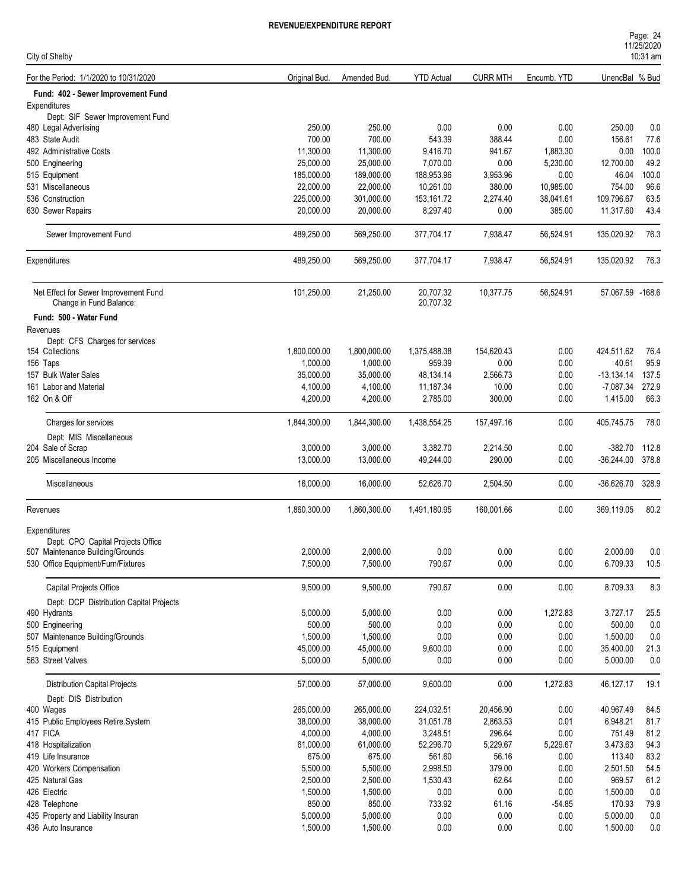# REVENUE/EXPENDITURE REPORT

City of Shelby

| For the Period: 1/1/2020 to 10/31/2020 | Original Bud. | Amended Bud. | YTD Actual | CURR MTH | Encumb. YTD | UnencBal | % Bud |
|---|---|---|---|---|---|---|---|
| **Fund: 402 - Sewer Improvement Fund** | | | | | | | |
| Expenditures | | | | | | | |
| Dept: SIF Sewer Improvement Fund | | | | | | | |
| 480 Legal Advertising | 250.00 | 250.00 | 0.00 | 0.00 | 0.00 | 250.00 | 0.0 |
| 483 State Audit | 700.00 | 700.00 | 543.39 | 388.44 | 0.00 | 156.61 | 77.6 |
| 492 Administrative Costs | 11,300.00 | 11,300.00 | 9,416.70 | 941.67 | 1,883.30 | 0.00 | 100.0 |
| 500 Engineering | 25,000.00 | 25,000.00 | 7,070.00 | 0.00 | 5,230.00 | 12,700.00 | 49.2 |
| 515 Equipment | 185,000.00 | 189,000.00 | 188,953.96 | 3,953.96 | 0.00 | 46.04 | 100.0 |
| 531 Miscellaneous | 22,000.00 | 22,000.00 | 10,261.00 | 380.00 | 10,985.00 | 754.00 | 96.6 |
| 536 Construction | 225,000.00 | 301,000.00 | 153,161.72 | 2,274.40 | 38,041.61 | 109,796.67 | 63.5 |
| 630 Sewer Repairs | 20,000.00 | 20,000.00 | 8,297.40 | 0.00 | 385.00 | 11,317.60 | 43.4 |
| Sewer Improvement Fund | 489,250.00 | 569,250.00 | 377,704.17 | 7,938.47 | 56,524.91 | 135,020.92 | 76.3 |
| Expenditures | 489,250.00 | 569,250.00 | 377,704.17 | 7,938.47 | 56,524.91 | 135,020.92 | 76.3 |
| Net Effect for Sewer Improvement Fund | 101,250.00 | 21,250.00 | 20,707.32 | 10,377.75 | 56,524.91 | 57,067.59 | -168.6 |
| Change in Fund Balance: | | | 20,707.32 | | | | |
| **Fund: 500 - Water Fund** | | | | | | | |
| Revenues | | | | | | | |
| Dept: CFS Charges for services | | | | | | | |
| 154 Collections | 1,800,000.00 | 1,800,000.00 | 1,375,488.38 | 154,620.43 | 0.00 | 424,511.62 | 76.4 |
| 156 Taps | 1,000.00 | 1,000.00 | 959.39 | 0.00 | 0.00 | 40.61 | 95.9 |
| 157 Bulk Water Sales | 35,000.00 | 35,000.00 | 48,134.14 | 2,566.73 | 0.00 | -13,134.14 | 137.5 |
| 161 Labor and Material | 4,100.00 | 4,100.00 | 11,187.34 | 10.00 | 0.00 | -7,087.34 | 272.9 |
| 162 On & Off | 4,200.00 | 4,200.00 | 2,785.00 | 300.00 | 0.00 | 1,415.00 | 66.3 |
| Charges for services | 1,844,300.00 | 1,844,300.00 | 1,438,554.25 | 157,497.16 | 0.00 | 405,745.75 | 78.0 |
| Dept: MIS Miscellaneous | | | | | | | |
| 204 Sale of Scrap | 3,000.00 | 3,000.00 | 3,382.70 | 2,214.50 | 0.00 | -382.70 | 112.8 |
| 205 Miscellaneous Income | 13,000.00 | 13,000.00 | 49,244.00 | 290.00 | 0.00 | -36,244.00 | 378.8 |
| Miscellaneous | 16,000.00 | 16,000.00 | 52,626.70 | 2,504.50 | 0.00 | -36,626.70 | 328.9 |
| Revenues | 1,860,300.00 | 1,860,300.00 | 1,491,180.95 | 160,001.66 | 0.00 | 369,119.05 | 80.2 |
| Expenditures | | | | | | | |
| Dept: CPO Capital Projects Office | | | | | | | |
| 507 Maintenance Building/Grounds | 2,000.00 | 2,000.00 | 0.00 | 0.00 | 0.00 | 2,000.00 | 0.0 |
| 530 Office Equipment/Furn/Fixtures | 7,500.00 | 7,500.00 | 790.67 | 0.00 | 0.00 | 6,709.33 | 10.5 |
| Capital Projects Office | 9,500.00 | 9,500.00 | 790.67 | 0.00 | 0.00 | 8,709.33 | 8.3 |
| Dept: DCP Distribution Capital Projects | | | | | | | |
| 490 Hydrants | 5,000.00 | 5,000.00 | 0.00 | 0.00 | 1,272.83 | 3,727.17 | 25.5 |
| 500 Engineering | 500.00 | 500.00 | 0.00 | 0.00 | 0.00 | 500.00 | 0.0 |
| 507 Maintenance Building/Grounds | 1,500.00 | 1,500.00 | 0.00 | 0.00 | 0.00 | 1,500.00 | 0.0 |
| 515 Equipment | 45,000.00 | 45,000.00 | 9,600.00 | 0.00 | 0.00 | 35,400.00 | 21.3 |
| 563 Street Valves | 5,000.00 | 5,000.00 | 0.00 | 0.00 | 0.00 | 5,000.00 | 0.0 |
| Distribution Capital Projects | 57,000.00 | 57,000.00 | 9,600.00 | 0.00 | 1,272.83 | 46,127.17 | 19.1 |
| Dept: DIS Distribution | | | | | | | |
| 400 Wages | 265,000.00 | 265,000.00 | 224,032.51 | 20,456.90 | 0.00 | 40,967.49 | 84.5 |
| 415 Public Employees Retire.System | 38,000.00 | 38,000.00 | 31,051.78 | 2,863.53 | 0.01 | 6,948.21 | 81.7 |
| 417 FICA | 4,000.00 | 4,000.00 | 3,248.51 | 296.64 | 0.00 | 751.49 | 81.2 |
| 418 Hospitalization | 61,000.00 | 61,000.00 | 52,296.70 | 5,229.67 | 5,229.67 | 3,473.63 | 94.3 |
| 419 Life Insurance | 675.00 | 675.00 | 561.60 | 56.16 | 0.00 | 113.40 | 83.2 |
| 420 Workers Compensation | 5,500.00 | 5,500.00 | 2,998.50 | 379.00 | 0.00 | 2,501.50 | 54.5 |
| 425 Natural Gas | 2,500.00 | 2,500.00 | 1,530.43 | 62.64 | 0.00 | 969.57 | 61.2 |
| 426 Electric | 1,500.00 | 1,500.00 | 0.00 | 0.00 | 0.00 | 1,500.00 | 0.0 |
| 428 Telephone | 850.00 | 850.00 | 733.92 | 61.16 | -54.85 | 170.93 | 79.9 |
| 435 Property and Liability Insuran | 5,000.00 | 5,000.00 | 0.00 | 0.00 | 0.00 | 5,000.00 | 0.0 |
| 436 Auto Insurance | 1,500.00 | 1,500.00 | 0.00 | 0.00 | 0.00 | 1,500.00 | 0.0 |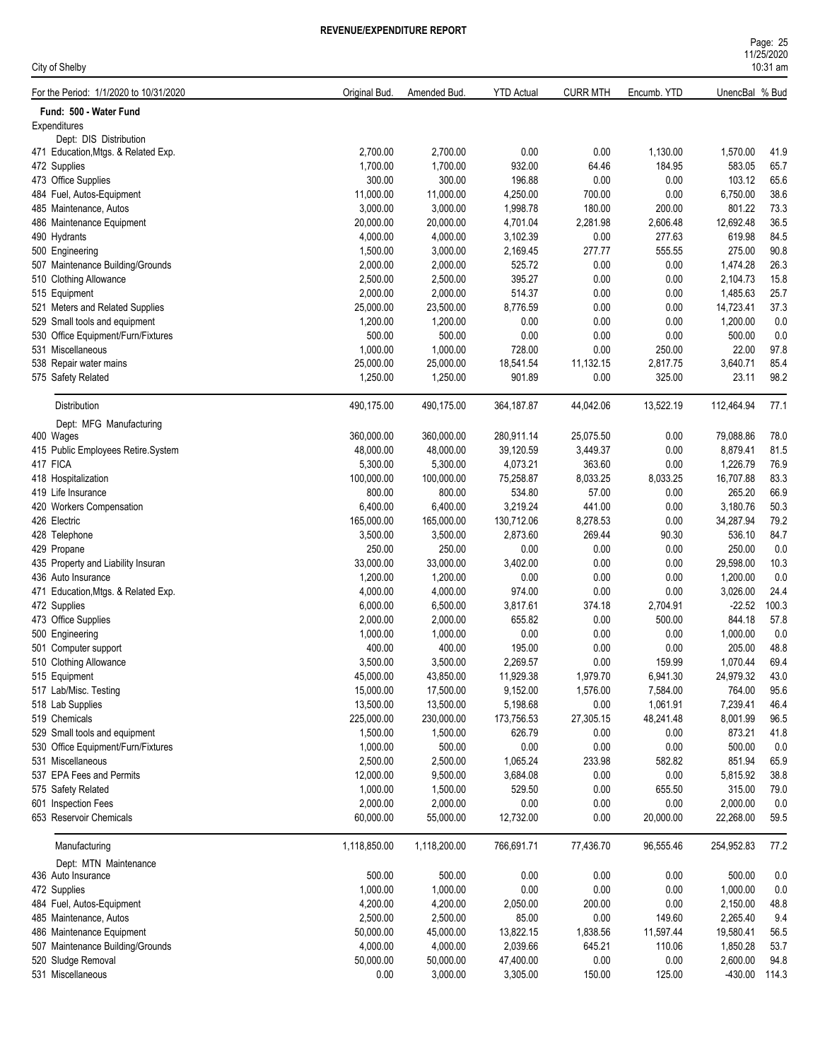**REVENUE/EXPENDITURE REPORT**

City of Shelby

| For the Period: 1/1/2020 to 10/31/2020 | Original Bud. | Amended Bud. | YTD Actual | CURR MTH | Encumb. YTD | UnencBal | % Bud |
|---|---|---|---|---|---|---|---|
| **Fund: 500 - Water Fund** | | | | | | | |
| Expenditures | | | | | | | |
| Dept: DIS Distribution | | | | | | | |
| 471 Education,Mtgs. & Related Exp. | 2,700.00 | 2,700.00 | 0.00 | 0.00 | 1,130.00 | 1,570.00 | 41.9 |
| 472 Supplies | 1,700.00 | 1,700.00 | 932.00 | 64.46 | 184.95 | 583.05 | 65.7 |
| 473 Office Supplies | 300.00 | 300.00 | 196.88 | 0.00 | 0.00 | 103.12 | 65.6 |
| 484 Fuel, Autos-Equipment | 11,000.00 | 11,000.00 | 4,250.00 | 700.00 | 0.00 | 6,750.00 | 38.6 |
| 485 Maintenance, Autos | 3,000.00 | 3,000.00 | 1,998.78 | 180.00 | 200.00 | 801.22 | 73.3 |
| 486 Maintenance Equipment | 20,000.00 | 20,000.00 | 4,701.04 | 2,281.98 | 2,606.48 | 12,692.48 | 36.5 |
| 490 Hydrants | 4,000.00 | 4,000.00 | 3,102.39 | 0.00 | 277.63 | 619.98 | 84.5 |
| 500 Engineering | 1,500.00 | 3,000.00 | 2,169.45 | 277.77 | 555.55 | 275.00 | 90.8 |
| 507 Maintenance Building/Grounds | 2,000.00 | 2,000.00 | 525.72 | 0.00 | 0.00 | 1,474.28 | 26.3 |
| 510 Clothing Allowance | 2,500.00 | 2,500.00 | 395.27 | 0.00 | 0.00 | 2,104.73 | 15.8 |
| 515 Equipment | 2,000.00 | 2,000.00 | 514.37 | 0.00 | 0.00 | 1,485.63 | 25.7 |
| 521 Meters and Related Supplies | 25,000.00 | 23,500.00 | 8,776.59 | 0.00 | 0.00 | 14,723.41 | 37.3 |
| 529 Small tools and equipment | 1,200.00 | 1,200.00 | 0.00 | 0.00 | 0.00 | 1,200.00 | 0.0 |
| 530 Office Equipment/Furn/Fixtures | 500.00 | 500.00 | 0.00 | 0.00 | 0.00 | 500.00 | 0.0 |
| 531 Miscellaneous | 1,000.00 | 1,000.00 | 728.00 | 0.00 | 250.00 | 22.00 | 97.8 |
| 538 Repair water mains | 25,000.00 | 25,000.00 | 18,541.54 | 11,132.15 | 2,817.75 | 3,640.71 | 85.4 |
| 575 Safety Related | 1,250.00 | 1,250.00 | 901.89 | 0.00 | 325.00 | 23.11 | 98.2 |
| Distribution | 490,175.00 | 490,175.00 | 364,187.87 | 44,042.06 | 13,522.19 | 112,464.94 | 77.1 |
| Dept: MFG Manufacturing | | | | | | | |
| 400 Wages | 360,000.00 | 360,000.00 | 280,911.14 | 25,075.50 | 0.00 | 79,088.86 | 78.0 |
| 415 Public Employees Retire.System | 48,000.00 | 48,000.00 | 39,120.59 | 3,449.37 | 0.00 | 8,879.41 | 81.5 |
| 417 FICA | 5,300.00 | 5,300.00 | 4,073.21 | 363.60 | 0.00 | 1,226.79 | 76.9 |
| 418 Hospitalization | 100,000.00 | 100,000.00 | 75,258.87 | 8,033.25 | 8,033.25 | 16,707.88 | 83.3 |
| 419 Life Insurance | 800.00 | 800.00 | 534.80 | 57.00 | 0.00 | 265.20 | 66.9 |
| 420 Workers Compensation | 6,400.00 | 6,400.00 | 3,219.24 | 441.00 | 0.00 | 3,180.76 | 50.3 |
| 426 Electric | 165,000.00 | 165,000.00 | 130,712.06 | 8,278.53 | 0.00 | 34,287.94 | 79.2 |
| 428 Telephone | 3,500.00 | 3,500.00 | 2,873.60 | 269.44 | 90.30 | 536.10 | 84.7 |
| 429 Propane | 250.00 | 250.00 | 0.00 | 0.00 | 0.00 | 250.00 | 0.0 |
| 435 Property and Liability Insuran | 33,000.00 | 33,000.00 | 3,402.00 | 0.00 | 0.00 | 29,598.00 | 10.3 |
| 436 Auto Insurance | 1,200.00 | 1,200.00 | 0.00 | 0.00 | 0.00 | 1,200.00 | 0.0 |
| 471 Education,Mtgs. & Related Exp. | 4,000.00 | 4,000.00 | 974.00 | 0.00 | 0.00 | 3,026.00 | 24.4 |
| 472 Supplies | 6,000.00 | 6,500.00 | 3,817.61 | 374.18 | 2,704.91 | -22.52 | 100.3 |
| 473 Office Supplies | 2,000.00 | 2,000.00 | 655.82 | 0.00 | 500.00 | 844.18 | 57.8 |
| 500 Engineering | 1,000.00 | 1,000.00 | 0.00 | 0.00 | 0.00 | 1,000.00 | 0.0 |
| 501 Computer support | 400.00 | 400.00 | 195.00 | 0.00 | 0.00 | 205.00 | 48.8 |
| 510 Clothing Allowance | 3,500.00 | 3,500.00 | 2,269.57 | 0.00 | 159.99 | 1,070.44 | 69.4 |
| 515 Equipment | 45,000.00 | 43,850.00 | 11,929.38 | 1,979.70 | 6,941.30 | 24,979.32 | 43.0 |
| 517 Lab/Misc. Testing | 15,000.00 | 17,500.00 | 9,152.00 | 1,576.00 | 7,584.00 | 764.00 | 95.6 |
| 518 Lab Supplies | 13,500.00 | 13,500.00 | 5,198.68 | 0.00 | 1,061.91 | 7,239.41 | 46.4 |
| 519 Chemicals | 225,000.00 | 230,000.00 | 173,756.53 | 27,305.15 | 48,241.48 | 8,001.99 | 96.5 |
| 529 Small tools and equipment | 1,500.00 | 1,500.00 | 626.79 | 0.00 | 0.00 | 873.21 | 41.8 |
| 530 Office Equipment/Furn/Fixtures | 1,000.00 | 500.00 | 0.00 | 0.00 | 0.00 | 500.00 | 0.0 |
| 531 Miscellaneous | 2,500.00 | 2,500.00 | 1,065.24 | 233.98 | 582.82 | 851.94 | 65.9 |
| 537 EPA Fees and Permits | 12,000.00 | 9,500.00 | 3,684.08 | 0.00 | 0.00 | 5,815.92 | 38.8 |
| 575 Safety Related | 1,000.00 | 1,500.00 | 529.50 | 0.00 | 655.50 | 315.00 | 79.0 |
| 601 Inspection Fees | 2,000.00 | 2,000.00 | 0.00 | 0.00 | 0.00 | 2,000.00 | 0.0 |
| 653 Reservoir Chemicals | 60,000.00 | 55,000.00 | 12,732.00 | 0.00 | 20,000.00 | 22,268.00 | 59.5 |
| Manufacturing | 1,118,850.00 | 1,118,200.00 | 766,691.71 | 77,436.70 | 96,555.46 | 254,952.83 | 77.2 |
| Dept: MTN Maintenance | | | | | | | |
| 436 Auto Insurance | 500.00 | 500.00 | 0.00 | 0.00 | 0.00 | 500.00 | 0.0 |
| 472 Supplies | 1,000.00 | 1,000.00 | 0.00 | 0.00 | 0.00 | 1,000.00 | 0.0 |
| 484 Fuel, Autos-Equipment | 4,200.00 | 4,200.00 | 2,050.00 | 200.00 | 0.00 | 2,150.00 | 48.8 |
| 485 Maintenance, Autos | 2,500.00 | 2,500.00 | 85.00 | 0.00 | 149.60 | 2,265.40 | 9.4 |
| 486 Maintenance Equipment | 50,000.00 | 45,000.00 | 13,822.15 | 1,838.56 | 11,597.44 | 19,580.41 | 56.5 |
| 507 Maintenance Building/Grounds | 4,000.00 | 4,000.00 | 2,039.66 | 645.21 | 110.06 | 1,850.28 | 53.7 |
| 520 Sludge Removal | 50,000.00 | 50,000.00 | 47,400.00 | 0.00 | 0.00 | 2,600.00 | 94.8 |
| 531 Miscellaneous | 0.00 | 3,000.00 | 3,305.00 | 150.00 | 125.00 | -430.00 | 114.3 |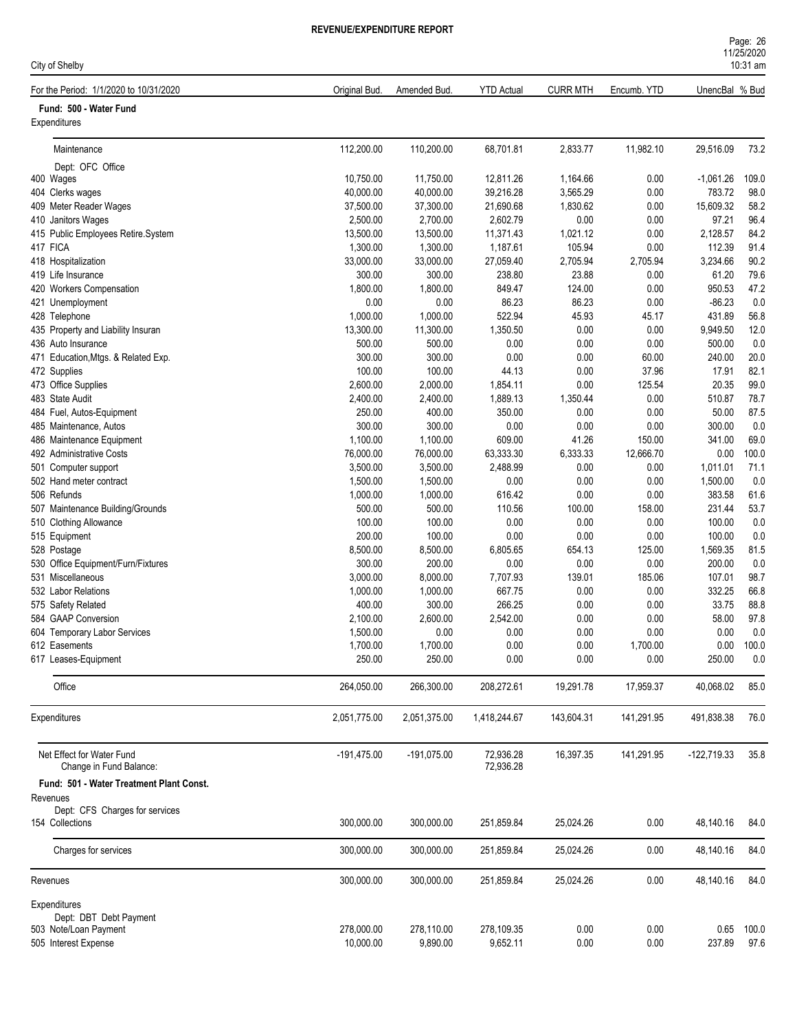**REVENUE/EXPENDITURE REPORT**

City of Shelby

| For the Period: 1/1/2020 to 10/31/2020 | Original Bud. | Amended Bud. | YTD Actual | CURR MTH | Encumb. YTD | UnencBal | % Bud |
|---|---|---|---|---|---|---|---|
| **Fund: 500 - Water Fund** | | | | | | | |
| Expenditures | | | | | | | |
| Maintenance | 112,200.00 | 110,200.00 | 68,701.81 | 2,833.77 | 11,982.10 | 29,516.09 | 73.2 |
| Dept: OFC Office | | | | | | | |
| 400 Wages | 10,750.00 | 11,750.00 | 12,811.26 | 1,164.66 | 0.00 | -1,061.26 | 109.0 |
| 404 Clerks wages | 40,000.00 | 40,000.00 | 39,216.28 | 3,565.29 | 0.00 | 783.72 | 98.0 |
| 409 Meter Reader Wages | 37,500.00 | 37,300.00 | 21,690.68 | 1,830.62 | 0.00 | 15,609.32 | 58.2 |
| 410 Janitors Wages | 2,500.00 | 2,700.00 | 2,602.79 | 0.00 | 0.00 | 97.21 | 96.4 |
| 415 Public Employees Retire.System | 13,500.00 | 13,500.00 | 11,371.43 | 1,021.12 | 0.00 | 2,128.57 | 84.2 |
| 417 FICA | 1,300.00 | 1,300.00 | 1,187.61 | 105.94 | 0.00 | 112.39 | 91.4 |
| 418 Hospitalization | 33,000.00 | 33,000.00 | 27,059.40 | 2,705.94 | 2,705.94 | 3,234.66 | 90.2 |
| 419 Life Insurance | 300.00 | 300.00 | 238.80 | 23.88 | 0.00 | 61.20 | 79.6 |
| 420 Workers Compensation | 1,800.00 | 1,800.00 | 849.47 | 124.00 | 0.00 | 950.53 | 47.2 |
| 421 Unemployment | 0.00 | 0.00 | 86.23 | 86.23 | 0.00 | -86.23 | 0.0 |
| 428 Telephone | 1,000.00 | 1,000.00 | 522.94 | 45.93 | 45.17 | 431.89 | 56.8 |
| 435 Property and Liability Insuran | 13,300.00 | 11,300.00 | 1,350.50 | 0.00 | 0.00 | 9,949.50 | 12.0 |
| 436 Auto Insurance | 500.00 | 500.00 | 0.00 | 0.00 | 0.00 | 500.00 | 0.0 |
| 471 Education,Mtgs. & Related Exp. | 300.00 | 300.00 | 0.00 | 0.00 | 60.00 | 240.00 | 20.0 |
| 472 Supplies | 100.00 | 100.00 | 44.13 | 0.00 | 37.96 | 17.91 | 82.1 |
| 473 Office Supplies | 2,600.00 | 2,000.00 | 1,854.11 | 0.00 | 125.54 | 20.35 | 99.0 |
| 483 State Audit | 2,400.00 | 2,400.00 | 1,889.13 | 1,350.44 | 0.00 | 510.87 | 78.7 |
| 484 Fuel, Autos-Equipment | 250.00 | 400.00 | 350.00 | 0.00 | 0.00 | 50.00 | 87.5 |
| 485 Maintenance, Autos | 300.00 | 300.00 | 0.00 | 0.00 | 0.00 | 300.00 | 0.0 |
| 486 Maintenance Equipment | 1,100.00 | 1,100.00 | 609.00 | 41.26 | 150.00 | 341.00 | 69.0 |
| 492 Administrative Costs | 76,000.00 | 76,000.00 | 63,333.30 | 6,333.33 | 12,666.70 | 0.00 | 100.0 |
| 501 Computer support | 3,500.00 | 3,500.00 | 2,488.99 | 0.00 | 0.00 | 1,011.01 | 71.1 |
| 502 Hand meter contract | 1,500.00 | 1,500.00 | 0.00 | 0.00 | 0.00 | 1,500.00 | 0.0 |
| 506 Refunds | 1,000.00 | 1,000.00 | 616.42 | 0.00 | 0.00 | 383.58 | 61.6 |
| 507 Maintenance Building/Grounds | 500.00 | 500.00 | 110.56 | 100.00 | 158.00 | 231.44 | 53.7 |
| 510 Clothing Allowance | 100.00 | 100.00 | 0.00 | 0.00 | 0.00 | 100.00 | 0.0 |
| 515 Equipment | 200.00 | 100.00 | 0.00 | 0.00 | 0.00 | 100.00 | 0.0 |
| 528 Postage | 8,500.00 | 8,500.00 | 6,805.65 | 654.13 | 125.00 | 1,569.35 | 81.5 |
| 530 Office Equipment/Furn/Fixtures | 300.00 | 200.00 | 0.00 | 0.00 | 0.00 | 200.00 | 0.0 |
| 531 Miscellaneous | 3,000.00 | 8,000.00 | 7,707.93 | 139.01 | 185.06 | 107.01 | 98.7 |
| 532 Labor Relations | 1,000.00 | 1,000.00 | 667.75 | 0.00 | 0.00 | 332.25 | 66.8 |
| 575 Safety Related | 400.00 | 300.00 | 266.25 | 0.00 | 0.00 | 33.75 | 88.8 |
| 584 GAAP Conversion | 2,100.00 | 2,600.00 | 2,542.00 | 0.00 | 0.00 | 58.00 | 97.8 |
| 604 Temporary Labor Services | 1,500.00 | 0.00 | 0.00 | 0.00 | 0.00 | 0.00 | 0.0 |
| 612 Easements | 1,700.00 | 1,700.00 | 0.00 | 0.00 | 1,700.00 | 0.00 | 100.0 |
| 617 Leases-Equipment | 250.00 | 250.00 | 0.00 | 0.00 | 0.00 | 250.00 | 0.0 |
| Office | 264,050.00 | 266,300.00 | 208,272.61 | 19,291.78 | 17,959.37 | 40,068.02 | 85.0 |
| Expenditures | 2,051,775.00 | 2,051,375.00 | 1,418,244.67 | 143,604.31 | 141,291.95 | 491,838.38 | 76.0 |
| Net Effect for Water Fund | -191,475.00 | -191,075.00 | 72,936.28 | 16,397.35 | 141,291.95 | -122,719.33 | 35.8 |
| Change in Fund Balance: | | | 72,936.28 | | | | |
| **Fund: 501 - Water Treatment Plant Const.** | | | | | | | |
| Revenues | | | | | | | |
| Dept: CFS Charges for services | | | | | | | |
| 154 Collections | 300,000.00 | 300,000.00 | 251,859.84 | 25,024.26 | 0.00 | 48,140.16 | 84.0 |
| Charges for services | 300,000.00 | 300,000.00 | 251,859.84 | 25,024.26 | 0.00 | 48,140.16 | 84.0 |
| Revenues | 300,000.00 | 300,000.00 | 251,859.84 | 25,024.26 | 0.00 | 48,140.16 | 84.0 |
| Expenditures | | | | | | | |
| Dept: DBT Debt Payment | | | | | | | |
| 503 Note/Loan Payment | 278,000.00 | 278,110.00 | 278,109.35 | 0.00 | 0.00 | 0.65 | 100.0 |
| 505 Interest Expense | 10,000.00 | 9,890.00 | 9,652.11 | 0.00 | 0.00 | 237.89 | 97.6 |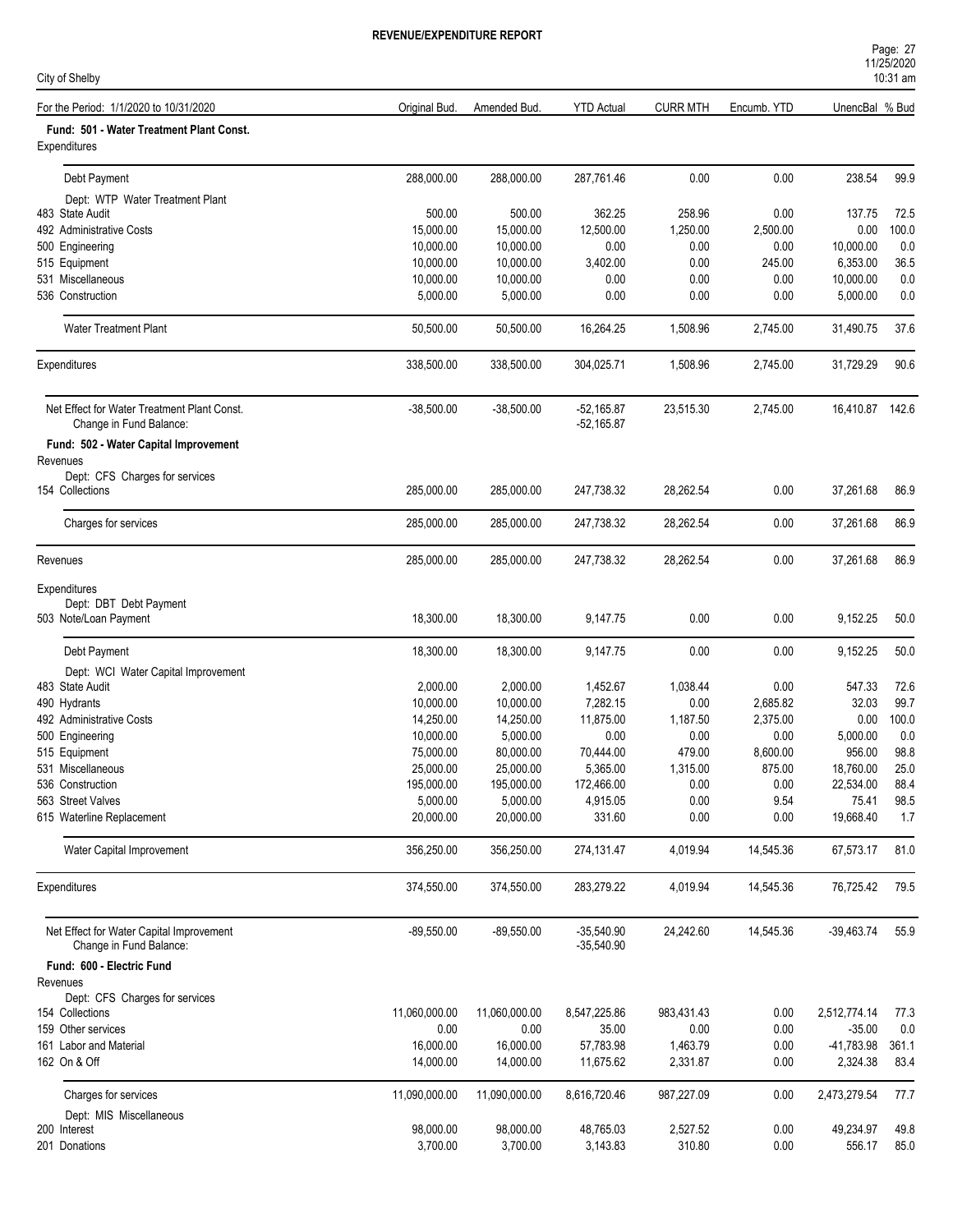# REVENUE/EXPENDITURE REPORT

City of Shelby

| For the Period: 1/1/2020 to 10/31/2020 | Original Bud. | Amended Bud. | YTD Actual | CURR MTH | Encumb. YTD | UnencBal | % Bud |
|---|---|---|---|---|---|---|---|
| **Fund: 501 - Water Treatment Plant Const.** | | | | | | | |
| Expenditures | | | | | | | |
| Debt Payment | 288,000.00 | 288,000.00 | 287,761.46 | 0.00 | 0.00 | 238.54 | 99.9 |
| Dept: WTP Water Treatment Plant | | | | | | | |
| 483 State Audit | 500.00 | 500.00 | 362.25 | 258.96 | 0.00 | 137.75 | 72.5 |
| 492 Administrative Costs | 15,000.00 | 15,000.00 | 12,500.00 | 1,250.00 | 2,500.00 | 0.00 | 100.0 |
| 500 Engineering | 10,000.00 | 10,000.00 | 0.00 | 0.00 | 0.00 | 10,000.00 | 0.0 |
| 515 Equipment | 10,000.00 | 10,000.00 | 3,402.00 | 0.00 | 245.00 | 6,353.00 | 36.5 |
| 531 Miscellaneous | 10,000.00 | 10,000.00 | 0.00 | 0.00 | 0.00 | 10,000.00 | 0.0 |
| 536 Construction | 5,000.00 | 5,000.00 | 0.00 | 0.00 | 0.00 | 5,000.00 | 0.0 |
| Water Treatment Plant | 50,500.00 | 50,500.00 | 16,264.25 | 1,508.96 | 2,745.00 | 31,490.75 | 37.6 |
| Expenditures | 338,500.00 | 338,500.00 | 304,025.71 | 1,508.96 | 2,745.00 | 31,729.29 | 90.6 |
| Net Effect for Water Treatment Plant Const. | -38,500.00 | -38,500.00 | -52,165.87 | 23,515.30 | 2,745.00 | 16,410.87 | 142.6 |
| Change in Fund Balance: | | | -52,165.87 | | | | |
| **Fund: 502 - Water Capital Improvement** | | | | | | | |
| Revenues | | | | | | | |
| Dept: CFS Charges for services | | | | | | | |
| 154 Collections | 285,000.00 | 285,000.00 | 247,738.32 | 28,262.54 | 0.00 | 37,261.68 | 86.9 |
| Charges for services | 285,000.00 | 285,000.00 | 247,738.32 | 28,262.54 | 0.00 | 37,261.68 | 86.9 |
| Revenues | 285,000.00 | 285,000.00 | 247,738.32 | 28,262.54 | 0.00 | 37,261.68 | 86.9 |
| Expenditures | | | | | | | |
| Dept: DBT Debt Payment | | | | | | | |
| 503 Note/Loan Payment | 18,300.00 | 18,300.00 | 9,147.75 | 0.00 | 0.00 | 9,152.25 | 50.0 |
| Debt Payment | 18,300.00 | 18,300.00 | 9,147.75 | 0.00 | 0.00 | 9,152.25 | 50.0 |
| Dept: WCI Water Capital Improvement | | | | | | | |
| 483 State Audit | 2,000.00 | 2,000.00 | 1,452.67 | 1,038.44 | 0.00 | 547.33 | 72.6 |
| 490 Hydrants | 10,000.00 | 10,000.00 | 7,282.15 | 0.00 | 2,685.82 | 32.03 | 99.7 |
| 492 Administrative Costs | 14,250.00 | 14,250.00 | 11,875.00 | 1,187.50 | 2,375.00 | 0.00 | 100.0 |
| 500 Engineering | 10,000.00 | 5,000.00 | 0.00 | 0.00 | 0.00 | 5,000.00 | 0.0 |
| 515 Equipment | 75,000.00 | 80,000.00 | 70,444.00 | 479.00 | 8,600.00 | 956.00 | 98.8 |
| 531 Miscellaneous | 25,000.00 | 25,000.00 | 5,365.00 | 1,315.00 | 875.00 | 18,760.00 | 25.0 |
| 536 Construction | 195,000.00 | 195,000.00 | 172,466.00 | 0.00 | 0.00 | 22,534.00 | 88.4 |
| 563 Street Valves | 5,000.00 | 5,000.00 | 4,915.05 | 0.00 | 9.54 | 75.41 | 98.5 |
| 615 Waterline Replacement | 20,000.00 | 20,000.00 | 331.60 | 0.00 | 0.00 | 19,668.40 | 1.7 |
| Water Capital Improvement | 356,250.00 | 356,250.00 | 274,131.47 | 4,019.94 | 14,545.36 | 67,573.17 | 81.0 |
| Expenditures | 374,550.00 | 374,550.00 | 283,279.22 | 4,019.94 | 14,545.36 | 76,725.42 | 79.5 |
| Net Effect for Water Capital Improvement | -89,550.00 | -89,550.00 | -35,540.90 | 24,242.60 | 14,545.36 | -39,463.74 | 55.9 |
| Change in Fund Balance: | | | -35,540.90 | | | | |
| **Fund: 600 - Electric Fund** | | | | | | | |
| Revenues | | | | | | | |
| Dept: CFS Charges for services | | | | | | | |
| 154 Collections | 11,060,000.00 | 11,060,000.00 | 8,547,225.86 | 983,431.43 | 0.00 | 2,512,774.14 | 77.3 |
| 159 Other services | 0.00 | 0.00 | 35.00 | 0.00 | 0.00 | -35.00 | 0.0 |
| 161 Labor and Material | 16,000.00 | 16,000.00 | 57,783.98 | 1,463.79 | 0.00 | -41,783.98 | 361.1 |
| 162 On & Off | 14,000.00 | 14,000.00 | 11,675.62 | 2,331.87 | 0.00 | 2,324.38 | 83.4 |
| Charges for services | 11,090,000.00 | 11,090,000.00 | 8,616,720.46 | 987,227.09 | 0.00 | 2,473,279.54 | 77.7 |
| Dept: MIS Miscellaneous | | | | | | | |
| 200 Interest | 98,000.00 | 98,000.00 | 48,765.03 | 2,527.52 | 0.00 | 49,234.97 | 49.8 |
| 201 Donations | 3,700.00 | 3,700.00 | 3,143.83 | 310.80 | 0.00 | 556.17 | 85.0 |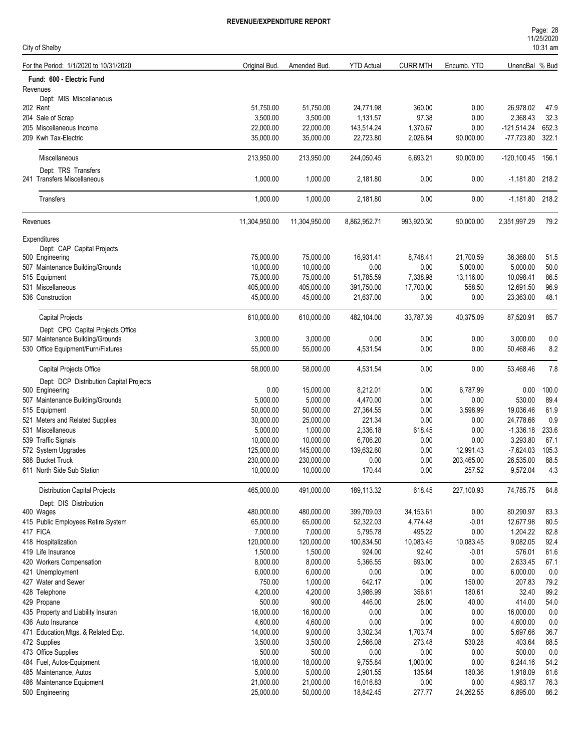# REVENUE/EXPENDITURE REPORT

City of Shelby

| For the Period: 1/1/2020 to 10/31/2020 | Original Bud. | Amended Bud. | YTD Actual | CURR MTH | Encumb. YTD | UnencBal | % Bud |
|---|---|---|---|---|---|---|---|
| **Fund: 600 - Electric Fund** | | | | | | | |
| Revenues | | | | | | | |
| Dept: MIS Miscellaneous | | | | | | | |
| 202 Rent | 51,750.00 | 51,750.00 | 24,771.98 | 360.00 | 0.00 | 26,978.02 | 47.9 |
| 204 Sale of Scrap | 3,500.00 | 3,500.00 | 1,131.57 | 97.38 | 0.00 | 2,368.43 | 32.3 |
| 205 Miscellaneous Income | 22,000.00 | 22,000.00 | 143,514.24 | 1,370.67 | 0.00 | -121,514.24 | 652.3 |
| 209 Kwh Tax-Electric | 35,000.00 | 35,000.00 | 22,723.80 | 2,026.84 | 90,000.00 | -77,723.80 | 322.1 |
| Miscellaneous | 213,950.00 | 213,950.00 | 244,050.45 | 6,693.21 | 90,000.00 | -120,100.45 | 156.1 |
| Dept: TRS Transfers | | | | | | | |
| 241 Transfers Miscellaneous | 1,000.00 | 1,000.00 | 2,181.80 | 0.00 | 0.00 | -1,181.80 | 218.2 |
| Transfers | 1,000.00 | 1,000.00 | 2,181.80 | 0.00 | 0.00 | -1,181.80 | 218.2 |
| Revenues | 11,304,950.00 | 11,304,950.00 | 8,862,952.71 | 993,920.30 | 90,000.00 | 2,351,997.29 | 79.2 |
| Expenditures | | | | | | | |
| Dept: CAP Capital Projects | | | | | | | |
| 500 Engineering | 75,000.00 | 75,000.00 | 16,931.41 | 8,748.41 | 21,700.59 | 36,368.00 | 51.5 |
| 507 Maintenance Building/Grounds | 10,000.00 | 10,000.00 | 0.00 | 0.00 | 5,000.00 | 5,000.00 | 50.0 |
| 515 Equipment | 75,000.00 | 75,000.00 | 51,785.59 | 7,338.98 | 13,116.00 | 10,098.41 | 86.5 |
| 531 Miscellaneous | 405,000.00 | 405,000.00 | 391,750.00 | 17,700.00 | 558.50 | 12,691.50 | 96.9 |
| 536 Construction | 45,000.00 | 45,000.00 | 21,637.00 | 0.00 | 0.00 | 23,363.00 | 48.1 |
| Capital Projects | 610,000.00 | 610,000.00 | 482,104.00 | 33,787.39 | 40,375.09 | 87,520.91 | 85.7 |
| Dept: CPO Capital Projects Office | | | | | | | |
| 507 Maintenance Building/Grounds | 3,000.00 | 3,000.00 | 0.00 | 0.00 | 0.00 | 3,000.00 | 0.0 |
| 530 Office Equipment/Furn/Fixtures | 55,000.00 | 55,000.00 | 4,531.54 | 0.00 | 0.00 | 50,468.46 | 8.2 |
| Capital Projects Office | 58,000.00 | 58,000.00 | 4,531.54 | 0.00 | 0.00 | 53,468.46 | 7.8 |
| Dept: DCP Distribution Capital Projects | | | | | | | |
| 500 Engineering | 0.00 | 15,000.00 | 8,212.01 | 0.00 | 6,787.99 | 0.00 | 100.0 |
| 507 Maintenance Building/Grounds | 5,000.00 | 5,000.00 | 4,470.00 | 0.00 | 0.00 | 530.00 | 89.4 |
| 515 Equipment | 50,000.00 | 50,000.00 | 27,364.55 | 0.00 | 3,598.99 | 19,036.46 | 61.9 |
| 521 Meters and Related Supplies | 30,000.00 | 25,000.00 | 221.34 | 0.00 | 0.00 | 24,778.66 | 0.9 |
| 531 Miscellaneous | 5,000.00 | 1,000.00 | 2,336.18 | 618.45 | 0.00 | -1,336.18 | 233.6 |
| 539 Traffic Signals | 10,000.00 | 10,000.00 | 6,706.20 | 0.00 | 0.00 | 3,293.80 | 67.1 |
| 572 System Upgrades | 125,000.00 | 145,000.00 | 139,632.60 | 0.00 | 12,991.43 | -7,624.03 | 105.3 |
| 588 Bucket Truck | 230,000.00 | 230,000.00 | 0.00 | 0.00 | 203,465.00 | 26,535.00 | 88.5 |
| 611 North Side Sub Station | 10,000.00 | 10,000.00 | 170.44 | 0.00 | 257.52 | 9,572.04 | 4.3 |
| Distribution Capital Projects | 465,000.00 | 491,000.00 | 189,113.32 | 618.45 | 227,100.93 | 74,785.75 | 84.8 |
| Dept: DIS Distribution | | | | | | | |
| 400 Wages | 480,000.00 | 480,000.00 | 399,709.03 | 34,153.61 | 0.00 | 80,290.97 | 83.3 |
| 415 Public Employees Retire.System | 65,000.00 | 65,000.00 | 52,322.03 | 4,774.48 | -0.01 | 12,677.98 | 80.5 |
| 417 FICA | 7,000.00 | 7,000.00 | 5,795.78 | 495.22 | 0.00 | 1,204.22 | 82.8 |
| 418 Hospitalization | 120,000.00 | 120,000.00 | 100,834.50 | 10,083.45 | 10,083.45 | 9,082.05 | 92.4 |
| 419 Life Insurance | 1,500.00 | 1,500.00 | 924.00 | 92.40 | -0.01 | 576.01 | 61.6 |
| 420 Workers Compensation | 8,000.00 | 8,000.00 | 5,366.55 | 693.00 | 0.00 | 2,633.45 | 67.1 |
| 421 Unemployment | 6,000.00 | 6,000.00 | 0.00 | 0.00 | 0.00 | 6,000.00 | 0.0 |
| 427 Water and Sewer | 750.00 | 1,000.00 | 642.17 | 0.00 | 150.00 | 207.83 | 79.2 |
| 428 Telephone | 4,200.00 | 4,200.00 | 3,986.99 | 356.61 | 180.61 | 32.40 | 99.2 |
| 429 Propane | 500.00 | 900.00 | 446.00 | 28.00 | 40.00 | 414.00 | 54.0 |
| 435 Property and Liability Insuran | 16,000.00 | 16,000.00 | 0.00 | 0.00 | 0.00 | 16,000.00 | 0.0 |
| 436 Auto Insurance | 4,600.00 | 4,600.00 | 0.00 | 0.00 | 0.00 | 4,600.00 | 0.0 |
| 471 Education,Mtgs. & Related Exp. | 14,000.00 | 9,000.00 | 3,302.34 | 1,703.74 | 0.00 | 5,697.66 | 36.7 |
| 472 Supplies | 3,500.00 | 3,500.00 | 2,566.08 | 273.48 | 530.28 | 403.64 | 88.5 |
| 473 Office Supplies | 500.00 | 500.00 | 0.00 | 0.00 | 0.00 | 500.00 | 0.0 |
| 484 Fuel, Autos-Equipment | 18,000.00 | 18,000.00 | 9,755.84 | 1,000.00 | 0.00 | 8,244.16 | 54.2 |
| 485 Maintenance, Autos | 5,000.00 | 5,000.00 | 2,901.55 | 135.84 | 180.36 | 1,918.09 | 61.6 |
| 486 Maintenance Equipment | 21,000.00 | 21,000.00 | 16,016.83 | 0.00 | 0.00 | 4,983.17 | 76.3 |
| 500 Engineering | 25,000.00 | 50,000.00 | 18,842.45 | 277.77 | 24,262.55 | 6,895.00 | 86.2 |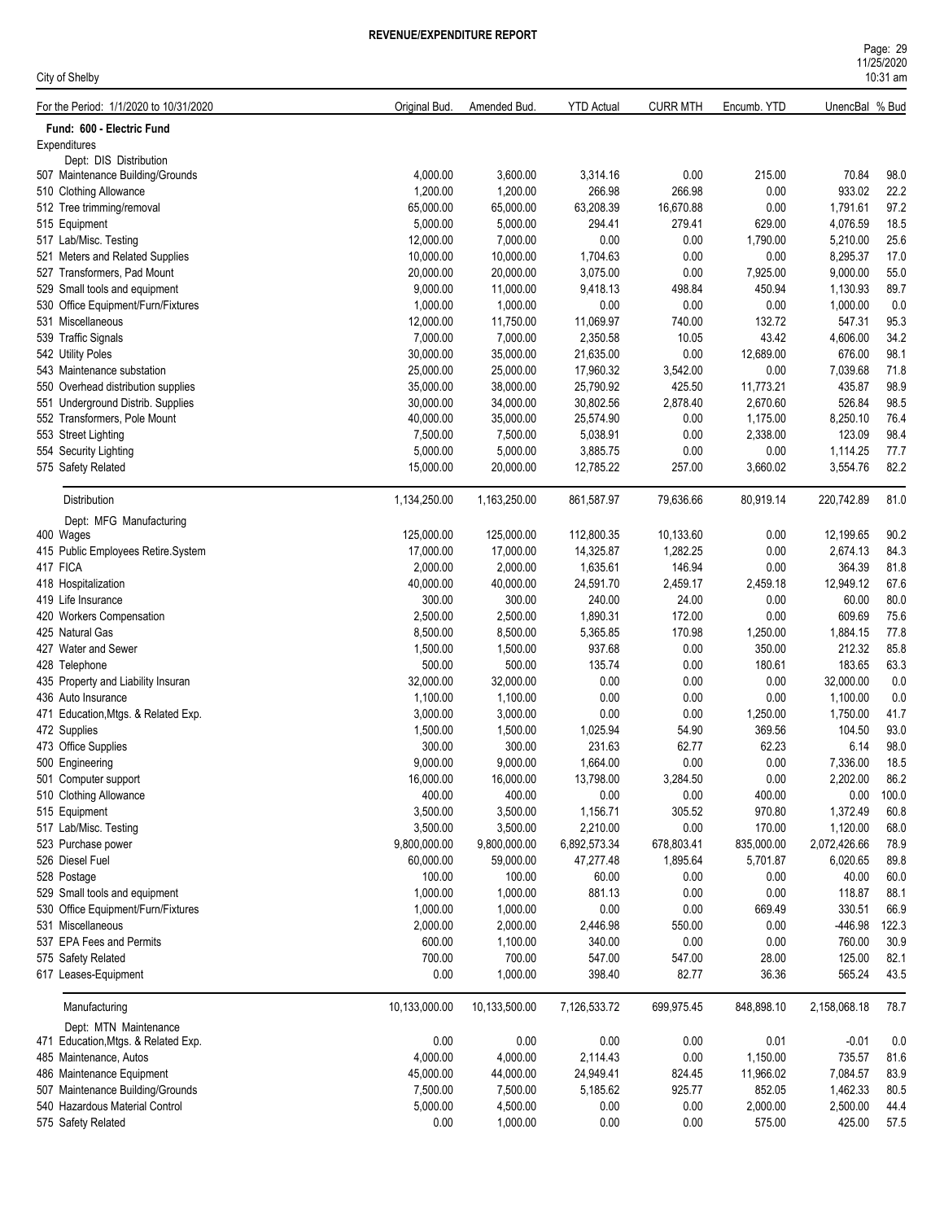**REVENUE/EXPENDITURE REPORT**

City of Shelby

| For the Period: 1/1/2020 to 10/31/2020 | Original Bud. | Amended Bud. | YTD Actual | CURR MTH | Encumb. YTD | UnencBal | % Bud |
|---|---|---|---|---|---|---|---|
| **Fund: 600 - Electric Fund** | | | | | | | |
| Expenditures | | | | | | | |
| Dept: DIS Distribution | | | | | | | |
| 507 Maintenance Building/Grounds | 4,000.00 | 3,600.00 | 3,314.16 | 0.00 | 215.00 | 70.84 | 98.0 |
| 510 Clothing Allowance | 1,200.00 | 1,200.00 | 266.98 | 266.98 | 0.00 | 933.02 | 22.2 |
| 512 Tree trimming/removal | 65,000.00 | 65,000.00 | 63,208.39 | 16,670.88 | 0.00 | 1,791.61 | 97.2 |
| 515 Equipment | 5,000.00 | 5,000.00 | 294.41 | 279.41 | 629.00 | 4,076.59 | 18.5 |
| 517 Lab/Misc. Testing | 12,000.00 | 7,000.00 | 0.00 | 0.00 | 1,790.00 | 5,210.00 | 25.6 |
| 521 Meters and Related Supplies | 10,000.00 | 10,000.00 | 1,704.63 | 0.00 | 0.00 | 8,295.37 | 17.0 |
| 527 Transformers, Pad Mount | 20,000.00 | 20,000.00 | 3,075.00 | 0.00 | 7,925.00 | 9,000.00 | 55.0 |
| 529 Small tools and equipment | 9,000.00 | 11,000.00 | 9,418.13 | 498.84 | 450.94 | 1,130.93 | 89.7 |
| 530 Office Equipment/Furn/Fixtures | 1,000.00 | 1,000.00 | 0.00 | 0.00 | 0.00 | 1,000.00 | 0.0 |
| 531 Miscellaneous | 12,000.00 | 11,750.00 | 11,069.97 | 740.00 | 132.72 | 547.31 | 95.3 |
| 539 Traffic Signals | 7,000.00 | 7,000.00 | 2,350.58 | 10.05 | 43.42 | 4,606.00 | 34.2 |
| 542 Utility Poles | 30,000.00 | 35,000.00 | 21,635.00 | 0.00 | 12,689.00 | 676.00 | 98.1 |
| 543 Maintenance substation | 25,000.00 | 25,000.00 | 17,960.32 | 3,542.00 | 0.00 | 7,039.68 | 71.8 |
| 550 Overhead distribution supplies | 35,000.00 | 38,000.00 | 25,790.92 | 425.50 | 11,773.21 | 435.87 | 98.9 |
| 551 Underground Distrib. Supplies | 30,000.00 | 34,000.00 | 30,802.56 | 2,878.40 | 2,670.60 | 526.84 | 98.5 |
| 552 Transformers, Pole Mount | 40,000.00 | 35,000.00 | 25,574.90 | 0.00 | 1,175.00 | 8,250.10 | 76.4 |
| 553 Street Lighting | 7,500.00 | 7,500.00 | 5,038.91 | 0.00 | 2,338.00 | 123.09 | 98.4 |
| 554 Security Lighting | 5,000.00 | 5,000.00 | 3,885.75 | 0.00 | 0.00 | 1,114.25 | 77.7 |
| 575 Safety Related | 15,000.00 | 20,000.00 | 12,785.22 | 257.00 | 3,660.02 | 3,554.76 | 82.2 |
| Distribution | 1,134,250.00 | 1,163,250.00 | 861,587.97 | 79,636.66 | 80,919.14 | 220,742.89 | 81.0 |
| Dept: MFG Manufacturing | | | | | | | |
| 400 Wages | 125,000.00 | 125,000.00 | 112,800.35 | 10,133.60 | 0.00 | 12,199.65 | 90.2 |
| 415 Public Employees Retire.System | 17,000.00 | 17,000.00 | 14,325.87 | 1,282.25 | 0.00 | 2,674.13 | 84.3 |
| 417 FICA | 2,000.00 | 2,000.00 | 1,635.61 | 146.94 | 0.00 | 364.39 | 81.8 |
| 418 Hospitalization | 40,000.00 | 40,000.00 | 24,591.70 | 2,459.17 | 2,459.18 | 12,949.12 | 67.6 |
| 419 Life Insurance | 300.00 | 300.00 | 240.00 | 24.00 | 0.00 | 60.00 | 80.0 |
| 420 Workers Compensation | 2,500.00 | 2,500.00 | 1,890.31 | 172.00 | 0.00 | 609.69 | 75.6 |
| 425 Natural Gas | 8,500.00 | 8,500.00 | 5,365.85 | 170.98 | 1,250.00 | 1,884.15 | 77.8 |
| 427 Water and Sewer | 1,500.00 | 1,500.00 | 937.68 | 0.00 | 350.00 | 212.32 | 85.8 |
| 428 Telephone | 500.00 | 500.00 | 135.74 | 0.00 | 180.61 | 183.65 | 63.3 |
| 435 Property and Liability Insuran | 32,000.00 | 32,000.00 | 0.00 | 0.00 | 0.00 | 32,000.00 | 0.0 |
| 436 Auto Insurance | 1,100.00 | 1,100.00 | 0.00 | 0.00 | 0.00 | 1,100.00 | 0.0 |
| 471 Education,Mtgs. & Related Exp. | 3,000.00 | 3,000.00 | 0.00 | 0.00 | 1,250.00 | 1,750.00 | 41.7 |
| 472 Supplies | 1,500.00 | 1,500.00 | 1,025.94 | 54.90 | 369.56 | 104.50 | 93.0 |
| 473 Office Supplies | 300.00 | 300.00 | 231.63 | 62.77 | 62.23 | 6.14 | 98.0 |
| 500 Engineering | 9,000.00 | 9,000.00 | 1,664.00 | 0.00 | 0.00 | 7,336.00 | 18.5 |
| 501 Computer support | 16,000.00 | 16,000.00 | 13,798.00 | 3,284.50 | 0.00 | 2,202.00 | 86.2 |
| 510 Clothing Allowance | 400.00 | 400.00 | 0.00 | 0.00 | 400.00 | 0.00 | 100.0 |
| 515 Equipment | 3,500.00 | 3,500.00 | 1,156.71 | 305.52 | 970.80 | 1,372.49 | 60.8 |
| 517 Lab/Misc. Testing | 3,500.00 | 3,500.00 | 2,210.00 | 0.00 | 170.00 | 1,120.00 | 68.0 |
| 523 Purchase power | 9,800,000.00 | 9,800,000.00 | 6,892,573.34 | 678,803.41 | 835,000.00 | 2,072,426.66 | 78.9 |
| 526 Diesel Fuel | 60,000.00 | 59,000.00 | 47,277.48 | 1,895.64 | 5,701.87 | 6,020.65 | 89.8 |
| 528 Postage | 100.00 | 100.00 | 60.00 | 0.00 | 0.00 | 40.00 | 60.0 |
| 529 Small tools and equipment | 1,000.00 | 1,000.00 | 881.13 | 0.00 | 0.00 | 118.87 | 88.1 |
| 530 Office Equipment/Furn/Fixtures | 1,000.00 | 1,000.00 | 0.00 | 0.00 | 669.49 | 330.51 | 66.9 |
| 531 Miscellaneous | 2,000.00 | 2,000.00 | 2,446.98 | 550.00 | 0.00 | -446.98 | 122.3 |
| 537 EPA Fees and Permits | 600.00 | 1,100.00 | 340.00 | 0.00 | 0.00 | 760.00 | 30.9 |
| 575 Safety Related | 700.00 | 700.00 | 547.00 | 547.00 | 28.00 | 125.00 | 82.1 |
| 617 Leases-Equipment | 0.00 | 1,000.00 | 398.40 | 82.77 | 36.36 | 565.24 | 43.5 |
| Manufacturing | 10,133,000.00 | 10,133,500.00 | 7,126,533.72 | 699,975.45 | 848,898.10 | 2,158,068.18 | 78.7 |
| Dept: MTN Maintenance | | | | | | | |
| 471 Education,Mtgs. & Related Exp. | 0.00 | 0.00 | 0.00 | 0.00 | 0.01 | -0.01 | 0.0 |
| 485 Maintenance, Autos | 4,000.00 | 4,000.00 | 2,114.43 | 0.00 | 1,150.00 | 735.57 | 81.6 |
| 486 Maintenance Equipment | 45,000.00 | 44,000.00 | 24,949.41 | 824.45 | 11,966.02 | 7,084.57 | 83.9 |
| 507 Maintenance Building/Grounds | 7,500.00 | 7,500.00 | 5,185.62 | 925.77 | 852.05 | 1,462.33 | 80.5 |
| 540 Hazardous Material Control | 5,000.00 | 4,500.00 | 0.00 | 0.00 | 2,000.00 | 2,500.00 | 44.4 |
| 575 Safety Related | 0.00 | 1,000.00 | 0.00 | 0.00 | 575.00 | 425.00 | 57.5 |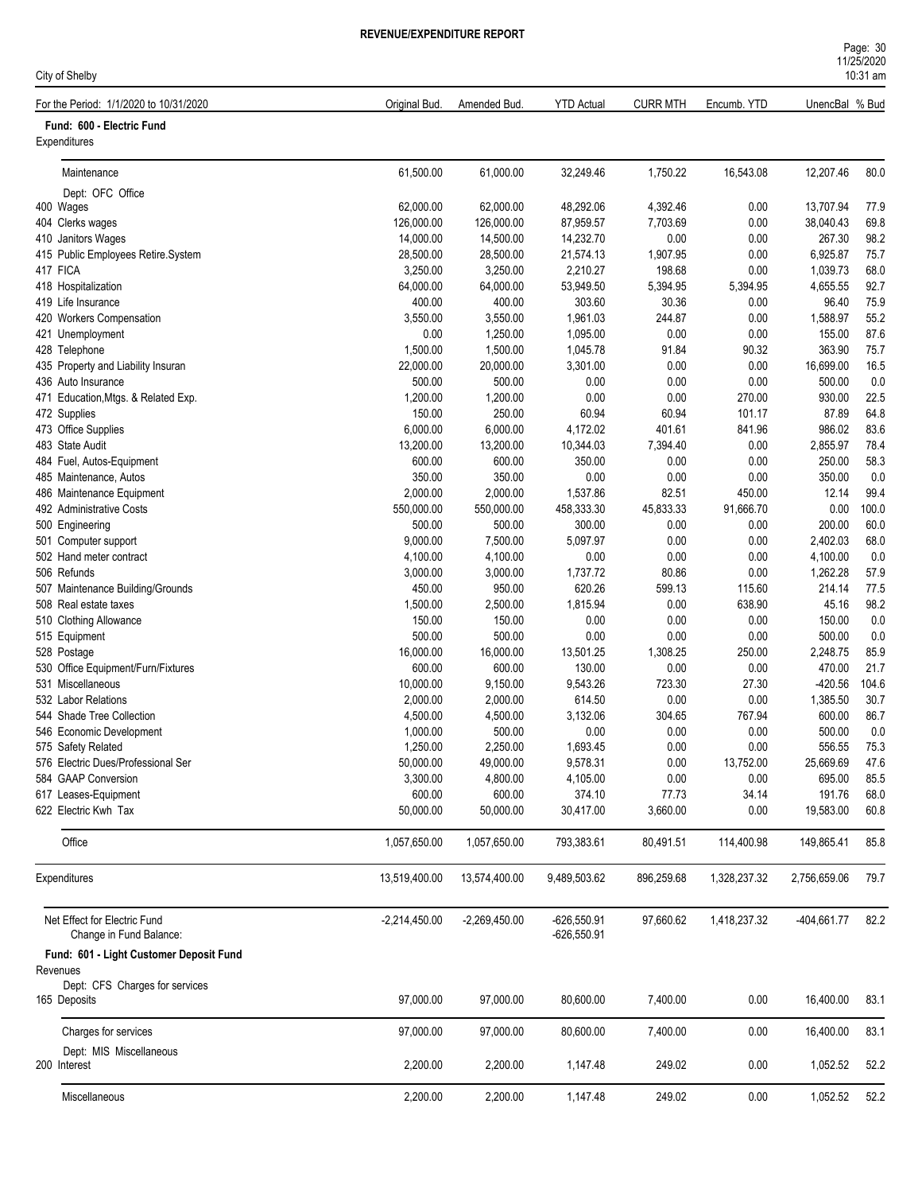**REVENUE/EXPENDITURE REPORT**

City of Shelby

| For the Period: 1/1/2020 to 10/31/2020 | Original Bud. | Amended Bud. | YTD Actual | CURR MTH | Encumb. YTD | UnencBal | % Bud |
|---|---|---|---|---|---|---|---|
| **Fund: 600 - Electric Fund** | | | | | | | |
| Expenditures | | | | | | | |
| Maintenance | 61,500.00 | 61,000.00 | 32,249.46 | 1,750.22 | 16,543.08 | 12,207.46 | 80.0 |
| Dept: OFC Office | | | | | | | |
| 400 Wages | 62,000.00 | 62,000.00 | 48,292.06 | 4,392.46 | 0.00 | 13,707.94 | 77.9 |
| 404 Clerks wages | 126,000.00 | 126,000.00 | 87,959.57 | 7,703.69 | 0.00 | 38,040.43 | 69.8 |
| 410 Janitors Wages | 14,000.00 | 14,500.00 | 14,232.70 | 0.00 | 0.00 | 267.30 | 98.2 |
| 415 Public Employees Retire.System | 28,500.00 | 28,500.00 | 21,574.13 | 1,907.95 | 0.00 | 6,925.87 | 75.7 |
| 417 FICA | 3,250.00 | 3,250.00 | 2,210.27 | 198.68 | 0.00 | 1,039.73 | 68.0 |
| 418 Hospitalization | 64,000.00 | 64,000.00 | 53,949.50 | 5,394.95 | 5,394.95 | 4,655.55 | 92.7 |
| 419 Life Insurance | 400.00 | 400.00 | 303.60 | 30.36 | 0.00 | 96.40 | 75.9 |
| 420 Workers Compensation | 3,550.00 | 3,550.00 | 1,961.03 | 244.87 | 0.00 | 1,588.97 | 55.2 |
| 421 Unemployment | 0.00 | 1,250.00 | 1,095.00 | 0.00 | 0.00 | 155.00 | 87.6 |
| 428 Telephone | 1,500.00 | 1,500.00 | 1,045.78 | 91.84 | 90.32 | 363.90 | 75.7 |
| 435 Property and Liability Insuran | 22,000.00 | 20,000.00 | 3,301.00 | 0.00 | 0.00 | 16,699.00 | 16.5 |
| 436 Auto Insurance | 500.00 | 500.00 | 0.00 | 0.00 | 0.00 | 500.00 | 0.0 |
| 471 Education,Mtgs. & Related Exp. | 1,200.00 | 1,200.00 | 0.00 | 0.00 | 270.00 | 930.00 | 22.5 |
| 472 Supplies | 150.00 | 250.00 | 60.94 | 60.94 | 101.17 | 87.89 | 64.8 |
| 473 Office Supplies | 6,000.00 | 6,000.00 | 4,172.02 | 401.61 | 841.96 | 986.02 | 83.6 |
| 483 State Audit | 13,200.00 | 13,200.00 | 10,344.03 | 7,394.40 | 0.00 | 2,855.97 | 78.4 |
| 484 Fuel, Autos-Equipment | 600.00 | 600.00 | 350.00 | 0.00 | 0.00 | 250.00 | 58.3 |
| 485 Maintenance, Autos | 350.00 | 350.00 | 0.00 | 0.00 | 0.00 | 350.00 | 0.0 |
| 486 Maintenance Equipment | 2,000.00 | 2,000.00 | 1,537.86 | 82.51 | 450.00 | 12.14 | 99.4 |
| 492 Administrative Costs | 550,000.00 | 550,000.00 | 458,333.30 | 45,833.33 | 91,666.70 | 0.00 | 100.0 |
| 500 Engineering | 500.00 | 500.00 | 300.00 | 0.00 | 0.00 | 200.00 | 60.0 |
| 501 Computer support | 9,000.00 | 7,500.00 | 5,097.97 | 0.00 | 0.00 | 2,402.03 | 68.0 |
| 502 Hand meter contract | 4,100.00 | 4,100.00 | 0.00 | 0.00 | 0.00 | 4,100.00 | 0.0 |
| 506 Refunds | 3,000.00 | 3,000.00 | 1,737.72 | 80.86 | 0.00 | 1,262.28 | 57.9 |
| 507 Maintenance Building/Grounds | 450.00 | 950.00 | 620.26 | 599.13 | 115.60 | 214.14 | 77.5 |
| 508 Real estate taxes | 1,500.00 | 2,500.00 | 1,815.94 | 0.00 | 638.90 | 45.16 | 98.2 |
| 510 Clothing Allowance | 150.00 | 150.00 | 0.00 | 0.00 | 0.00 | 150.00 | 0.0 |
| 515 Equipment | 500.00 | 500.00 | 0.00 | 0.00 | 0.00 | 500.00 | 0.0 |
| 528 Postage | 16,000.00 | 16,000.00 | 13,501.25 | 1,308.25 | 250.00 | 2,248.75 | 85.9 |
| 530 Office Equipment/Furn/Fixtures | 600.00 | 600.00 | 130.00 | 0.00 | 0.00 | 470.00 | 21.7 |
| 531 Miscellaneous | 10,000.00 | 9,150.00 | 9,543.26 | 723.30 | 27.30 | -420.56 | 104.6 |
| 532 Labor Relations | 2,000.00 | 2,000.00 | 614.50 | 0.00 | 0.00 | 1,385.50 | 30.7 |
| 544 Shade Tree Collection | 4,500.00 | 4,500.00 | 3,132.06 | 304.65 | 767.94 | 600.00 | 86.7 |
| 546 Economic Development | 1,000.00 | 500.00 | 0.00 | 0.00 | 0.00 | 500.00 | 0.0 |
| 575 Safety Related | 1,250.00 | 2,250.00 | 1,693.45 | 0.00 | 0.00 | 556.55 | 75.3 |
| 576 Electric Dues/Professional Ser | 50,000.00 | 49,000.00 | 9,578.31 | 0.00 | 13,752.00 | 25,669.69 | 47.6 |
| 584 GAAP Conversion | 3,300.00 | 4,800.00 | 4,105.00 | 0.00 | 0.00 | 695.00 | 85.5 |
| 617 Leases-Equipment | 600.00 | 600.00 | 374.10 | 77.73 | 34.14 | 191.76 | 68.0 |
| 622 Electric Kwh Tax | 50,000.00 | 50,000.00 | 30,417.00 | 3,660.00 | 0.00 | 19,583.00 | 60.8 |
| Office | 1,057,650.00 | 1,057,650.00 | 793,383.61 | 80,491.51 | 114,400.98 | 149,865.41 | 85.8 |
| Expenditures | 13,519,400.00 | 13,574,400.00 | 9,489,503.62 | 896,259.68 | 1,328,237.32 | 2,756,659.06 | 79.7 |
| Net Effect for Electric Fund | -2,214,450.00 | -2,269,450.00 | -626,550.91 | 97,660.62 | 1,418,237.32 | -404,661.77 | 82.2 |
| Change in Fund Balance: | | | -626,550.91 | | | | |
| **Fund: 601 - Light Customer Deposit Fund** | | | | | | | |
| Revenues | | | | | | | |
| Dept: CFS Charges for services | | | | | | | |
| 165 Deposits | 97,000.00 | 97,000.00 | 80,600.00 | 7,400.00 | 0.00 | 16,400.00 | 83.1 |
| Charges for services | 97,000.00 | 97,000.00 | 80,600.00 | 7,400.00 | 0.00 | 16,400.00 | 83.1 |
| Dept: MIS Miscellaneous | | | | | | | |
| 200 Interest | 2,200.00 | 2,200.00 | 1,147.48 | 249.02 | 0.00 | 1,052.52 | 52.2 |
| Miscellaneous | 2,200.00 | 2,200.00 | 1,147.48 | 249.02 | 0.00 | 1,052.52 | 52.2 |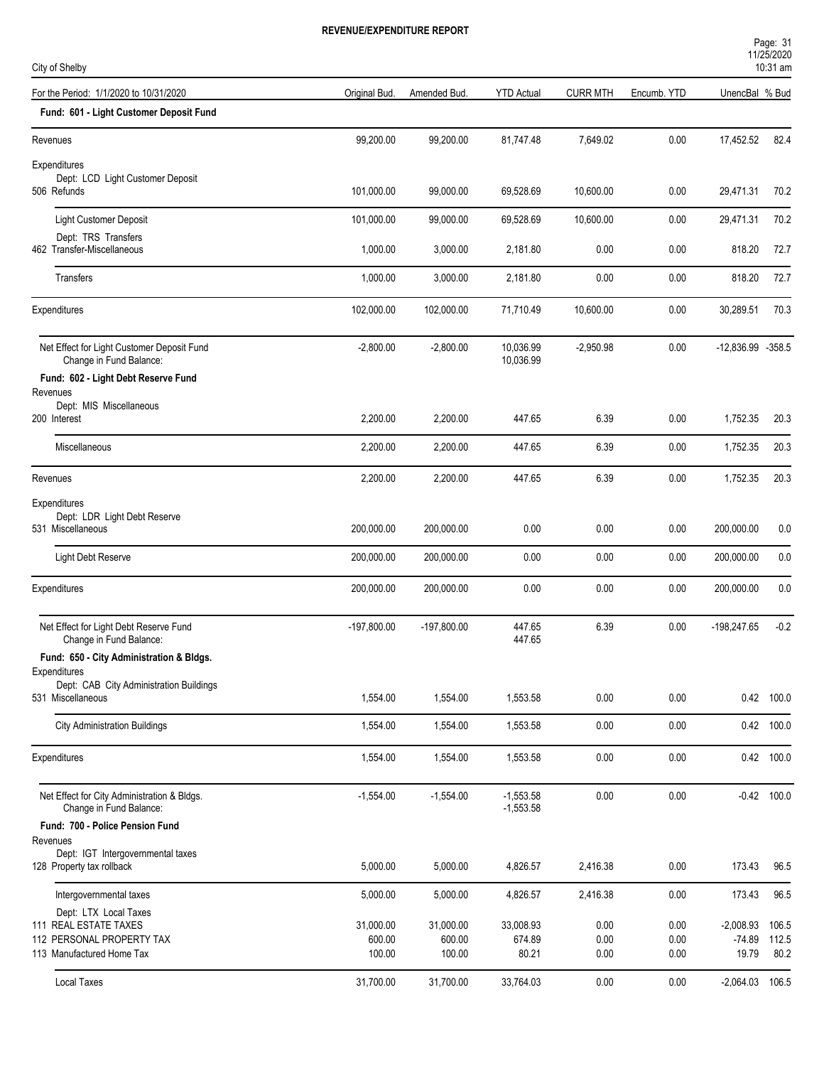# REVENUE/EXPENDITURE REPORT

City of Shelby

| For the Period: 1/1/2020 to 10/31/2020 | Original Bud. | Amended Bud. | YTD Actual | CURR MTH | Encumb. YTD | UnencBal | % Bud |
|---|---|---|---|---|---|---|---|
| **Fund: 601 - Light Customer Deposit Fund** | | | | | | | |
| Revenues | 99,200.00 | 99,200.00 | 81,747.48 | 7,649.02 | 0.00 | 17,452.52 | 82.4 |
| Expenditures | | | | | | | |
| Dept: LCD Light Customer Deposit | | | | | | | |
| 506 Refunds | 101,000.00 | 99,000.00 | 69,528.69 | 10,600.00 | 0.00 | 29,471.31 | 70.2 |
| Light Customer Deposit | 101,000.00 | 99,000.00 | 69,528.69 | 10,600.00 | 0.00 | 29,471.31 | 70.2 |
| Dept: TRS Transfers | | | | | | | |
| 462 Transfer-Miscellaneous | 1,000.00 | 3,000.00 | 2,181.80 | 0.00 | 0.00 | 818.20 | 72.7 |
| Transfers | 1,000.00 | 3,000.00 | 2,181.80 | 0.00 | 0.00 | 818.20 | 72.7 |
| Expenditures | 102,000.00 | 102,000.00 | 71,710.49 | 10,600.00 | 0.00 | 30,289.51 | 70.3 |
| Net Effect for Light Customer Deposit Fund | -2,800.00 | -2,800.00 | 10,036.99 | -2,950.98 | 0.00 | -12,836.99 | -358.5 |
| Change in Fund Balance: | | | 10,036.99 | | | | |
| **Fund: 602 - Light Debt Reserve Fund** | | | | | | | |
| Revenues | | | | | | | |
| Dept: MIS Miscellaneous | | | | | | | |
| 200 Interest | 2,200.00 | 2,200.00 | 447.65 | 6.39 | 0.00 | 1,752.35 | 20.3 |
| Miscellaneous | 2,200.00 | 2,200.00 | 447.65 | 6.39 | 0.00 | 1,752.35 | 20.3 |
| Revenues | 2,200.00 | 2,200.00 | 447.65 | 6.39 | 0.00 | 1,752.35 | 20.3 |
| Expenditures | | | | | | | |
| Dept: LDR Light Debt Reserve | | | | | | | |
| 531 Miscellaneous | 200,000.00 | 200,000.00 | 0.00 | 0.00 | 0.00 | 200,000.00 | 0.0 |
| Light Debt Reserve | 200,000.00 | 200,000.00 | 0.00 | 0.00 | 0.00 | 200,000.00 | 0.0 |
| Expenditures | 200,000.00 | 200,000.00 | 0.00 | 0.00 | 0.00 | 200,000.00 | 0.0 |
| Net Effect for Light Debt Reserve Fund | -197,800.00 | -197,800.00 | 447.65 | 6.39 | 0.00 | -198,247.65 | -0.2 |
| Change in Fund Balance: | | | 447.65 | | | | |
| **Fund: 650 - City Administration & Bldgs.** | | | | | | | |
| Expenditures | | | | | | | |
| Dept: CAB City Administration Buildings | | | | | | | |
| 531 Miscellaneous | 1,554.00 | 1,554.00 | 1,553.58 | 0.00 | 0.00 | 0.42 | 100.0 |
| City Administration Buildings | 1,554.00 | 1,554.00 | 1,553.58 | 0.00 | 0.00 | 0.42 | 100.0 |
| Expenditures | 1,554.00 | 1,554.00 | 1,553.58 | 0.00 | 0.00 | 0.42 | 100.0 |
| Net Effect for City Administration & Bldgs. | -1,554.00 | -1,554.00 | -1,553.58 | 0.00 | 0.00 | -0.42 | 100.0 |
| Change in Fund Balance: | | | -1,553.58 | | | | |
| **Fund: 700 - Police Pension Fund** | | | | | | | |
| Revenues | | | | | | | |
| Dept: IGT Intergovernmental taxes | | | | | | | |
| 128 Property tax rollback | 5,000.00 | 5,000.00 | 4,826.57 | 2,416.38 | 0.00 | 173.43 | 96.5 |
| Intergovernmental taxes | 5,000.00 | 5,000.00 | 4,826.57 | 2,416.38 | 0.00 | 173.43 | 96.5 |
| Dept: LTX Local Taxes | | | | | | | |
| 111 REAL ESTATE TAXES | 31,000.00 | 31,000.00 | 33,008.93 | 0.00 | 0.00 | -2,008.93 | 106.5 |
| 112 PERSONAL PROPERTY TAX | 600.00 | 600.00 | 674.89 | 0.00 | 0.00 | -74.89 | 112.5 |
| 113 Manufactured Home Tax | 100.00 | 100.00 | 80.21 | 0.00 | 0.00 | 19.79 | 80.2 |
| Local Taxes | 31,700.00 | 31,700.00 | 33,764.03 | 0.00 | 0.00 | -2,064.03 | 106.5 |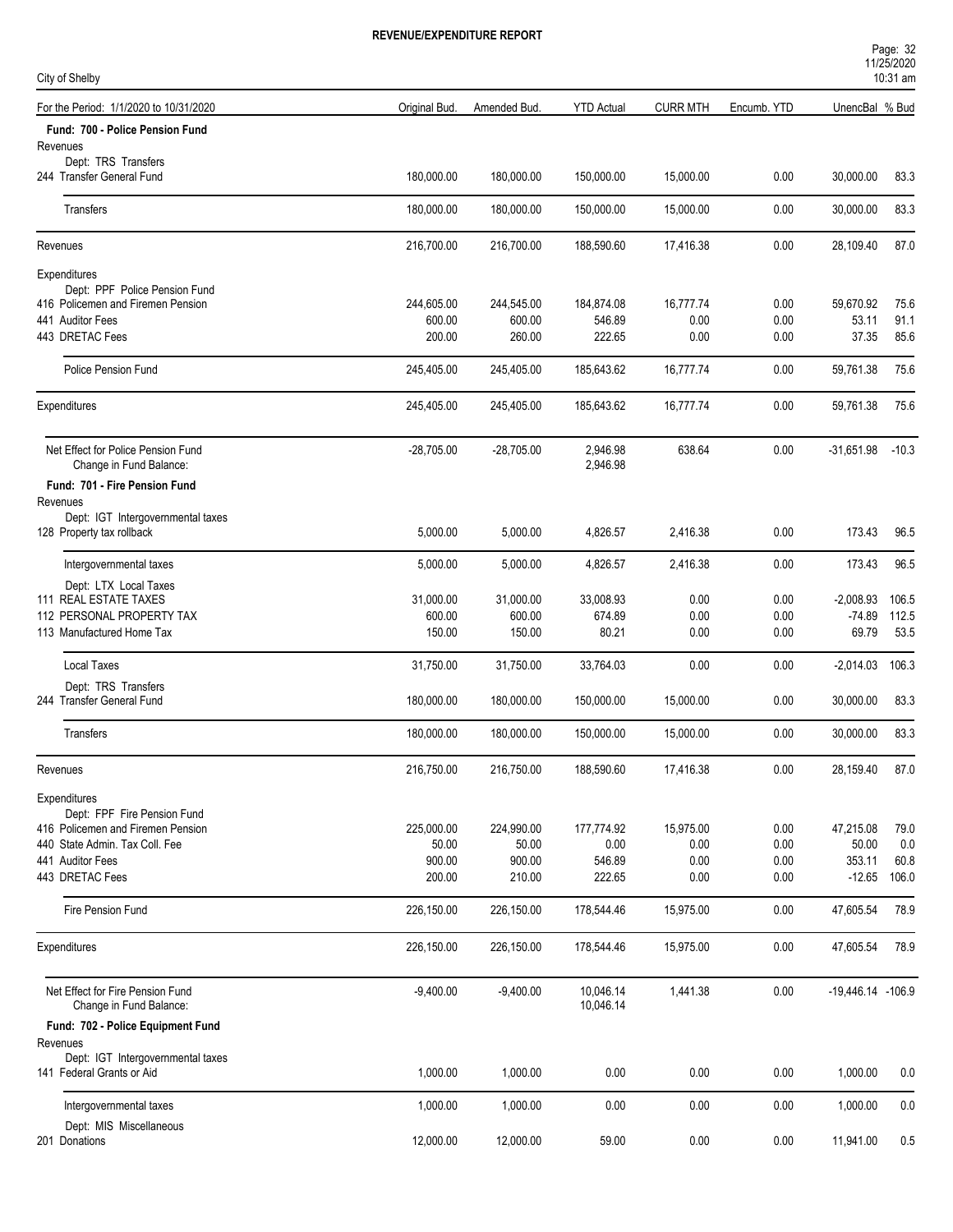**REVENUE/EXPENDITURE REPORT**

City of Shelby

| For the Period: 1/1/2020 to 10/31/2020 | Original Bud. | Amended Bud. | YTD Actual | CURR MTH | Encumb. YTD | UnencBal | % Bud |
|---|---|---|---|---|---|---|---|
| **Fund: 700 - Police Pension Fund** | | | | | | | |
| Revenues | | | | | | | |
| Dept: TRS Transfers | | | | | | | |
| 244 Transfer General Fund | 180,000.00 | 180,000.00 | 150,000.00 | 15,000.00 | 0.00 | 30,000.00 | 83.3 |
| Transfers | 180,000.00 | 180,000.00 | 150,000.00 | 15,000.00 | 0.00 | 30,000.00 | 83.3 |
| Revenues | 216,700.00 | 216,700.00 | 188,590.60 | 17,416.38 | 0.00 | 28,109.40 | 87.0 |
| Expenditures | | | | | | | |
| Dept: PPF Police Pension Fund | | | | | | | |
| 416 Policemen and Firemen Pension | 244,605.00 | 244,545.00 | 184,874.08 | 16,777.74 | 0.00 | 59,670.92 | 75.6 |
| 441 Auditor Fees | 600.00 | 600.00 | 546.89 | 0.00 | 0.00 | 53.11 | 91.1 |
| 443 DRETAC Fees | 200.00 | 260.00 | 222.65 | 0.00 | 0.00 | 37.35 | 85.6 |
| Police Pension Fund | 245,405.00 | 245,405.00 | 185,643.62 | 16,777.74 | 0.00 | 59,761.38 | 75.6 |
| Expenditures | 245,405.00 | 245,405.00 | 185,643.62 | 16,777.74 | 0.00 | 59,761.38 | 75.6 |
| Net Effect for Police Pension Fund | -28,705.00 | -28,705.00 | 2,946.98 | 638.64 | 0.00 | -31,651.98 | -10.3 |
| Change in Fund Balance: | | | 2,946.98 | | | | |
| **Fund: 701 - Fire Pension Fund** | | | | | | | |
| Revenues | | | | | | | |
| Dept: IGT Intergovernmental taxes | | | | | | | |
| 128 Property tax rollback | 5,000.00 | 5,000.00 | 4,826.57 | 2,416.38 | 0.00 | 173.43 | 96.5 |
| Intergovernmental taxes | 5,000.00 | 5,000.00 | 4,826.57 | 2,416.38 | 0.00 | 173.43 | 96.5 |
| Dept: LTX Local Taxes | | | | | | | |
| 111 REAL ESTATE TAXES | 31,000.00 | 31,000.00 | 33,008.93 | 0.00 | 0.00 | -2,008.93 | 106.5 |
| 112 PERSONAL PROPERTY TAX | 600.00 | 600.00 | 674.89 | 0.00 | 0.00 | -74.89 | 112.5 |
| 113 Manufactured Home Tax | 150.00 | 150.00 | 80.21 | 0.00 | 0.00 | 69.79 | 53.5 |
| Local Taxes | 31,750.00 | 31,750.00 | 33,764.03 | 0.00 | 0.00 | -2,014.03 | 106.3 |
| Dept: TRS Transfers | | | | | | | |
| 244 Transfer General Fund | 180,000.00 | 180,000.00 | 150,000.00 | 15,000.00 | 0.00 | 30,000.00 | 83.3 |
| Transfers | 180,000.00 | 180,000.00 | 150,000.00 | 15,000.00 | 0.00 | 30,000.00 | 83.3 |
| Revenues | 216,750.00 | 216,750.00 | 188,590.60 | 17,416.38 | 0.00 | 28,159.40 | 87.0 |
| Expenditures | | | | | | | |
| Dept: FPF Fire Pension Fund | | | | | | | |
| 416 Policemen and Firemen Pension | 225,000.00 | 224,990.00 | 177,774.92 | 15,975.00 | 0.00 | 47,215.08 | 79.0 |
| 440 State Admin. Tax Coll. Fee | 50.00 | 50.00 | 0.00 | 0.00 | 0.00 | 50.00 | 0.0 |
| 441 Auditor Fees | 900.00 | 900.00 | 546.89 | 0.00 | 0.00 | 353.11 | 60.8 |
| 443 DRETAC Fees | 200.00 | 210.00 | 222.65 | 0.00 | 0.00 | -12.65 | 106.0 |
| Fire Pension Fund | 226,150.00 | 226,150.00 | 178,544.46 | 15,975.00 | 0.00 | 47,605.54 | 78.9 |
| Expenditures | 226,150.00 | 226,150.00 | 178,544.46 | 15,975.00 | 0.00 | 47,605.54 | 78.9 |
| Net Effect for Fire Pension Fund | -9,400.00 | -9,400.00 | 10,046.14 | 1,441.38 | 0.00 | -19,446.14 | -106.9 |
| Change in Fund Balance: | | | 10,046.14 | | | | |
| **Fund: 702 - Police Equipment Fund** | | | | | | | |
| Revenues | | | | | | | |
| Dept: IGT Intergovernmental taxes | | | | | | | |
| 141 Federal Grants or Aid | 1,000.00 | 1,000.00 | 0.00 | 0.00 | 0.00 | 1,000.00 | 0.0 |
| Intergovernmental taxes | 1,000.00 | 1,000.00 | 0.00 | 0.00 | 0.00 | 1,000.00 | 0.0 |
| Dept: MIS Miscellaneous | | | | | | | |
| 201 Donations | 12,000.00 | 12,000.00 | 59.00 | 0.00 | 0.00 | 11,941.00 | 0.5 |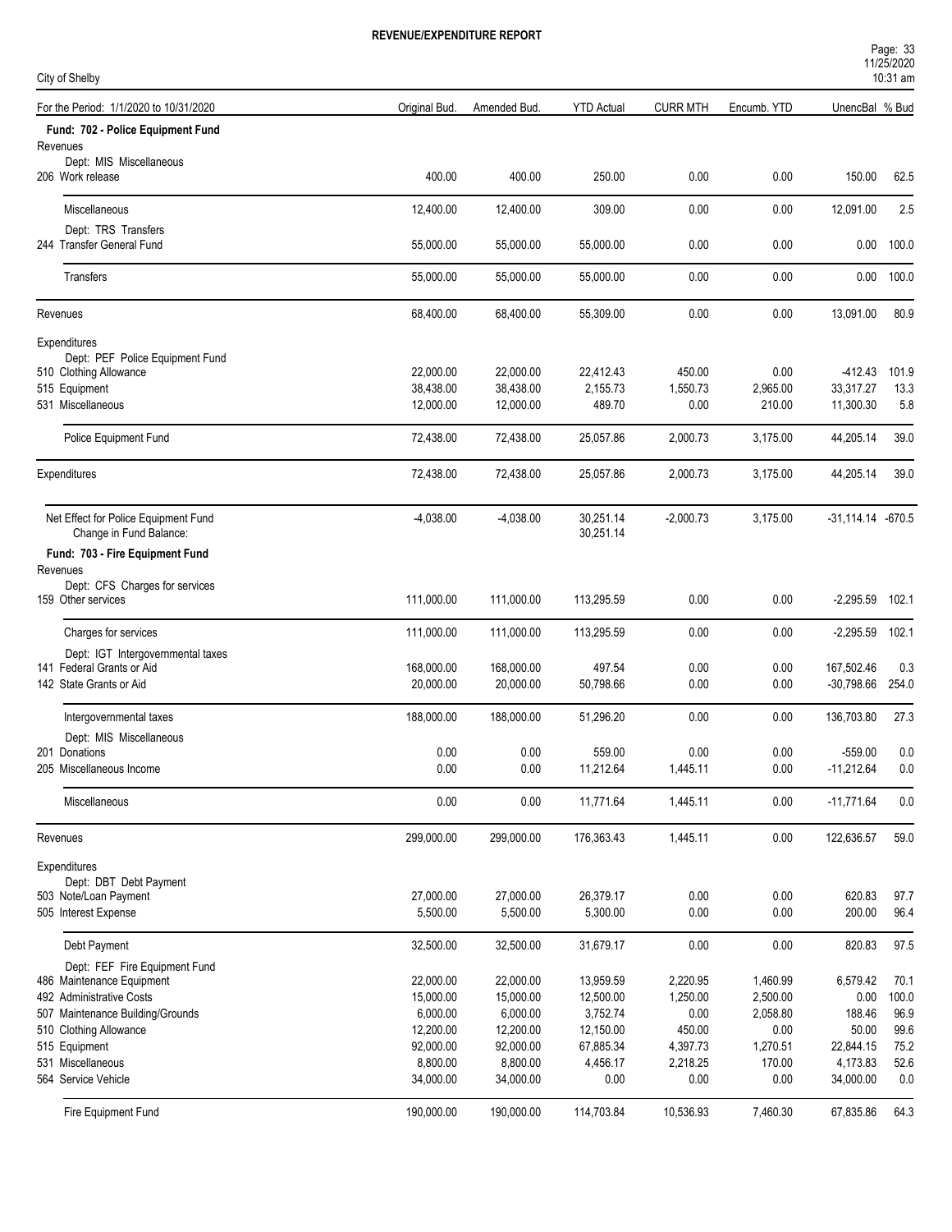# REVENUE/EXPENDITURE REPORT

City of Shelby

| For the Period: 1/1/2020 to 10/31/2020 | Original Bud. | Amended Bud. | YTD Actual | CURR MTH | Encumb. YTD | UnencBal | % Bud |
|---|---|---|---|---|---|---|---|
| **Fund: 702 - Police Equipment Fund** | | | | | | | |
| Revenues | | | | | | | |
| Dept: MIS Miscellaneous | | | | | | | |
| 206 Work release | 400.00 | 400.00 | 250.00 | 0.00 | 0.00 | 150.00 | 62.5 |
| Miscellaneous | 12,400.00 | 12,400.00 | 309.00 | 0.00 | 0.00 | 12,091.00 | 2.5 |
| Dept: TRS Transfers | | | | | | | |
| 244 Transfer General Fund | 55,000.00 | 55,000.00 | 55,000.00 | 0.00 | 0.00 | 0.00 | 100.0 |
| Transfers | 55,000.00 | 55,000.00 | 55,000.00 | 0.00 | 0.00 | 0.00 | 100.0 |
| Revenues | 68,400.00 | 68,400.00 | 55,309.00 | 0.00 | 0.00 | 13,091.00 | 80.9 |
| Expenditures | | | | | | | |
| Dept: PEF Police Equipment Fund | | | | | | | |
| 510 Clothing Allowance | 22,000.00 | 22,000.00 | 22,412.43 | 450.00 | 0.00 | -412.43 | 101.9 |
| 515 Equipment | 38,438.00 | 38,438.00 | 2,155.73 | 1,550.73 | 2,965.00 | 33,317.27 | 13.3 |
| 531 Miscellaneous | 12,000.00 | 12,000.00 | 489.70 | 0.00 | 210.00 | 11,300.30 | 5.8 |
| Police Equipment Fund | 72,438.00 | 72,438.00 | 25,057.86 | 2,000.73 | 3,175.00 | 44,205.14 | 39.0 |
| Expenditures | 72,438.00 | 72,438.00 | 25,057.86 | 2,000.73 | 3,175.00 | 44,205.14 | 39.0 |
| Net Effect for Police Equipment Fund | -4,038.00 | -4,038.00 | 30,251.14 | -2,000.73 | 3,175.00 | -31,114.14 | -670.5 |
| Change in Fund Balance: | | | 30,251.14 | | | | |
| **Fund: 703 - Fire Equipment Fund** | | | | | | | |
| Revenues | | | | | | | |
| Dept: CFS Charges for services | | | | | | | |
| 159 Other services | 111,000.00 | 111,000.00 | 113,295.59 | 0.00 | 0.00 | -2,295.59 | 102.1 |
| Charges for services | 111,000.00 | 111,000.00 | 113,295.59 | 0.00 | 0.00 | -2,295.59 | 102.1 |
| Dept: IGT Intergovernmental taxes | | | | | | | |
| 141 Federal Grants or Aid | 168,000.00 | 168,000.00 | 497.54 | 0.00 | 0.00 | 167,502.46 | 0.3 |
| 142 State Grants or Aid | 20,000.00 | 20,000.00 | 50,798.66 | 0.00 | 0.00 | -30,798.66 | 254.0 |
| Intergovernmental taxes | 188,000.00 | 188,000.00 | 51,296.20 | 0.00 | 0.00 | 136,703.80 | 27.3 |
| Dept: MIS Miscellaneous | | | | | | | |
| 201 Donations | 0.00 | 0.00 | 559.00 | 0.00 | 0.00 | -559.00 | 0.0 |
| 205 Miscellaneous Income | 0.00 | 0.00 | 11,212.64 | 1,445.11 | 0.00 | -11,212.64 | 0.0 |
| Miscellaneous | 0.00 | 0.00 | 11,771.64 | 1,445.11 | 0.00 | -11,771.64 | 0.0 |
| Revenues | 299,000.00 | 299,000.00 | 176,363.43 | 1,445.11 | 0.00 | 122,636.57 | 59.0 |
| Expenditures | | | | | | | |
| Dept: DBT Debt Payment | | | | | | | |
| 503 Note/Loan Payment | 27,000.00 | 27,000.00 | 26,379.17 | 0.00 | 0.00 | 620.83 | 97.7 |
| 505 Interest Expense | 5,500.00 | 5,500.00 | 5,300.00 | 0.00 | 0.00 | 200.00 | 96.4 |
| Debt Payment | 32,500.00 | 32,500.00 | 31,679.17 | 0.00 | 0.00 | 820.83 | 97.5 |
| Dept: FEF Fire Equipment Fund | | | | | | | |
| 486 Maintenance Equipment | 22,000.00 | 22,000.00 | 13,959.59 | 2,220.95 | 1,460.99 | 6,579.42 | 70.1 |
| 492 Administrative Costs | 15,000.00 | 15,000.00 | 12,500.00 | 1,250.00 | 2,500.00 | 0.00 | 100.0 |
| 507 Maintenance Building/Grounds | 6,000.00 | 6,000.00 | 3,752.74 | 0.00 | 2,058.80 | 188.46 | 96.9 |
| 510 Clothing Allowance | 12,200.00 | 12,200.00 | 12,150.00 | 450.00 | 0.00 | 50.00 | 99.6 |
| 515 Equipment | 92,000.00 | 92,000.00 | 67,885.34 | 4,397.73 | 1,270.51 | 22,844.15 | 75.2 |
| 531 Miscellaneous | 8,800.00 | 8,800.00 | 4,456.17 | 2,218.25 | 170.00 | 4,173.83 | 52.6 |
| 564 Service Vehicle | 34,000.00 | 34,000.00 | 0.00 | 0.00 | 0.00 | 34,000.00 | 0.0 |
| Fire Equipment Fund | 190,000.00 | 190,000.00 | 114,703.84 | 10,536.93 | 7,460.30 | 67,835.86 | 64.3 |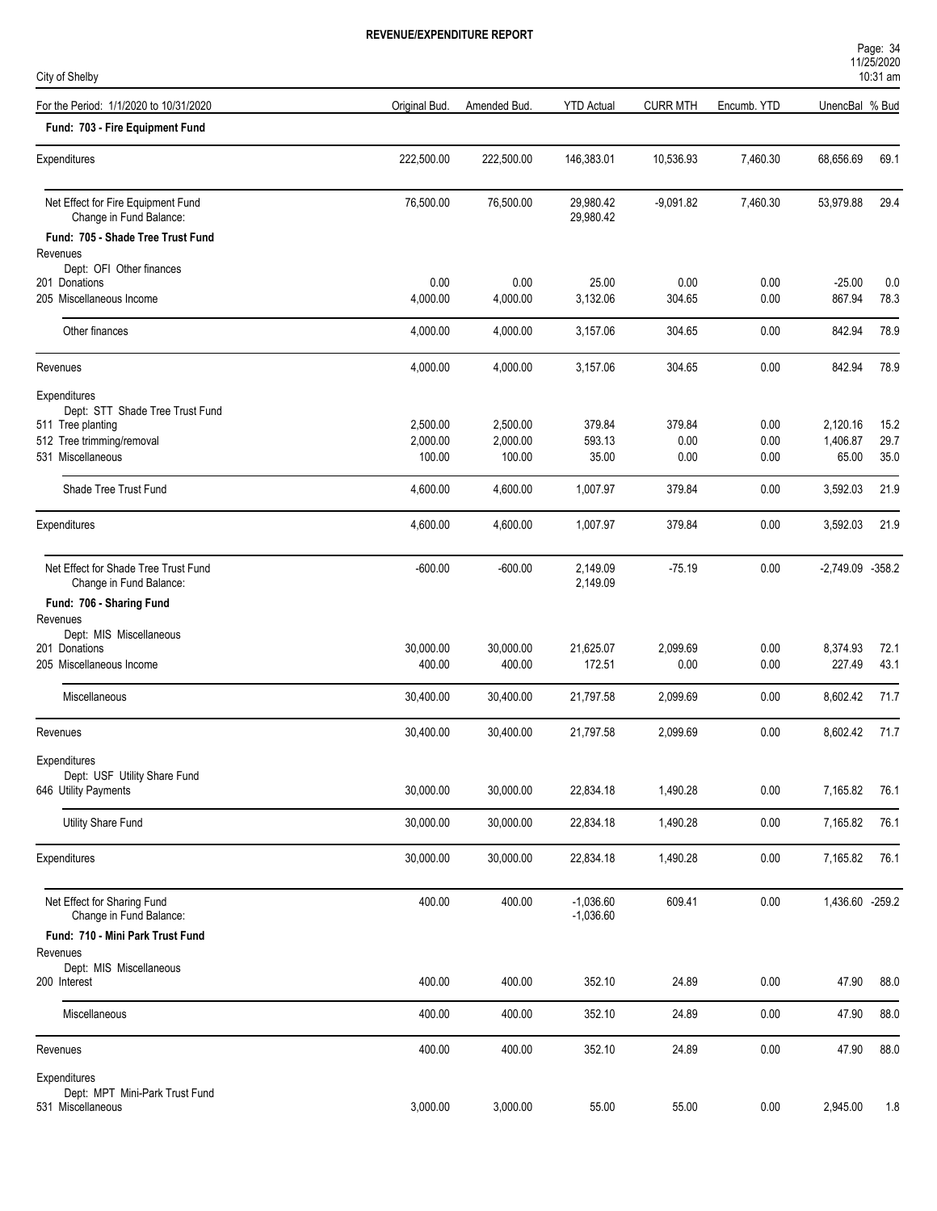# REVENUE/EXPENDITURE REPORT

City of Shelby

| For the Period: 1/1/2020 to 10/31/2020 | Original Bud. | Amended Bud. | YTD Actual | CURR MTH | Encumb. YTD | UnencBal | % Bud |
|---|---|---|---|---|---|---|---|
| **Fund: 703 - Fire Equipment Fund** | | | | | | | |
| Expenditures | 222,500.00 | 222,500.00 | 146,383.01 | 10,536.93 | 7,460.30 | 68,656.69 | 69.1 |
| Net Effect for Fire Equipment Fund | 76,500.00 | 76,500.00 | 29,980.42 | -9,091.82 | 7,460.30 | 53,979.88 | 29.4 |
| Change in Fund Balance: | | | 29,980.42 | | | | |
| **Fund: 705 - Shade Tree Trust Fund** | | | | | | | |
| Revenues | | | | | | | |
| Dept: OFI Other finances | | | | | | | |
| 201 Donations | 0.00 | 0.00 | 25.00 | 0.00 | 0.00 | -25.00 | 0.0 |
| 205 Miscellaneous Income | 4,000.00 | 4,000.00 | 3,132.06 | 304.65 | 0.00 | 867.94 | 78.3 |
| Other finances | 4,000.00 | 4,000.00 | 3,157.06 | 304.65 | 0.00 | 842.94 | 78.9 |
| Revenues | 4,000.00 | 4,000.00 | 3,157.06 | 304.65 | 0.00 | 842.94 | 78.9 |
| Expenditures | | | | | | | |
| Dept: STT Shade Tree Trust Fund | | | | | | | |
| 511 Tree planting | 2,500.00 | 2,500.00 | 379.84 | 379.84 | 0.00 | 2,120.16 | 15.2 |
| 512 Tree trimming/removal | 2,000.00 | 2,000.00 | 593.13 | 0.00 | 0.00 | 1,406.87 | 29.7 |
| 531 Miscellaneous | 100.00 | 100.00 | 35.00 | 0.00 | 0.00 | 65.00 | 35.0 |
| Shade Tree Trust Fund | 4,600.00 | 4,600.00 | 1,007.97 | 379.84 | 0.00 | 3,592.03 | 21.9 |
| Expenditures | 4,600.00 | 4,600.00 | 1,007.97 | 379.84 | 0.00 | 3,592.03 | 21.9 |
| Net Effect for Shade Tree Trust Fund | -600.00 | -600.00 | 2,149.09 | -75.19 | 0.00 | -2,749.09 | -358.2 |
| Change in Fund Balance: | | | 2,149.09 | | | | |
| **Fund: 706 - Sharing Fund** | | | | | | | |
| Revenues | | | | | | | |
| Dept: MIS Miscellaneous | | | | | | | |
| 201 Donations | 30,000.00 | 30,000.00 | 21,625.07 | 2,099.69 | 0.00 | 8,374.93 | 72.1 |
| 205 Miscellaneous Income | 400.00 | 400.00 | 172.51 | 0.00 | 0.00 | 227.49 | 43.1 |
| Miscellaneous | 30,400.00 | 30,400.00 | 21,797.58 | 2,099.69 | 0.00 | 8,602.42 | 71.7 |
| Revenues | 30,400.00 | 30,400.00 | 21,797.58 | 2,099.69 | 0.00 | 8,602.42 | 71.7 |
| Expenditures | | | | | | | |
| Dept: USF Utility Share Fund | | | | | | | |
| 646 Utility Payments | 30,000.00 | 30,000.00 | 22,834.18 | 1,490.28 | 0.00 | 7,165.82 | 76.1 |
| Utility Share Fund | 30,000.00 | 30,000.00 | 22,834.18 | 1,490.28 | 0.00 | 7,165.82 | 76.1 |
| Expenditures | 30,000.00 | 30,000.00 | 22,834.18 | 1,490.28 | 0.00 | 7,165.82 | 76.1 |
| Net Effect for Sharing Fund | 400.00 | 400.00 | -1,036.60 | 609.41 | 0.00 | 1,436.60 | -259.2 |
| Change in Fund Balance: | | | -1,036.60 | | | | |
| **Fund: 710 - Mini Park Trust Fund** | | | | | | | |
| Revenues | | | | | | | |
| Dept: MIS Miscellaneous | | | | | | | |
| 200 Interest | 400.00 | 400.00 | 352.10 | 24.89 | 0.00 | 47.90 | 88.0 |
| Miscellaneous | 400.00 | 400.00 | 352.10 | 24.89 | 0.00 | 47.90 | 88.0 |
| Revenues | 400.00 | 400.00 | 352.10 | 24.89 | 0.00 | 47.90 | 88.0 |
| Expenditures | | | | | | | |
| Dept: MPT Mini-Park Trust Fund | | | | | | | |
| 531 Miscellaneous | 3,000.00 | 3,000.00 | 55.00 | 55.00 | 0.00 | 2,945.00 | 1.8 |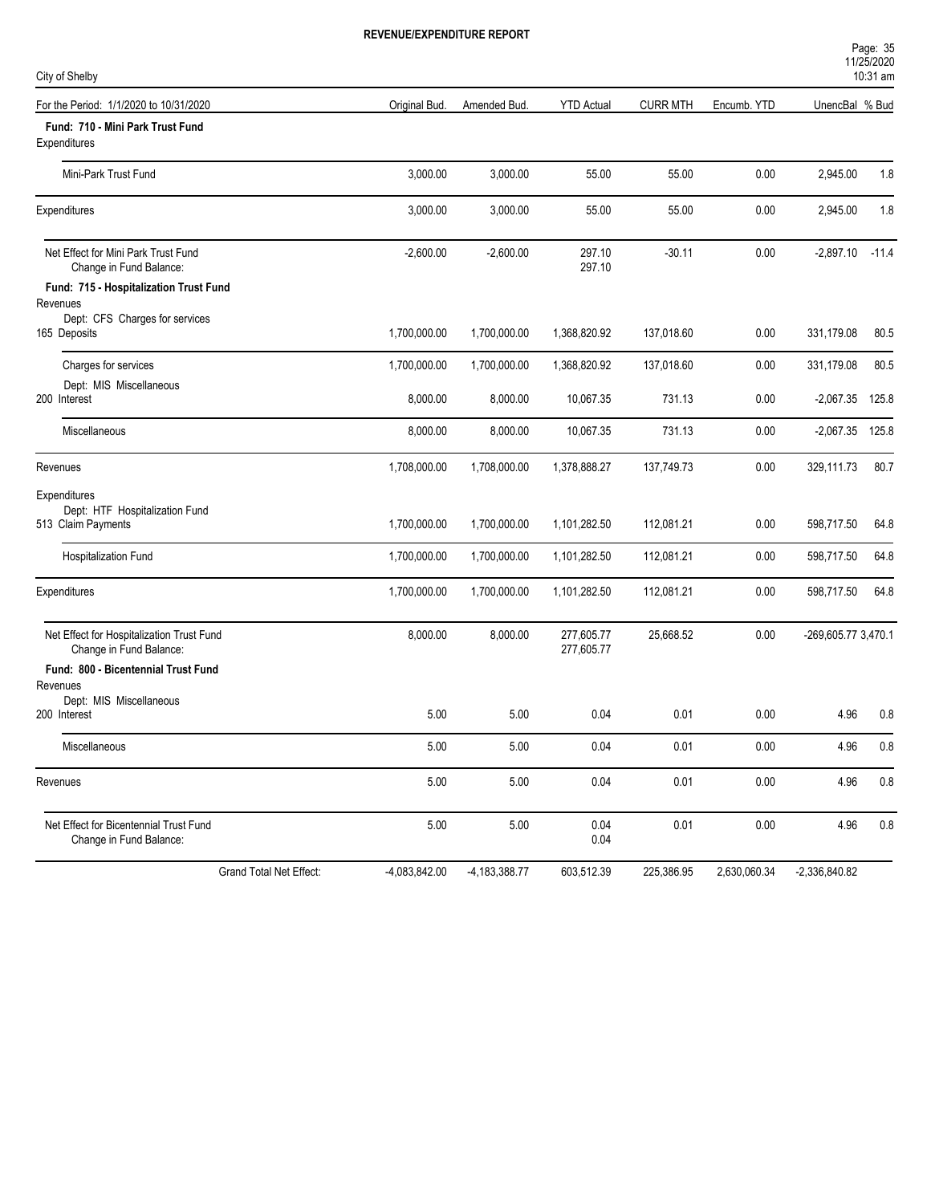# REVENUE/EXPENDITURE REPORT

City of Shelby

| For the Period: 1/1/2020 to 10/31/2020 | Original Bud. | Amended Bud. | YTD Actual | CURR MTH | Encumb. YTD | UnencBal | % Bud |
|---|---|---|---|---|---|---|---|
| **Fund: 710 - Mini Park Trust Fund** | | | | | | | |
| Expenditures | | | | | | | |
| Mini-Park Trust Fund | 3,000.00 | 3,000.00 | 55.00 | 55.00 | 0.00 | 2,945.00 | 1.8 |
| Expenditures | 3,000.00 | 3,000.00 | 55.00 | 55.00 | 0.00 | 2,945.00 | 1.8 |
| Net Effect for Mini Park Trust Fund | -2,600.00 | -2,600.00 | 297.10 | -30.11 | 0.00 | -2,897.10 | -11.4 |
| Change in Fund Balance: | | | 297.10 | | | | |
| **Fund: 715 - Hospitalization Trust Fund** | | | | | | | |
| Revenues | | | | | | | |
| Dept: CFS Charges for services | | | | | | | |
| 165 Deposits | 1,700,000.00 | 1,700,000.00 | 1,368,820.92 | 137,018.60 | 0.00 | 331,179.08 | 80.5 |
| Charges for services | 1,700,000.00 | 1,700,000.00 | 1,368,820.92 | 137,018.60 | 0.00 | 331,179.08 | 80.5 |
| Dept: MIS Miscellaneous | | | | | | | |
| 200 Interest | 8,000.00 | 8,000.00 | 10,067.35 | 731.13 | 0.00 | -2,067.35 | 125.8 |
| Miscellaneous | 8,000.00 | 8,000.00 | 10,067.35 | 731.13 | 0.00 | -2,067.35 | 125.8 |
| Revenues | 1,708,000.00 | 1,708,000.00 | 1,378,888.27 | 137,749.73 | 0.00 | 329,111.73 | 80.7 |
| Expenditures | | | | | | | |
| Dept: HTF Hospitalization Fund | | | | | | | |
| 513 Claim Payments | 1,700,000.00 | 1,700,000.00 | 1,101,282.50 | 112,081.21 | 0.00 | 598,717.50 | 64.8 |
| Hospitalization Fund | 1,700,000.00 | 1,700,000.00 | 1,101,282.50 | 112,081.21 | 0.00 | 598,717.50 | 64.8 |
| Expenditures | 1,700,000.00 | 1,700,000.00 | 1,101,282.50 | 112,081.21 | 0.00 | 598,717.50 | 64.8 |
| Net Effect for Hospitalization Trust Fund | 8,000.00 | 8,000.00 | 277,605.77 | 25,668.52 | 0.00 | -269,605.77 | 3,470.1 |
| Change in Fund Balance: | | | 277,605.77 | | | | |
| **Fund: 800 - Bicentennial Trust Fund** | | | | | | | |
| Revenues | | | | | | | |
| Dept: MIS Miscellaneous | | | | | | | |
| 200 Interest | 5.00 | 5.00 | 0.04 | 0.01 | 0.00 | 4.96 | 0.8 |
| Miscellaneous | 5.00 | 5.00 | 0.04 | 0.01 | 0.00 | 4.96 | 0.8 |
| Revenues | 5.00 | 5.00 | 0.04 | 0.01 | 0.00 | 4.96 | 0.8 |
| Net Effect for Bicentennial Trust Fund | 5.00 | 5.00 | 0.04 | 0.01 | 0.00 | 4.96 | 0.8 |
| Change in Fund Balance: | | | 0.04 | | | | |
| Grand Total Net Effect: | -4,083,842.00 | -4,183,388.77 | 603,512.39 | 225,386.95 | 2,630,060.34 | -2,336,840.82 | |